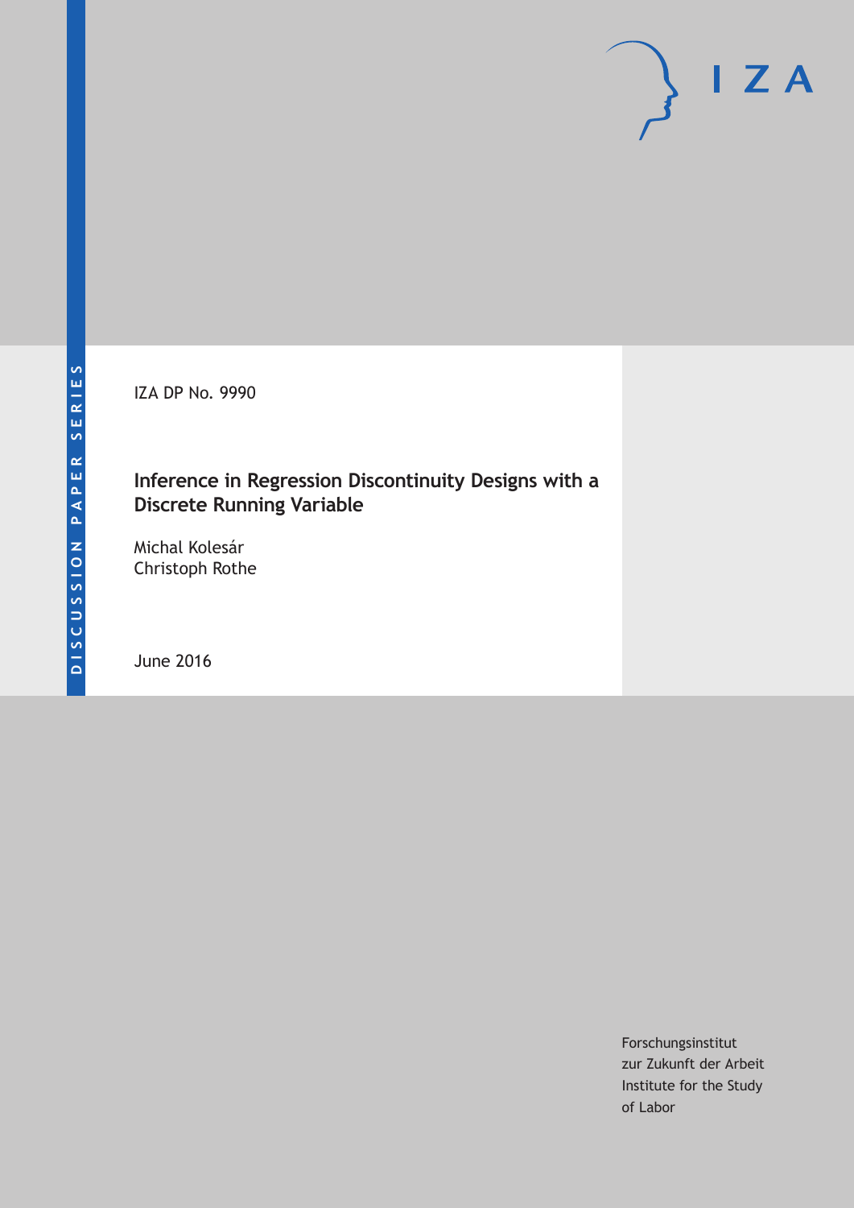DISCUSSION PAPER SERIES

IZA

IZA DP No. 9990

# Inference in Regression Discontinuity Designs with a Discrete Running Variable

Michal Kolesár
Christoph Rothe

June 2016

Forschungsinstitut
zur Zukunft der Arbeit
Institute for the Study
of Labor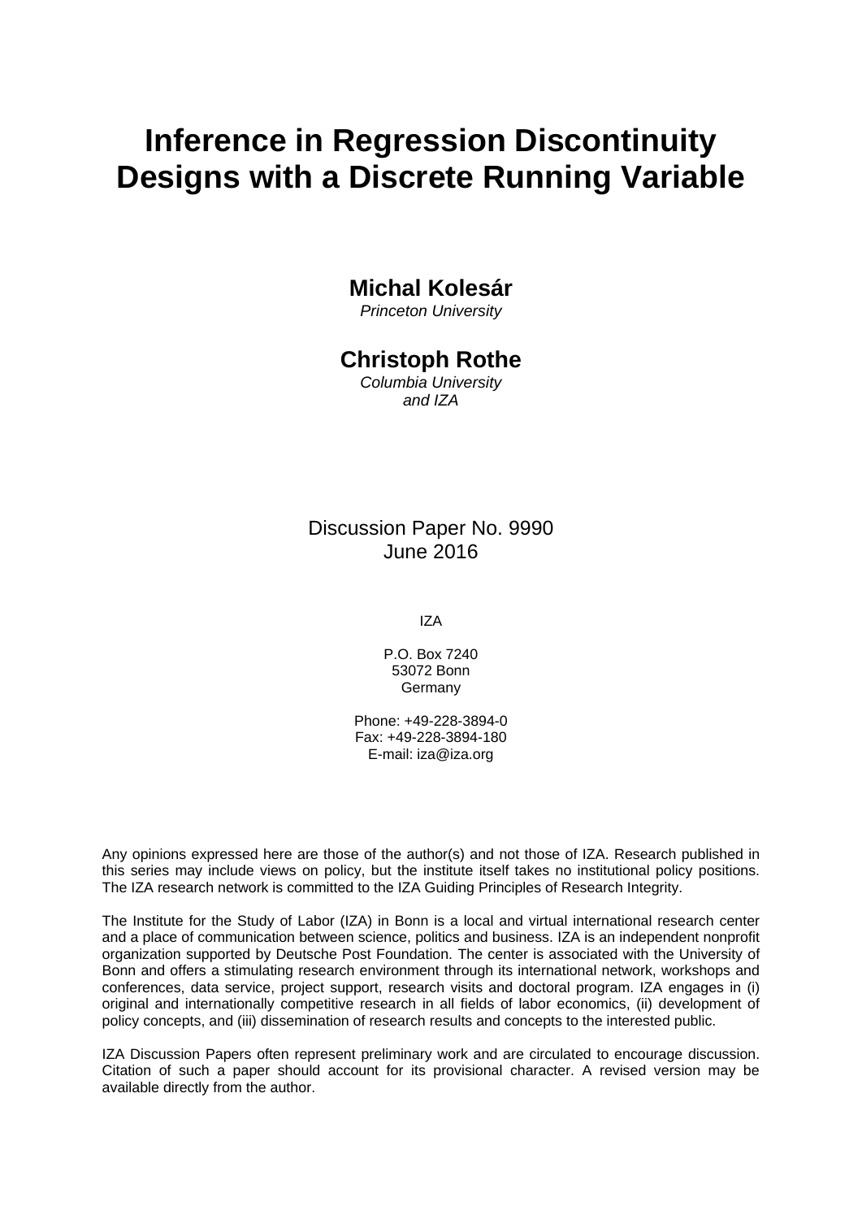# Inference in Regression Discontinuity Designs with a Discrete Running Variable

**Michal Kolesár**
*Princeton University*

**Christoph Rothe**
*Columbia University and IZA*

Discussion Paper No. 9990
June 2016

IZA

P.O. Box 7240
53072 Bonn
Germany

Phone: +49-228-3894-0
Fax: +49-228-3894-180
E-mail: iza@iza.org

Any opinions expressed here are those of the author(s) and not those of IZA. Research published in this series may include views on policy, but the institute itself takes no institutional policy positions. The IZA research network is committed to the IZA Guiding Principles of Research Integrity.

The Institute for the Study of Labor (IZA) in Bonn is a local and virtual international research center and a place of communication between science, politics and business. IZA is an independent nonprofit organization supported by Deutsche Post Foundation. The center is associated with the University of Bonn and offers a stimulating research environment through its international network, workshops and conferences, data service, project support, research visits and doctoral program. IZA engages in (i) original and internationally competitive research in all fields of labor economics, (ii) development of policy concepts, and (iii) dissemination of research results and concepts to the interested public.

IZA Discussion Papers often represent preliminary work and are circulated to encourage discussion. Citation of such a paper should account for its provisional character. A revised version may be available directly from the author.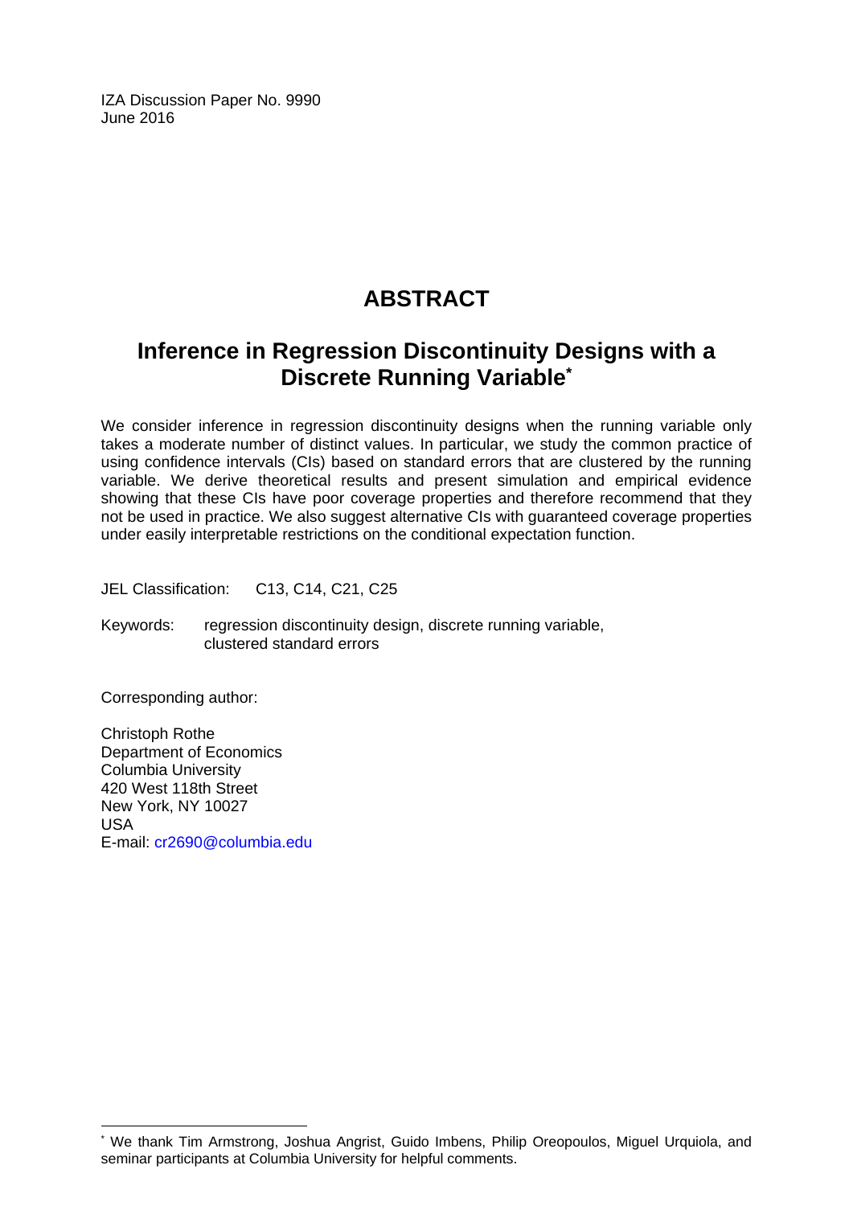IZA Discussion Paper No. 9990
June 2016

# ABSTRACT

## Inference in Regression Discontinuity Designs with a Discrete Running Variable*

We consider inference in regression discontinuity designs when the running variable only takes a moderate number of distinct values. In particular, we study the common practice of using confidence intervals (CIs) based on standard errors that are clustered by the running variable. We derive theoretical results and present simulation and empirical evidence showing that these CIs have poor coverage properties and therefore recommend that they not be used in practice. We also suggest alternative CIs with guaranteed coverage properties under easily interpretable restrictions on the conditional expectation function.

JEL Classification: C13, C14, C21, C25

Keywords: regression discontinuity design, discrete running variable, clustered standard errors

Corresponding author:

Christoph Rothe
Department of Economics
Columbia University
420 West 118th Street
New York, NY 10027
USA
E-mail: cr2690@columbia.edu

---

* We thank Tim Armstrong, Joshua Angrist, Guido Imbens, Philip Oreopoulos, Miguel Urquiola, and seminar participants at Columbia University for helpful comments.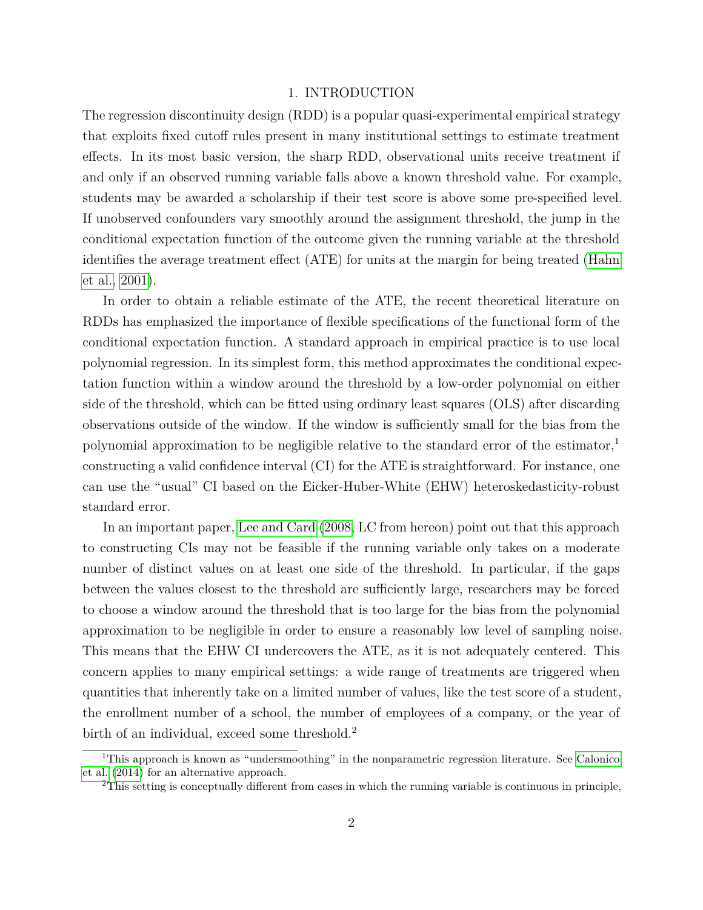# 1. INTRODUCTION

The regression discontinuity design (RDD) is a popular quasi-experimental empirical strategy that exploits fixed cutoff rules present in many institutional settings to estimate treatment effects. In its most basic version, the sharp RDD, observational units receive treatment if and only if an observed running variable falls above a known threshold value. For example, students may be awarded a scholarship if their test score is above some pre-specified level. If unobserved confounders vary smoothly around the assignment threshold, the jump in the conditional expectation function of the outcome given the running variable at the threshold identifies the average treatment effect (ATE) for units at the margin for being treated (Hahn et al., 2001).

In order to obtain a reliable estimate of the ATE, the recent theoretical literature on RDDs has emphasized the importance of flexible specifications of the functional form of the conditional expectation function. A standard approach in empirical practice is to use local polynomial regression. In its simplest form, this method approximates the conditional expectation function within a window around the threshold by a low-order polynomial on either side of the threshold, which can be fitted using ordinary least squares (OLS) after discarding observations outside of the window. If the window is sufficiently small for the bias from the polynomial approximation to be negligible relative to the standard error of the estimator,[1] constructing a valid confidence interval (CI) for the ATE is straightforward. For instance, one can use the "usual" CI based on the Eicker-Huber-White (EHW) heteroskedasticity-robust standard error.

In an important paper, Lee and Card (2008, LC from hereon) point out that this approach to constructing CIs may not be feasible if the running variable only takes on a moderate number of distinct values on at least one side of the threshold. In particular, if the gaps between the values closest to the threshold are sufficiently large, researchers may be forced to choose a window around the threshold that is too large for the bias from the polynomial approximation to be negligible in order to ensure a reasonably low level of sampling noise. This means that the EHW CI undercovers the ATE, as it is not adequately centered. This concern applies to many empirical settings: a wide range of treatments are triggered when quantities that inherently take on a limited number of values, like the test score of a student, the enrollment number of a school, the number of employees of a company, or the year of birth of an individual, exceed some threshold.[2]

[1] This approach is known as "undersmoothing" in the nonparametric regression literature. See Calonico et al. (2014) for an alternative approach.

[2] This setting is conceptually different from cases in which the running variable is continuous in principle,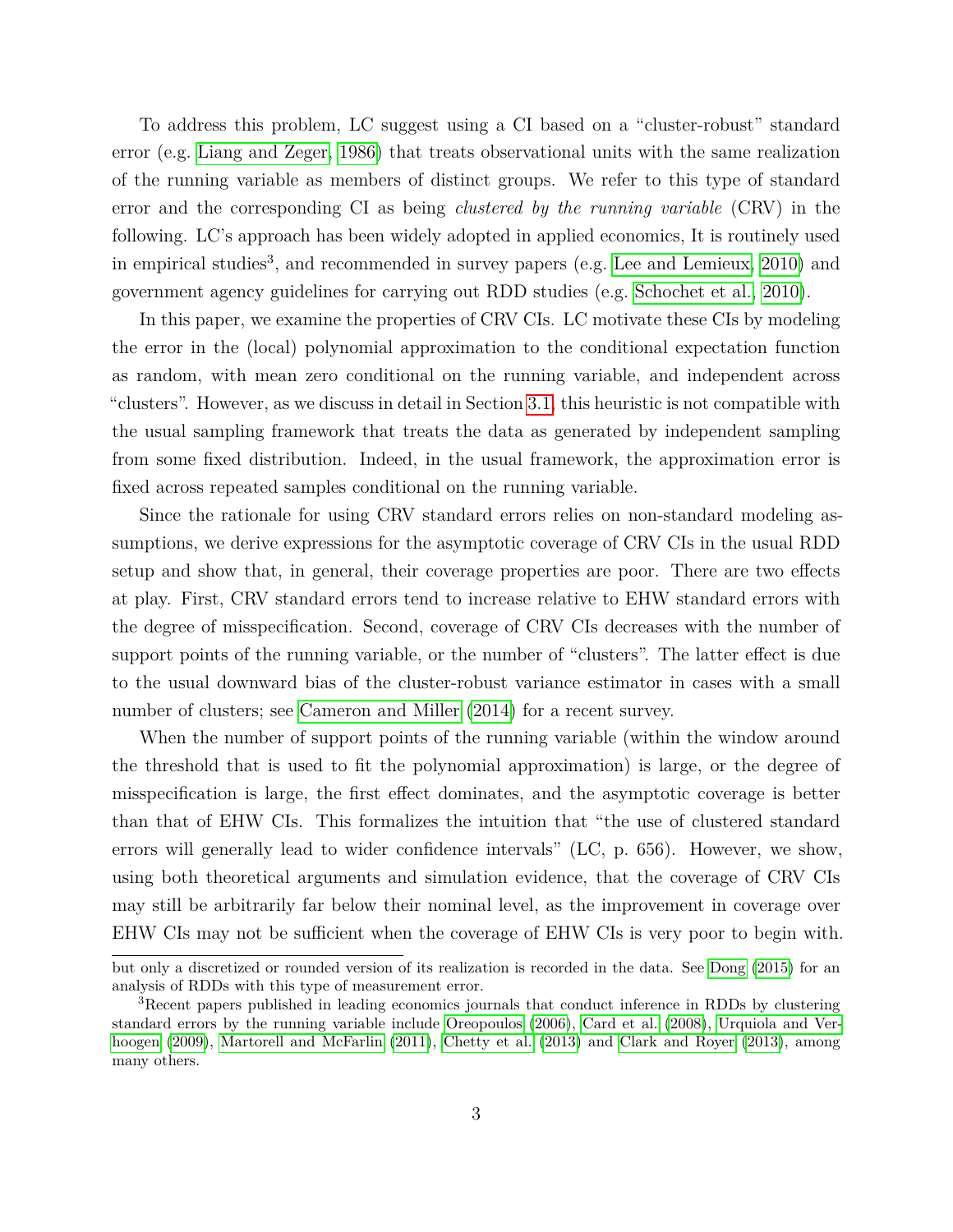To address this problem, LC suggest using a CI based on a "cluster-robust" standard error (e.g. Liang and Zeger, 1986) that treats observational units with the same realization of the running variable as members of distinct groups. We refer to this type of standard error and the corresponding CI as being *clustered by the running variable* (CRV) in the following. LC's approach has been widely adopted in applied economics, It is routinely used in empirical studies[3], and recommended in survey papers (e.g. Lee and Lemieux, 2010) and government agency guidelines for carrying out RDD studies (e.g. Schochet et al., 2010).

In this paper, we examine the properties of CRV CIs. LC motivate these CIs by modeling the error in the (local) polynomial approximation to the conditional expectation function as random, with mean zero conditional on the running variable, and independent across "clusters". However, as we discuss in detail in Section 3.1, this heuristic is not compatible with the usual sampling framework that treats the data as generated by independent sampling from some fixed distribution. Indeed, in the usual framework, the approximation error is fixed across repeated samples conditional on the running variable.

Since the rationale for using CRV standard errors relies on non-standard modeling assumptions, we derive expressions for the asymptotic coverage of CRV CIs in the usual RDD setup and show that, in general, their coverage properties are poor. There are two effects at play. First, CRV standard errors tend to increase relative to EHW standard errors with the degree of misspecification. Second, coverage of CRV CIs decreases with the number of support points of the running variable, or the number of "clusters". The latter effect is due to the usual downward bias of the cluster-robust variance estimator in cases with a small number of clusters; see Cameron and Miller (2014) for a recent survey.

When the number of support points of the running variable (within the window around the threshold that is used to fit the polynomial approximation) is large, or the degree of misspecification is large, the first effect dominates, and the asymptotic coverage is better than that of EHW CIs. This formalizes the intuition that "the use of clustered standard errors will generally lead to wider confidence intervals" (LC, p. 656). However, we show, using both theoretical arguments and simulation evidence, that the coverage of CRV CIs may still be arbitrarily far below their nominal level, as the improvement in coverage over EHW CIs may not be sufficient when the coverage of EHW CIs is very poor to begin with.

but only a discretized or rounded version of its realization is recorded in the data. See Dong (2015) for an analysis of RDDs with this type of measurement error.

[3]Recent papers published in leading economics journals that conduct inference in RDDs by clustering standard errors by the running variable include Oreopoulos (2006), Card et al. (2008), Urquiola and Verhoogen (2009), Martorell and McFarlin (2011), Chetty et al. (2013) and Clark and Royer (2013), among many others.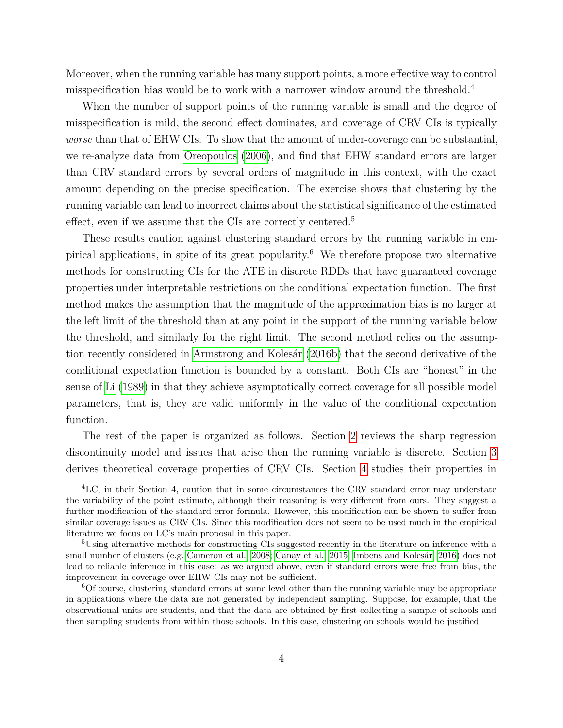Moreover, when the running variable has many support points, a more effective way to control misspecification bias would be to work with a narrower window around the threshold.[4]

When the number of support points of the running variable is small and the degree of misspecification is mild, the second effect dominates, and coverage of CRV CIs is typically *worse* than that of EHW CIs. To show that the amount of under-coverage can be substantial, we re-analyze data from Oreopoulos (2006), and find that EHW standard errors are larger than CRV standard errors by several orders of magnitude in this context, with the exact amount depending on the precise specification. The exercise shows that clustering by the running variable can lead to incorrect claims about the statistical significance of the estimated effect, even if we assume that the CIs are correctly centered.[5]

These results caution against clustering standard errors by the running variable in empirical applications, in spite of its great popularity.[6] We therefore propose two alternative methods for constructing CIs for the ATE in discrete RDDs that have guaranteed coverage properties under interpretable restrictions on the conditional expectation function. The first method makes the assumption that the magnitude of the approximation bias is no larger at the left limit of the threshold than at any point in the support of the running variable below the threshold, and similarly for the right limit. The second method relies on the assumption recently considered in Armstrong and Kolesár (2016b) that the second derivative of the conditional expectation function is bounded by a constant. Both CIs are "honest" in the sense of Li (1989) in that they achieve asymptotically correct coverage for all possible model parameters, that is, they are valid uniformly in the value of the conditional expectation function.

The rest of the paper is organized as follows. Section 2 reviews the sharp regression discontinuity model and issues that arise then the running variable is discrete. Section 3 derives theoretical coverage properties of CRV CIs. Section 4 studies their properties in

[4] LC, in their Section 4, caution that in some circumstances the CRV standard error may understate the variability of the point estimate, although their reasoning is very different from ours. They suggest a further modification of the standard error formula. However, this modification can be shown to suffer from similar coverage issues as CRV CIs. Since this modification does not seem to be used much in the empirical literature we focus on LC's main proposal in this paper.

[5] Using alternative methods for constructing CIs suggested recently in the literature on inference with a small number of clusters (e.g. Cameron et al., 2008; Canay et al., 2015; Imbens and Kolesár, 2016) does not lead to reliable inference in this case: as we argued above, even if standard errors were free from bias, the improvement in coverage over EHW CIs may not be sufficient.

[6] Of course, clustering standard errors at some level other than the running variable may be appropriate in applications where the data are not generated by independent sampling. Suppose, for example, that the observational units are students, and that the data are obtained by first collecting a sample of schools and then sampling students from within those schools. In this case, clustering on schools would be justified.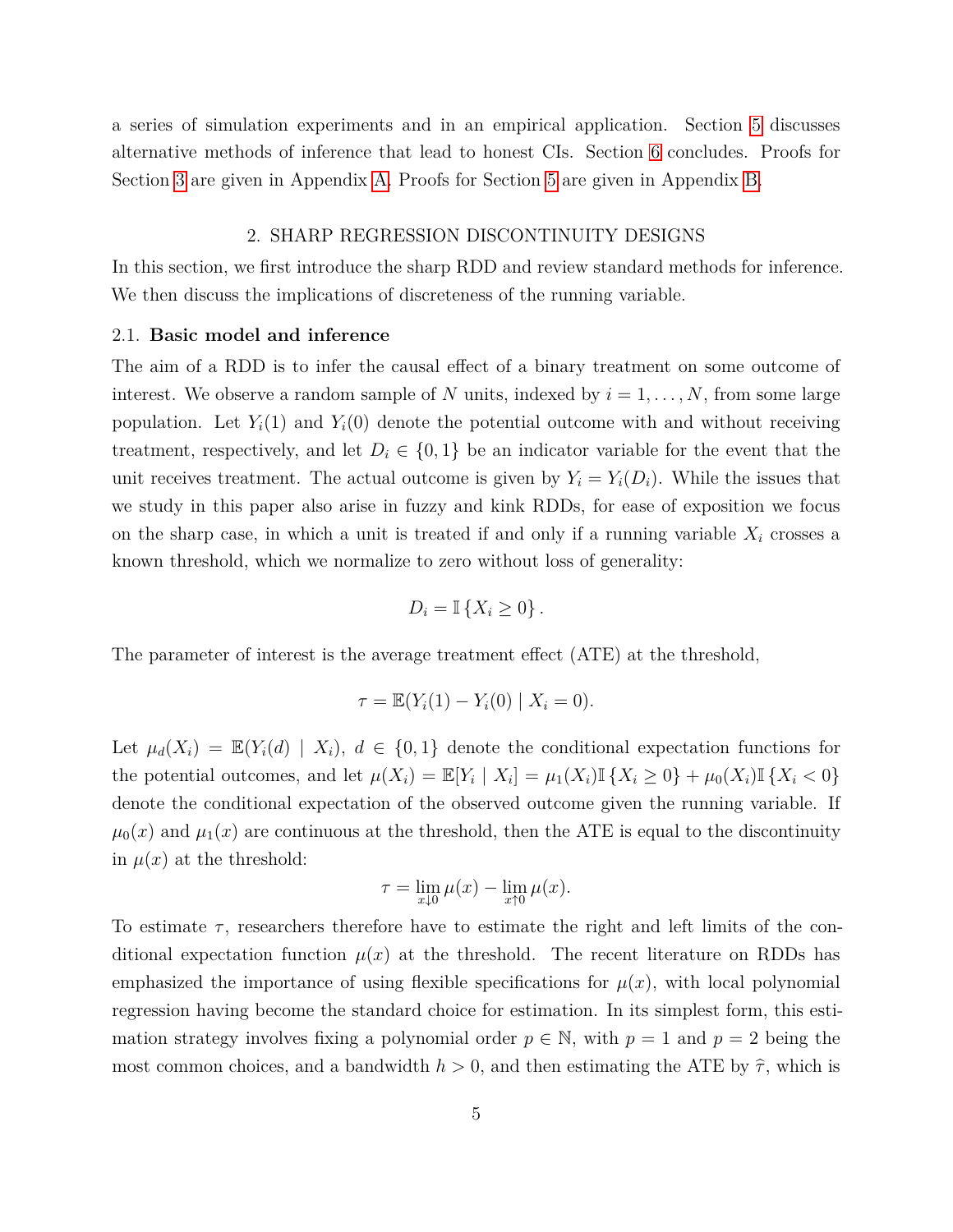a series of simulation experiments and in an empirical application. Section 5 discusses alternative methods of inference that lead to honest CIs. Section 6 concludes. Proofs for Section 3 are given in Appendix A. Proofs for Section 5 are given in Appendix B.

## 2. SHARP REGRESSION DISCONTINUITY DESIGNS

In this section, we first introduce the sharp RDD and review standard methods for inference. We then discuss the implications of discreteness of the running variable.

### 2.1. **Basic model and inference**

The aim of a RDD is to infer the causal effect of a binary treatment on some outcome of interest. We observe a random sample of $N$ units, indexed by $i = 1, \ldots, N$, from some large population. Let $Y_i(1)$ and $Y_i(0)$ denote the potential outcome with and without receiving treatment, respectively, and let $D_i \in \{0, 1\}$ be an indicator variable for the event that the unit receives treatment. The actual outcome is given by $Y_i = Y_i(D_i)$. While the issues that we study in this paper also arise in fuzzy and kink RDDs, for ease of exposition we focus on the sharp case, in which a unit is treated if and only if a running variable $X_i$ crosses a known threshold, which we normalize to zero without loss of generality:

$$D_i = \mathbb{I}\{X_i \geq 0\}.$$

The parameter of interest is the average treatment effect (ATE) at the threshold,

$$\tau = \mathbb{E}(Y_i(1) - Y_i(0) \mid X_i = 0).$$

Let $\mu_d(X_i) = \mathbb{E}(Y_i(d) \mid X_i)$, $d \in \{0, 1\}$ denote the conditional expectation functions for the potential outcomes, and let $\mu(X_i) = \mathbb{E}[Y_i \mid X_i] = \mu_1(X_i)\mathbb{I}\{X_i \geq 0\} + \mu_0(X_i)\mathbb{I}\{X_i < 0\}$ denote the conditional expectation of the observed outcome given the running variable. If $\mu_0(x)$ and $\mu_1(x)$ are continuous at the threshold, then the ATE is equal to the discontinuity in $\mu(x)$ at the threshold:

$$\tau = \lim_{x \downarrow 0} \mu(x) - \lim_{x \uparrow 0} \mu(x).$$

To estimate $\tau$, researchers therefore have to estimate the right and left limits of the conditional expectation function $\mu(x)$ at the threshold. The recent literature on RDDs has emphasized the importance of using flexible specifications for $\mu(x)$, with local polynomial regression having become the standard choice for estimation. In its simplest form, this estimation strategy involves fixing a polynomial order $p \in \mathbb{N}$, with $p = 1$ and $p = 2$ being the most common choices, and a bandwidth $h > 0$, and then estimating the ATE by $\widehat{\tau}$, which is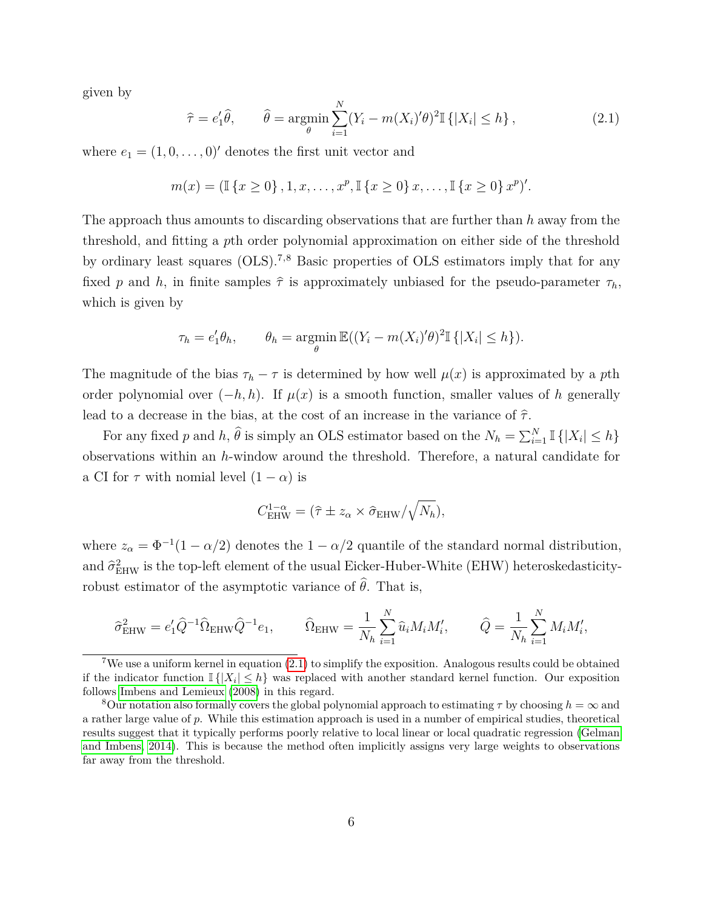given by

$$\widehat{\tau} = e_1'\widehat{\theta}, \qquad \widehat{\theta} = \underset{\theta}{\operatorname{argmin}} \sum_{i=1}^{N} (Y_i - m(X_i)'\theta)^2 \mathbb{I}\{|X_i| \leq h\}, \tag{2.1}$$

where $e_1 = (1, 0, \ldots, 0)'$ denotes the first unit vector and

$$m(x) = (\mathbb{I}\{x \geq 0\}, 1, x, \ldots, x^p, \mathbb{I}\{x \geq 0\}x, \ldots, \mathbb{I}\{x \geq 0\}x^p)'.$$

The approach thus amounts to discarding observations that are further than $h$ away from the threshold, and fitting a $p$th order polynomial approximation on either side of the threshold by ordinary least squares (OLS).[7,8] Basic properties of OLS estimators imply that for any fixed $p$ and $h$, in finite samples $\widehat{\tau}$ is approximately unbiased for the pseudo-parameter $\tau_h$, which is given by

$$\tau_h = e_1'\theta_h, \qquad \theta_h = \underset{\theta}{\operatorname{argmin}}\, \mathbb{E}((Y_i - m(X_i)'\theta)^2 \mathbb{I}\{|X_i| \leq h\}).$$

The magnitude of the bias $\tau_h - \tau$ is determined by how well $\mu(x)$ is approximated by a $p$th order polynomial over $(-h, h)$. If $\mu(x)$ is a smooth function, smaller values of $h$ generally lead to a decrease in the bias, at the cost of an increase in the variance of $\widehat{\tau}$.

For any fixed $p$ and $h$, $\widehat{\theta}$ is simply an OLS estimator based on the $N_h = \sum_{i=1}^{N} \mathbb{I}\{|X_i| \leq h\}$ observations within an $h$-window around the threshold. Therefore, a natural candidate for a CI for $\tau$ with nominal level $(1-\alpha)$ is

$$C_{\text{EHW}}^{1-\alpha} = (\widehat{\tau} \pm z_\alpha \times \widehat{\sigma}_{\text{EHW}}/\sqrt{N_h}),$$

where $z_\alpha = \Phi^{-1}(1-\alpha/2)$ denotes the $1-\alpha/2$ quantile of the standard normal distribution, and $\widehat{\sigma}_{\text{EHW}}^2$ is the top-left element of the usual Eicker-Huber-White (EHW) heteroskedasticity-robust estimator of the asymptotic variance of $\widehat{\theta}$. That is,

$$\widehat{\sigma}_{\text{EHW}}^2 = e_1'\widehat{Q}^{-1}\widehat{\Omega}_{\text{EHW}}\widehat{Q}^{-1}e_1, \qquad \widehat{\Omega}_{\text{EHW}} = \frac{1}{N_h}\sum_{i=1}^{N} \widehat{u}_i M_i M_i', \qquad \widehat{Q} = \frac{1}{N_h}\sum_{i=1}^{N} M_i M_i',$$

[7] We use a uniform kernel in equation (2.1) to simplify the exposition. Analogous results could be obtained if the indicator function $\mathbb{I}\{|X_i| \leq h\}$ was replaced with another standard kernel function. Our exposition follows Imbens and Lemieux (2008) in this regard.

[8] Our notation also formally covers the global polynomial approach to estimating $\tau$ by choosing $h = \infty$ and a rather large value of $p$. While this estimation approach is used in a number of empirical studies, theoretical results suggest that it typically performs poorly relative to local linear or local quadratic regression (Gelman and Imbens, 2014). This is because the method often implicitly assigns very large weights to observations far away from the threshold.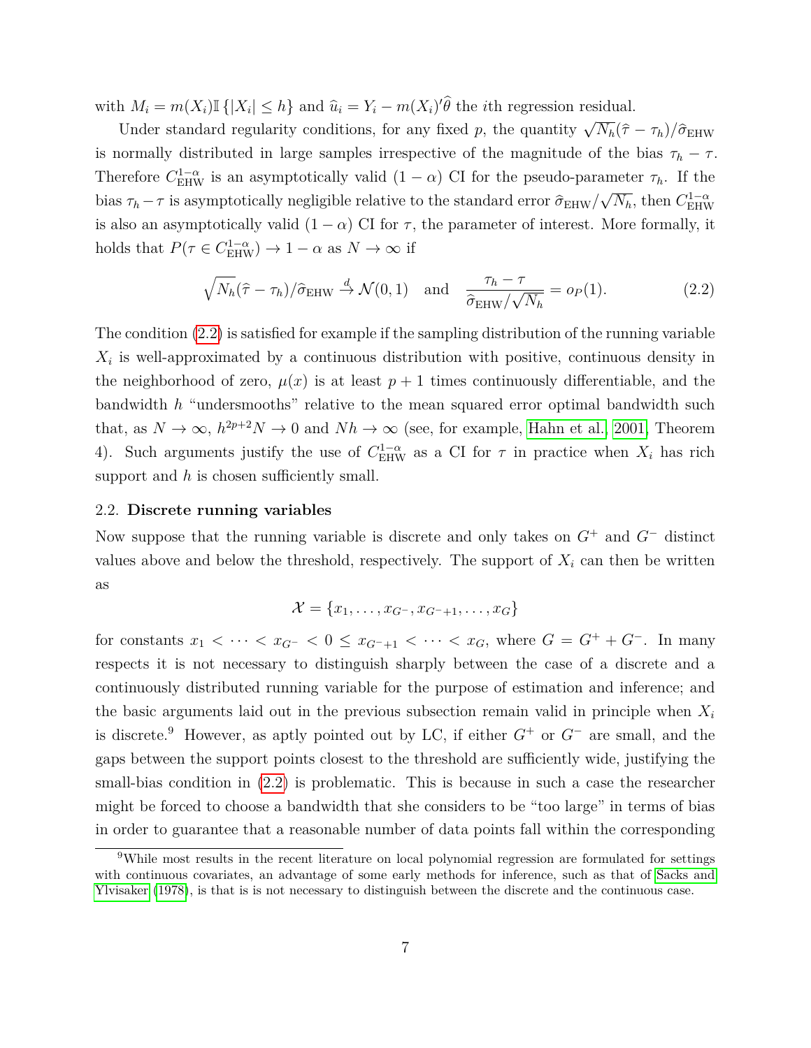with $M_i = m(X_i)\mathbb{I}\{|X_i| \leq h\}$ and $\widehat{u}_i = Y_i - m(X_i)'\widehat{\theta}$ the $i$th regression residual.

Under standard regularity conditions, for any fixed $p$, the quantity $\sqrt{N_h}(\widehat{\tau} - \tau_h)/\widehat{\sigma}_{\text{EHW}}$ is normally distributed in large samples irrespective of the magnitude of the bias $\tau_h - \tau$. Therefore $C^{1-\alpha}_{\text{EHW}}$ is an asymptotically valid $(1 - \alpha)$ CI for the pseudo-parameter $\tau_h$. If the bias $\tau_h - \tau$ is asymptotically negligible relative to the standard error $\widehat{\sigma}_{\text{EHW}}/\sqrt{N_h}$, then $C^{1-\alpha}_{\text{EHW}}$ is also an asymptotically valid $(1 - \alpha)$ CI for $\tau$, the parameter of interest. More formally, it holds that $P(\tau \in C^{1-\alpha}_{\text{EHW}}) \to 1 - \alpha$ as $N \to \infty$ if

$$\sqrt{N_h}(\widehat{\tau} - \tau_h)/\widehat{\sigma}_{\text{EHW}} \xrightarrow{d} \mathcal{N}(0, 1) \quad \text{and} \quad \frac{\tau_h - \tau}{\widehat{\sigma}_{\text{EHW}}/\sqrt{N_h}} = o_P(1). \tag{2.2}$$

The condition (2.2) is satisfied for example if the sampling distribution of the running variable $X_i$ is well-approximated by a continuous distribution with positive, continuous density in the neighborhood of zero, $\mu(x)$ is at least $p + 1$ times continuously differentiable, and the bandwidth $h$ "undersmooths" relative to the mean squared error optimal bandwidth such that, as $N \to \infty$, $h^{2p+2}N \to 0$ and $Nh \to \infty$ (see, for example, Hahn et al., 2001, Theorem 4). Such arguments justify the use of $C^{1-\alpha}_{\text{EHW}}$ as a CI for $\tau$ in practice when $X_i$ has rich support and $h$ is chosen sufficiently small.

## 2.2. Discrete running variables

Now suppose that the running variable is discrete and only takes on $G^+$ and $G^-$ distinct values above and below the threshold, respectively. The support of $X_i$ can then be written as

$$\mathcal{X} = \{x_1, \ldots, x_{G^-}, x_{G^-+1}, \ldots, x_G\}$$

for constants $x_1 < \cdots < x_{G^-} < 0 \leq x_{G^-+1} < \cdots < x_G$, where $G = G^+ + G^-$. In many respects it is not necessary to distinguish sharply between the case of a discrete and a continuously distributed running variable for the purpose of estimation and inference; and the basic arguments laid out in the previous subsection remain valid in principle when $X_i$ is discrete.[9] However, as aptly pointed out by LC, if either $G^+$ or $G^-$ are small, and the gaps between the support points closest to the threshold are sufficiently wide, justifying the small-bias condition in (2.2) is problematic. This is because in such a case the researcher might be forced to choose a bandwidth that she considers to be "too large" in terms of bias in order to guarantee that a reasonable number of data points fall within the corresponding

[9] While most results in the recent literature on local polynomial regression are formulated for settings with continuous covariates, an advantage of some early methods for inference, such as that of Sacks and Ylvisaker (1978), is that is is not necessary to distinguish between the discrete and the continuous case.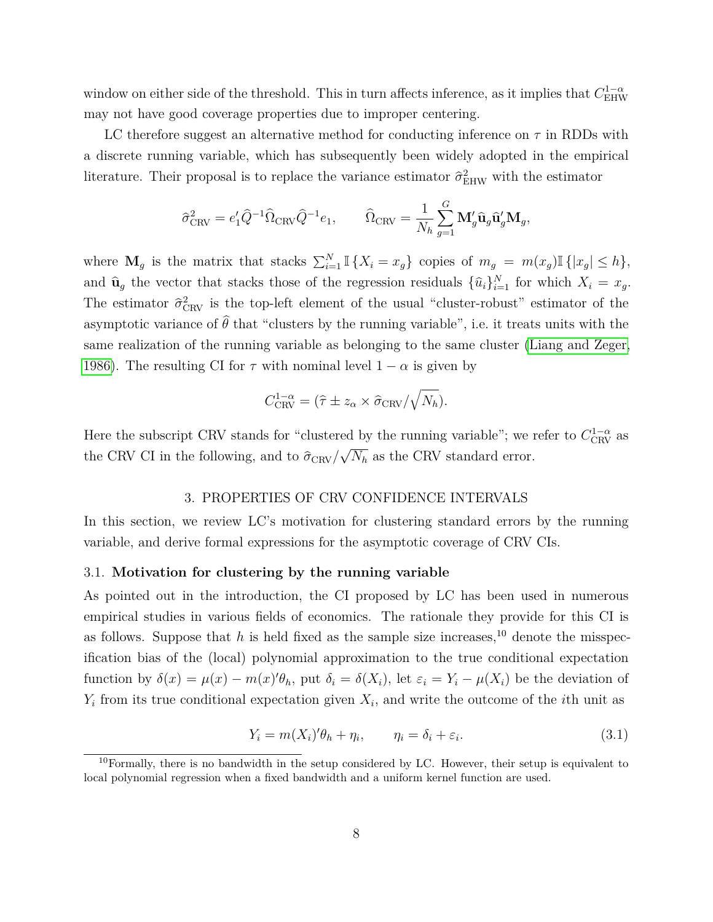window on either side of the threshold. This in turn affects inference, as it implies that $C^{1-\alpha}_{\text{EHW}}$ may not have good coverage properties due to improper centering.

LC therefore suggest an alternative method for conducting inference on $\tau$ in RDDs with a discrete running variable, which has subsequently been widely adopted in the empirical literature. Their proposal is to replace the variance estimator $\widehat{\sigma}^2_{\text{EHW}}$ with the estimator

$$\widehat{\sigma}^2_{\text{CRV}} = e_1'\widehat{Q}^{-1}\widehat{\Omega}_{\text{CRV}}\widehat{Q}^{-1}e_1, \qquad \widehat{\Omega}_{\text{CRV}} = \frac{1}{N_h}\sum_{g=1}^{G}\mathbf{M}_g'\widehat{\mathbf{u}}_g\widehat{\mathbf{u}}_g'\mathbf{M}_g,$$

where $\mathbf{M}_g$ is the matrix that stacks $\sum_{i=1}^{N}\mathbb{I}\{X_i = x_g\}$ copies of $m_g = m(x_g)\mathbb{I}\{|x_g| \leq h\}$, and $\widehat{\mathbf{u}}_g$ the vector that stacks those of the regression residuals $\{\widehat{u}_i\}_{i=1}^{N}$ for which $X_i = x_g$. The estimator $\widehat{\sigma}^2_{\text{CRV}}$ is the top-left element of the usual "cluster-robust" estimator of the asymptotic variance of $\widehat{\theta}$ that "clusters by the running variable", i.e. it treats units with the same realization of the running variable as belonging to the same cluster (Liang and Zeger, 1986). The resulting CI for $\tau$ with nominal level $1-\alpha$ is given by

$$C^{1-\alpha}_{\text{CRV}} = (\widehat{\tau} \pm z_\alpha \times \widehat{\sigma}_{\text{CRV}}/\sqrt{N_h}).$$

Here the subscript CRV stands for "clustered by the running variable"; we refer to $C^{1-\alpha}_{\text{CRV}}$ as the CRV CI in the following, and to $\widehat{\sigma}_{\text{CRV}}/\sqrt{N_h}$ as the CRV standard error.

## 3. PROPERTIES OF CRV CONFIDENCE INTERVALS

In this section, we review LC's motivation for clustering standard errors by the running variable, and derive formal expressions for the asymptotic coverage of CRV CIs.

### 3.1. Motivation for clustering by the running variable

As pointed out in the introduction, the CI proposed by LC has been used in numerous empirical studies in various fields of economics. The rationale they provide for this CI is as follows. Suppose that $h$ is held fixed as the sample size increases,[10] denote the misspecification bias of the (local) polynomial approximation to the true conditional expectation function by $\delta(x) = \mu(x) - m(x)'\theta_h$, put $\delta_i = \delta(X_i)$, let $\varepsilon_i = Y_i - \mu(X_i)$ be the deviation of $Y_i$ from its true conditional expectation given $X_i$, and write the outcome of the $i$th unit as

$$Y_i = m(X_i)'\theta_h + \eta_i, \qquad \eta_i = \delta_i + \varepsilon_i. \tag{3.1}$$

[10] Formally, there is no bandwidth in the setup considered by LC. However, their setup is equivalent to local polynomial regression when a fixed bandwidth and a uniform kernel function are used.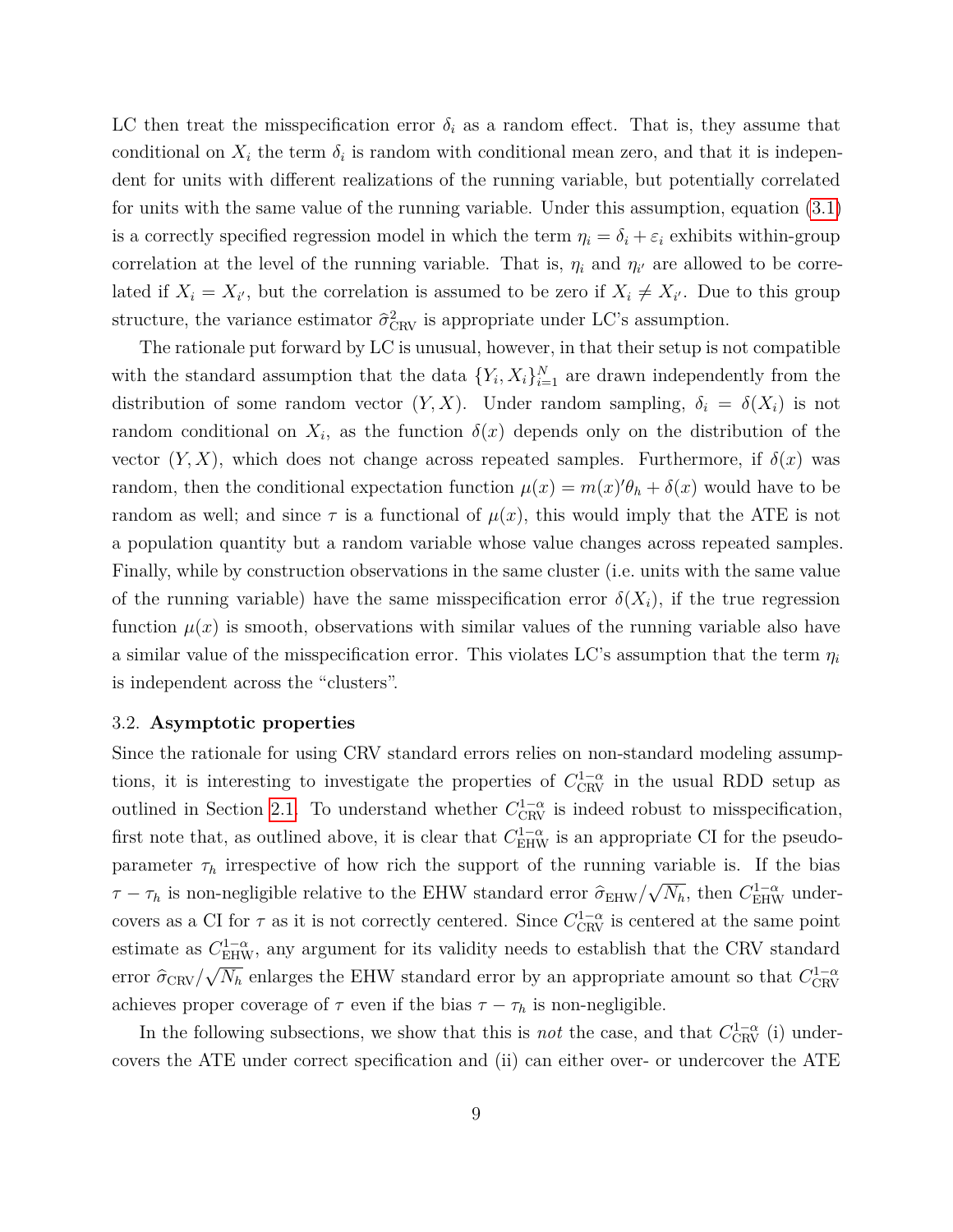LC then treat the misspecification error $\delta_i$ as a random effect. That is, they assume that conditional on $X_i$ the term $\delta_i$ is random with conditional mean zero, and that it is independent for units with different realizations of the running variable, but potentially correlated for units with the same value of the running variable. Under this assumption, equation (3.1) is a correctly specified regression model in which the term $\eta_i = \delta_i + \varepsilon_i$ exhibits within-group correlation at the level of the running variable. That is, $\eta_i$ and $\eta_{i'}$ are allowed to be correlated if $X_i = X_{i'}$, but the correlation is assumed to be zero if $X_i \neq X_{i'}$. Due to this group structure, the variance estimator $\widehat{\sigma}^2_{\text{CRV}}$ is appropriate under LC's assumption.

The rationale put forward by LC is unusual, however, in that their setup is not compatible with the standard assumption that the data $\{Y_i, X_i\}_{i=1}^N$ are drawn independently from the distribution of some random vector $(Y, X)$. Under random sampling, $\delta_i = \delta(X_i)$ is not random conditional on $X_i$, as the function $\delta(x)$ depends only on the distribution of the vector $(Y, X)$, which does not change across repeated samples. Furthermore, if $\delta(x)$ was random, then the conditional expectation function $\mu(x) = m(x)'\theta_h + \delta(x)$ would have to be random as well; and since $\tau$ is a functional of $\mu(x)$, this would imply that the ATE is not a population quantity but a random variable whose value changes across repeated samples. Finally, while by construction observations in the same cluster (i.e. units with the same value of the running variable) have the same misspecification error $\delta(X_i)$, if the true regression function $\mu(x)$ is smooth, observations with similar values of the running variable also have a similar value of the misspecification error. This violates LC's assumption that the term $\eta_i$ is independent across the "clusters".

### 3.2. **Asymptotic properties**

Since the rationale for using CRV standard errors relies on non-standard modeling assumptions, it is interesting to investigate the properties of $C^{1-\alpha}_{\text{CRV}}$ in the usual RDD setup as outlined in Section 2.1. To understand whether $C^{1-\alpha}_{\text{CRV}}$ is indeed robust to misspecification, first note that, as outlined above, it is clear that $C^{1-\alpha}_{\text{EHW}}$ is an appropriate CI for the pseudo-parameter $\tau_h$ irrespective of how rich the support of the running variable is. If the bias $\tau - \tau_h$ is non-negligible relative to the EHW standard error $\widehat{\sigma}_{\text{EHW}}/\sqrt{N_h}$, then $C^{1-\alpha}_{\text{EHW}}$ undercovers as a CI for $\tau$ as it is not correctly centered. Since $C^{1-\alpha}_{\text{CRV}}$ is centered at the same point estimate as $C^{1-\alpha}_{\text{EHW}}$, any argument for its validity needs to establish that the CRV standard error $\widehat{\sigma}_{\text{CRV}}/\sqrt{N_h}$ enlarges the EHW standard error by an appropriate amount so that $C^{1-\alpha}_{\text{CRV}}$ achieves proper coverage of $\tau$ even if the bias $\tau - \tau_h$ is non-negligible.

In the following subsections, we show that this is *not* the case, and that $C^{1-\alpha}_{\text{CRV}}$ (i) undercovers the ATE under correct specification and (ii) can either over- or undercover the ATE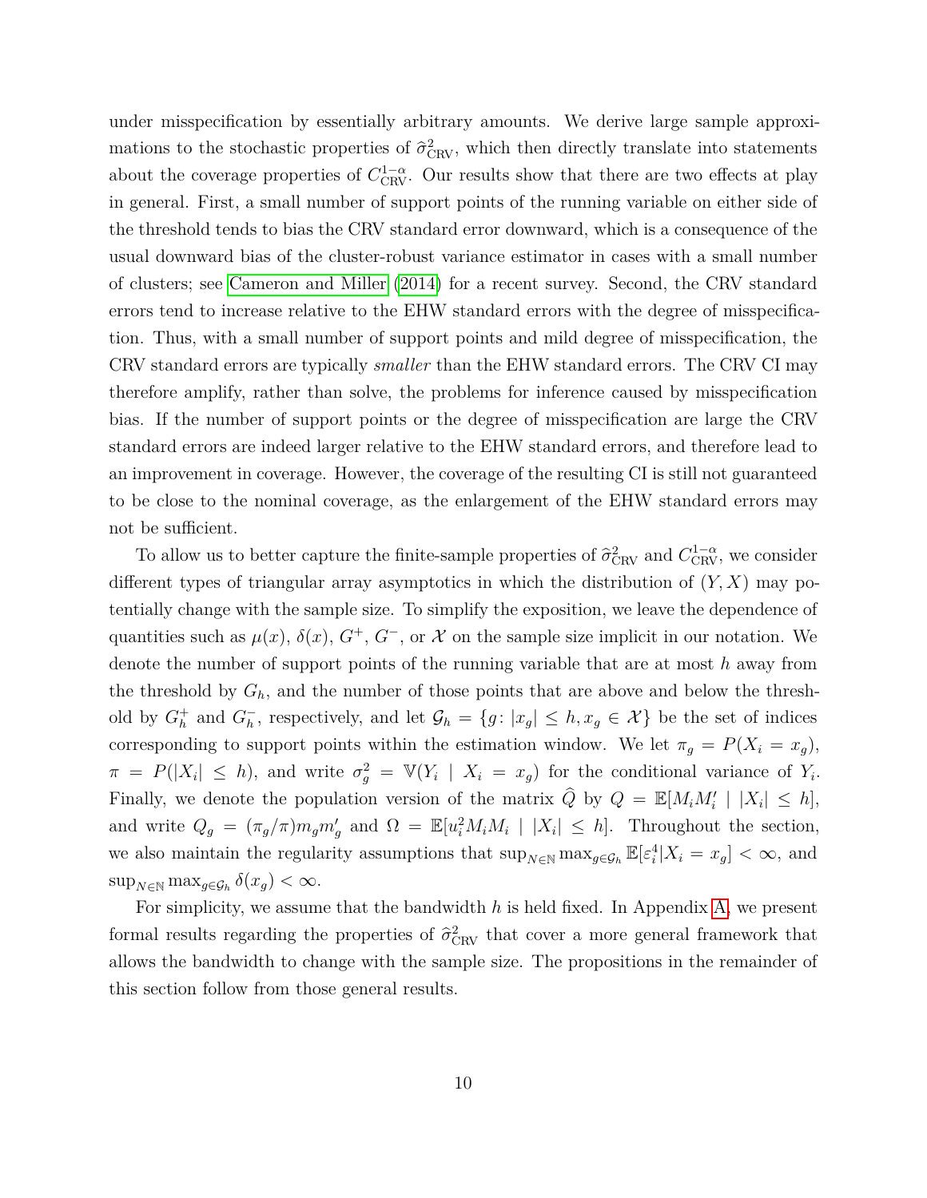under misspecification by essentially arbitrary amounts. We derive large sample approximations to the stochastic properties of $\widehat{\sigma}^2_{\text{CRV}}$, which then directly translate into statements about the coverage properties of $C^{1-\alpha}_{\text{CRV}}$. Our results show that there are two effects at play in general. First, a small number of support points of the running variable on either side of the threshold tends to bias the CRV standard error downward, which is a consequence of the usual downward bias of the cluster-robust variance estimator in cases with a small number of clusters; see Cameron and Miller (2014) for a recent survey. Second, the CRV standard errors tend to increase relative to the EHW standard errors with the degree of misspecification. Thus, with a small number of support points and mild degree of misspecification, the CRV standard errors are typically *smaller* than the EHW standard errors. The CRV CI may therefore amplify, rather than solve, the problems for inference caused by misspecification bias. If the number of support points or the degree of misspecification are large the CRV standard errors are indeed larger relative to the EHW standard errors, and therefore lead to an improvement in coverage. However, the coverage of the resulting CI is still not guaranteed to be close to the nominal coverage, as the enlargement of the EHW standard errors may not be sufficient.

To allow us to better capture the finite-sample properties of $\widehat{\sigma}^2_{\text{CRV}}$ and $C^{1-\alpha}_{\text{CRV}}$, we consider different types of triangular array asymptotics in which the distribution of $(Y, X)$ may potentially change with the sample size. To simplify the exposition, we leave the dependence of quantities such as $\mu(x)$, $\delta(x)$, $G^+$, $G^-$, or $\mathcal{X}$ on the sample size implicit in our notation. We denote the number of support points of the running variable that are at most $h$ away from the threshold by $G_h$, and the number of those points that are above and below the threshold by $G^+_h$ and $G^-_h$, respectively, and let $\mathcal{G}_h = \{g \colon |x_g| \leq h, x_g \in \mathcal{X}\}$ be the set of indices corresponding to support points within the estimation window. We let $\pi_g = P(X_i = x_g)$, $\pi = P(|X_i| \leq h)$, and write $\sigma^2_g = \mathbb{V}(Y_i \mid X_i = x_g)$ for the conditional variance of $Y_i$. Finally, we denote the population version of the matrix $\widehat{Q}$ by $Q = \mathbb{E}[M_i M_i' \mid |X_i| \leq h]$, and write $Q_g = (\pi_g/\pi) m_g m_g'$ and $\Omega = \mathbb{E}[u_i^2 M_i M_i \mid |X_i| \leq h]$. Throughout the section, we also maintain the regularity assumptions that $\sup_{N\in\mathbb{N}} \max_{g\in\mathcal{G}_h} \mathbb{E}[\varepsilon_i^4 | X_i = x_g] < \infty$, and $\sup_{N\in\mathbb{N}} \max_{g\in\mathcal{G}_h} \delta(x_g) < \infty$.

For simplicity, we assume that the bandwidth $h$ is held fixed. In Appendix A, we present formal results regarding the properties of $\widehat{\sigma}^2_{\text{CRV}}$ that cover a more general framework that allows the bandwidth to change with the sample size. The propositions in the remainder of this section follow from those general results.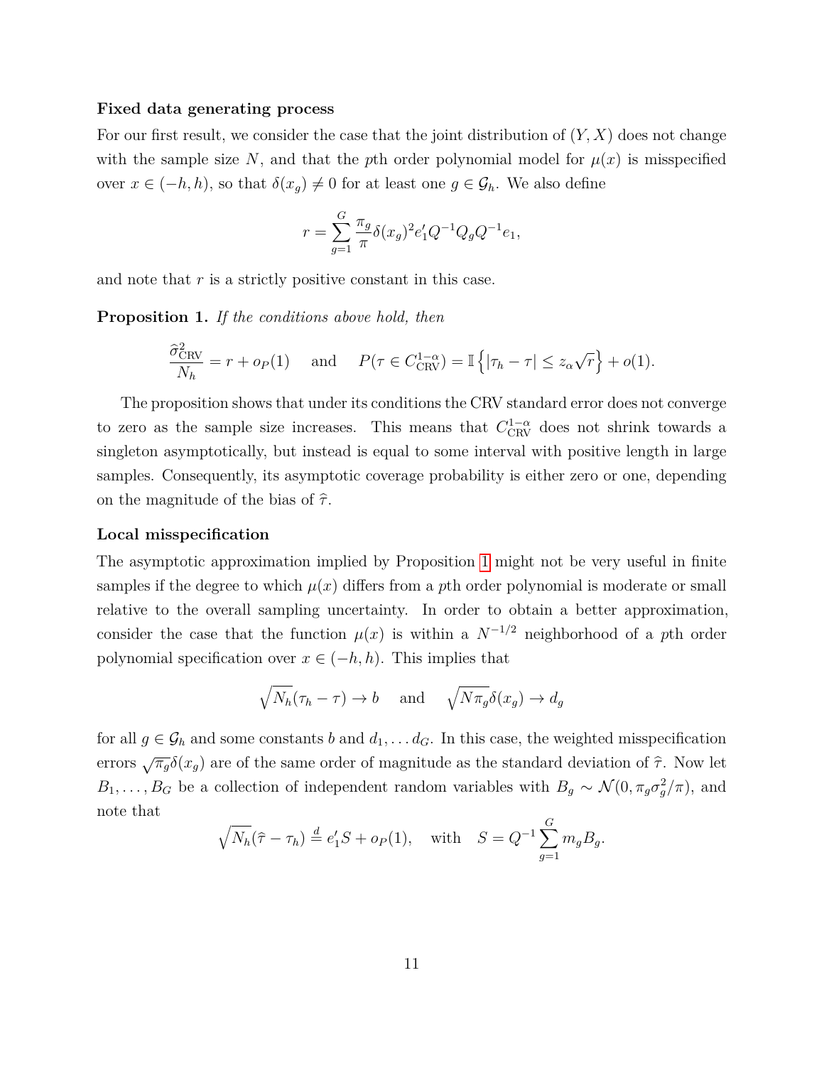**Fixed data generating process**

For our first result, we consider the case that the joint distribution of $(Y, X)$ does not change with the sample size $N$, and that the $p$th order polynomial model for $\mu(x)$ is misspecified over $x \in (-h, h)$, so that $\delta(x_g) \neq 0$ for at least one $g \in \mathcal{G}_h$. We also define

$$r = \sum_{g=1}^{G} \frac{\pi_g}{\pi} \delta(x_g)^2 e_1' Q^{-1} Q_g Q^{-1} e_1,$$

and note that $r$ is a strictly positive constant in this case.

**Proposition 1.** *If the conditions above hold, then*

$$\frac{\widehat{\sigma}^2_{\text{CRV}}}{N_h} = r + o_P(1) \quad \text{ and } \quad P(\tau \in C^{1-\alpha}_{\text{CRV}}) = \mathbb{I}\left\{ |\tau_h - \tau| \leq z_\alpha \sqrt{r} \right\} + o(1).$$

The proposition shows that under its conditions the CRV standard error does not converge to zero as the sample size increases. This means that $C^{1-\alpha}_{\text{CRV}}$ does not shrink towards a singleton asymptotically, but instead is equal to some interval with positive length in large samples. Consequently, its asymptotic coverage probability is either zero or one, depending on the magnitude of the bias of $\widehat{\tau}$.

**Local misspecification**

The asymptotic approximation implied by Proposition 1 might not be very useful in finite samples if the degree to which $\mu(x)$ differs from a $p$th order polynomial is moderate or small relative to the overall sampling uncertainty. In order to obtain a better approximation, consider the case that the function $\mu(x)$ is within a $N^{-1/2}$ neighborhood of a $p$th order polynomial specification over $x \in (-h, h)$. This implies that

$$\sqrt{N_h}(\tau_h - \tau) \to b \quad \text{ and } \quad \sqrt{N\pi_g}\delta(x_g) \to d_g$$

for all $g \in \mathcal{G}_h$ and some constants $b$ and $d_1, \dots d_G$. In this case, the weighted misspecification errors $\sqrt{\pi_g}\delta(x_g)$ are of the same order of magnitude as the standard deviation of $\widehat{\tau}$. Now let $B_1, \dots, B_G$ be a collection of independent random variables with $B_g \sim \mathcal{N}(0, \pi_g \sigma_g^2 / \pi)$, and note that

$$\sqrt{N_h}(\widehat{\tau} - \tau_h) \stackrel{d}{=} e_1' S + o_P(1), \quad \text{with} \quad S = Q^{-1} \sum_{g=1}^{G} m_g B_g.$$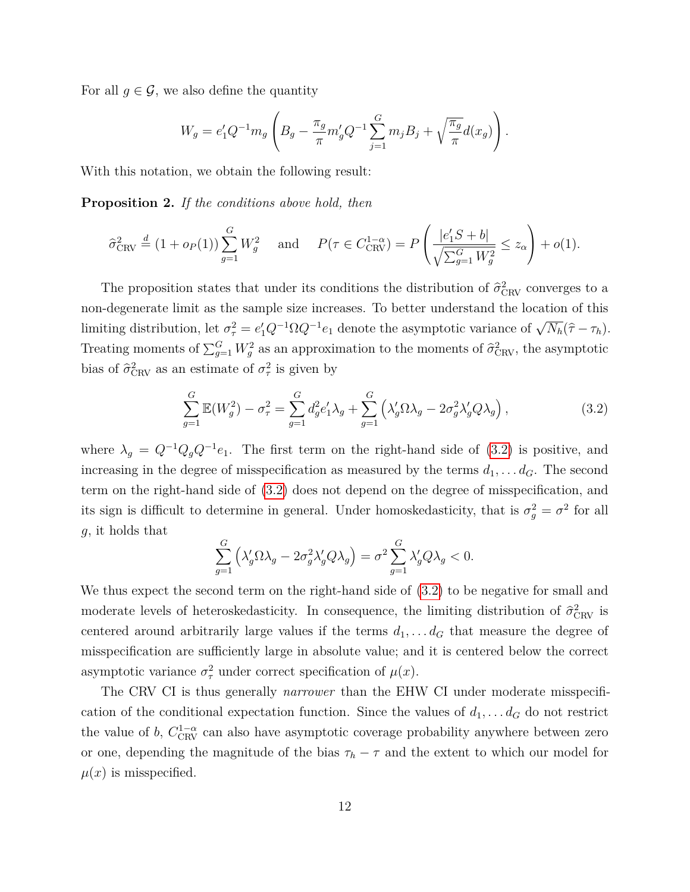For all $g \in \mathcal{G}$, we also define the quantity

$$W_g = e_1' Q^{-1} m_g \left( B_g - \frac{\pi_g}{\pi} m_g' Q^{-1} \sum_{j=1}^{G} m_j B_j + \sqrt{\frac{\pi_g}{\pi}} d(x_g) \right).$$

With this notation, we obtain the following result:

**Proposition 2.** *If the conditions above hold, then*

$$\widehat{\sigma}^2_{\text{CRV}} \overset{d}{=} (1 + o_P(1)) \sum_{g=1}^{G} W_g^2 \quad \text{and} \quad P(\tau \in C^{1-\alpha}_{\text{CRV}}) = P\left( \frac{|e_1' S + b|}{\sqrt{\sum_{g=1}^{G} W_g^2}} \leq z_\alpha \right) + o(1).$$

The proposition states that under its conditions the distribution of $\widehat{\sigma}^2_{\text{CRV}}$ converges to a non-degenerate limit as the sample size increases. To better understand the location of this limiting distribution, let $\sigma^2_\tau = e_1' Q^{-1} \Omega Q^{-1} e_1$ denote the asymptotic variance of $\sqrt{N_h}(\widehat{\tau} - \tau_h)$. Treating moments of $\sum_{g=1}^{G} W_g^2$ as an approximation to the moments of $\widehat{\sigma}^2_{\text{CRV}}$, the asymptotic bias of $\widehat{\sigma}^2_{\text{CRV}}$ as an estimate of $\sigma^2_\tau$ is given by

$$\sum_{g=1}^{G} \mathbb{E}(W_g^2) - \sigma^2_\tau = \sum_{g=1}^{G} d_g^2 e_1' \lambda_g + \sum_{g=1}^{G} \left( \lambda_g' \Omega \lambda_g - 2\sigma_g^2 \lambda_g' Q \lambda_g \right), \tag{3.2}$$

where $\lambda_g = Q^{-1} Q_g Q^{-1} e_1$. The first term on the right-hand side of (3.2) is positive, and increasing in the degree of misspecification as measured by the terms $d_1, \ldots d_G$. The second term on the right-hand side of (3.2) does not depend on the degree of misspecification, and its sign is difficult to determine in general. Under homoskedasticity, that is $\sigma_g^2 = \sigma^2$ for all $g$, it holds that

$$\sum_{g=1}^{G} \left( \lambda_g' \Omega \lambda_g - 2\sigma_g^2 \lambda_g' Q \lambda_g \right) = \sigma^2 \sum_{g=1}^{G} \lambda_g' Q \lambda_g < 0.$$

We thus expect the second term on the right-hand side of (3.2) to be negative for small and moderate levels of heteroskedasticity. In consequence, the limiting distribution of $\widehat{\sigma}^2_{\text{CRV}}$ is centered around arbitrarily large values if the terms $d_1, \ldots d_G$ that measure the degree of misspecification are sufficiently large in absolute value; and it is centered below the correct asymptotic variance $\sigma^2_\tau$ under correct specification of $\mu(x)$.

The CRV CI is thus generally *narrower* than the EHW CI under moderate misspecification of the conditional expectation function. Since the values of $d_1, \ldots d_G$ do not restrict the value of $b$, $C^{1-\alpha}_{\text{CRV}}$ can also have asymptotic coverage probability anywhere between zero or one, depending the magnitude of the bias $\tau_h - \tau$ and the extent to which our model for $\mu(x)$ is misspecified.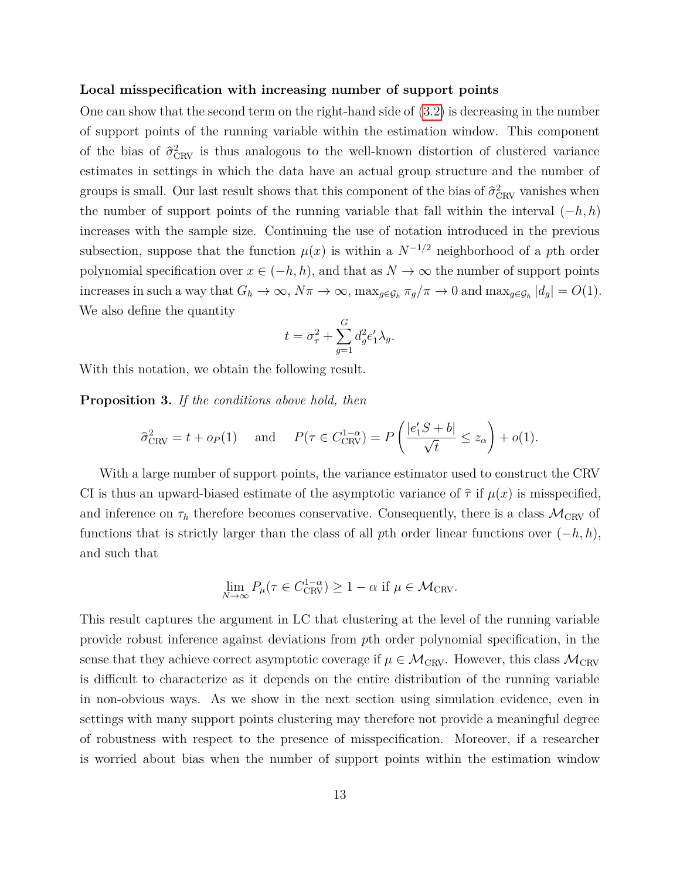**Local misspecification with increasing number of support points**

One can show that the second term on the right-hand side of (3.2) is decreasing in the number of support points of the running variable within the estimation window. This component of the bias of $\widehat{\sigma}^2_{\text{CRV}}$ is thus analogous to the well-known distortion of clustered variance estimates in settings in which the data have an actual group structure and the number of groups is small. Our last result shows that this component of the bias of $\widehat{\sigma}^2_{\text{CRV}}$ vanishes when the number of support points of the running variable that fall within the interval $(-h, h)$ increases with the sample size. Continuing the use of notation introduced in the previous subsection, suppose that the function $\mu(x)$ is within a $N^{-1/2}$ neighborhood of a $p$th order polynomial specification over $x \in (-h, h)$, and that as $N \to \infty$ the number of support points increases in such a way that $G_h \to \infty$, $N\pi \to \infty$, $\max_{g \in \mathcal{G}_h} \pi_g/\pi \to 0$ and $\max_{g \in \mathcal{G}_h} |d_g| = O(1)$. We also define the quantity

$$t = \sigma_\tau^2 + \sum_{g=1}^{G} d_g^2 e_1' \lambda_g.$$

With this notation, we obtain the following result.

**Proposition 3.** *If the conditions above hold, then*

$$\widehat{\sigma}^2_{\text{CRV}} = t + o_P(1) \quad \text{ and } \quad P(\tau \in C^{1-\alpha}_{\text{CRV}}) = P\left(\frac{|e_1' S + b|}{\sqrt{t}} \leq z_\alpha\right) + o(1).$$

With a large number of support points, the variance estimator used to construct the CRV CI is thus an upward-biased estimate of the asymptotic variance of $\widehat{\tau}$ if $\mu(x)$ is misspecified, and inference on $\tau_h$ therefore becomes conservative. Consequently, there is a class $\mathcal{M}_{\text{CRV}}$ of functions that is strictly larger than the class of all $p$th order linear functions over $(-h, h)$, and such that

$$\lim_{N \to \infty} P_\mu(\tau \in C^{1-\alpha}_{\text{CRV}}) \geq 1 - \alpha \text{ if } \mu \in \mathcal{M}_{\text{CRV}}.$$

This result captures the argument in LC that clustering at the level of the running variable provide robust inference against deviations from $p$th order polynomial specification, in the sense that they achieve correct asymptotic coverage if $\mu \in \mathcal{M}_{\text{CRV}}$. However, this class $\mathcal{M}_{\text{CRV}}$ is difficult to characterize as it depends on the entire distribution of the running variable in non-obvious ways. As we show in the next section using simulation evidence, even in settings with many support points clustering may therefore not provide a meaningful degree of robustness with respect to the presence of misspecification. Moreover, if a researcher is worried about bias when the number of support points within the estimation window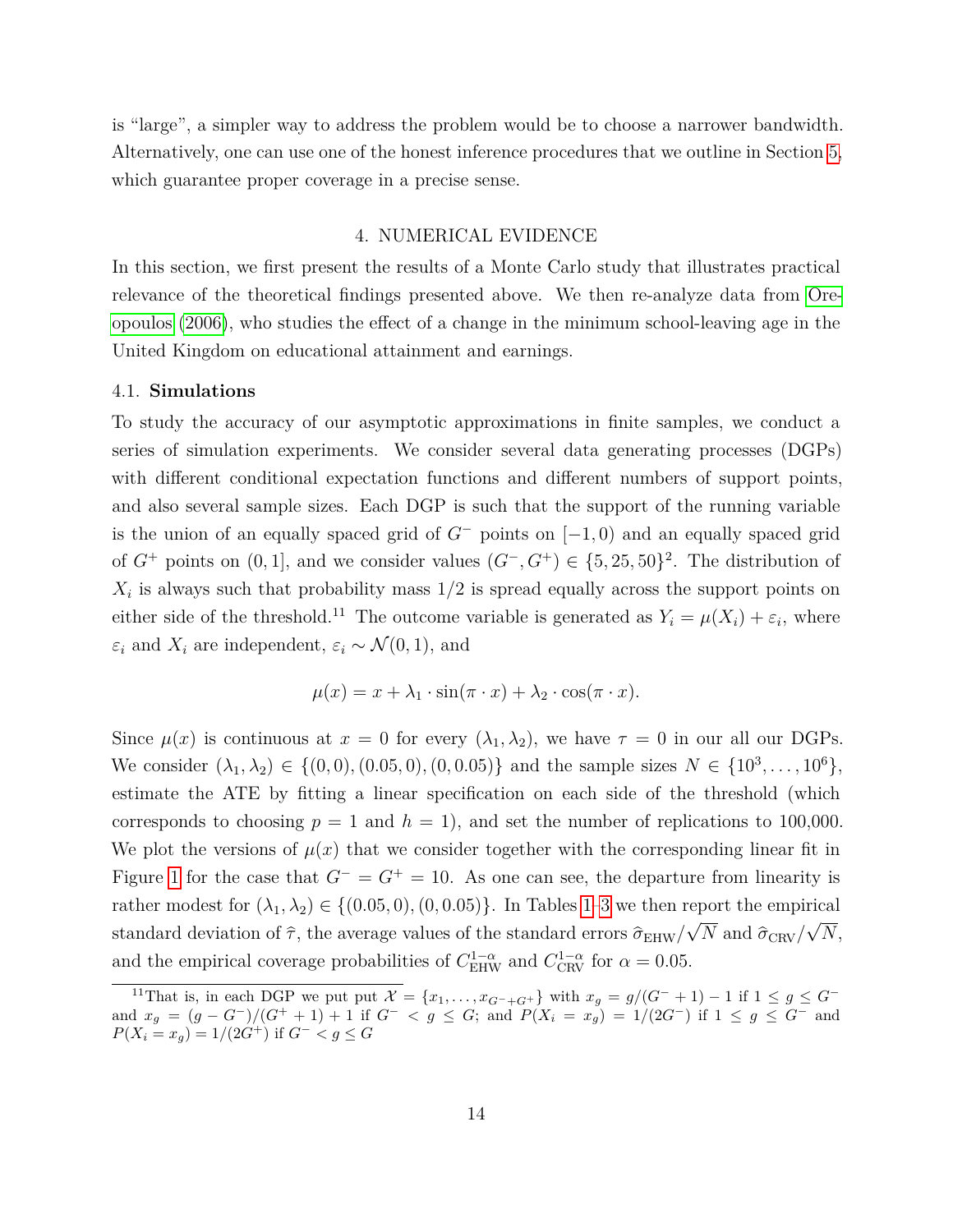is "large", a simpler way to address the problem would be to choose a narrower bandwidth. Alternatively, one can use one of the honest inference procedures that we outline in Section 5, which guarantee proper coverage in a precise sense.

## 4. NUMERICAL EVIDENCE

In this section, we first present the results of a Monte Carlo study that illustrates practical relevance of the theoretical findings presented above. We then re-analyze data from Oreopoulos (2006), who studies the effect of a change in the minimum school-leaving age in the United Kingdom on educational attainment and earnings.

### 4.1. **Simulations**

To study the accuracy of our asymptotic approximations in finite samples, we conduct a series of simulation experiments. We consider several data generating processes (DGPs) with different conditional expectation functions and different numbers of support points, and also several sample sizes. Each DGP is such that the support of the running variable is the union of an equally spaced grid of $G^-$ points on $[-1, 0)$ and an equally spaced grid of $G^+$ points on $(0, 1]$, and we consider values $(G^-, G^+) \in \{5, 25, 50\}^2$. The distribution of $X_i$ is always such that probability mass 1/2 is spread equally across the support points on either side of the threshold.[11] The outcome variable is generated as $Y_i = \mu(X_i) + \varepsilon_i$, where $\varepsilon_i$ and $X_i$ are independent, $\varepsilon_i \sim \mathcal{N}(0, 1)$, and

$$\mu(x) = x + \lambda_1 \cdot \sin(\pi \cdot x) + \lambda_2 \cdot \cos(\pi \cdot x).$$

Since $\mu(x)$ is continuous at $x = 0$ for every $(\lambda_1, \lambda_2)$, we have $\tau = 0$ in our all our DGPs. We consider $(\lambda_1, \lambda_2) \in \{(0, 0), (0.05, 0), (0, 0.05)\}$ and the sample sizes $N \in \{10^3, \dots, 10^6\}$, estimate the ATE by fitting a linear specification on each side of the threshold (which corresponds to choosing $p = 1$ and $h = 1$), and set the number of replications to 100,000. We plot the versions of $\mu(x)$ that we consider together with the corresponding linear fit in Figure 1 for the case that $G^- = G^+ = 10$. As one can see, the departure from linearity is rather modest for $(\lambda_1, \lambda_2) \in \{(0.05, 0), (0, 0.05)\}$. In Tables 1–3 we then report the empirical standard deviation of $\widehat{\tau}$, the average values of the standard errors $\widehat{\sigma}_{\text{EHW}}/\sqrt{N}$ and $\widehat{\sigma}_{\text{CRV}}/\sqrt{N}$, and the empirical coverage probabilities of $C^{1-\alpha}_{\text{EHW}}$ and $C^{1-\alpha}_{\text{CRV}}$ for $\alpha = 0.05$.

[11] That is, in each DGP we put put $\mathcal{X} = \{x_1, \dots, x_{G^- + G^+}\}$ with $x_g = g/(G^- + 1) - 1$ if $1 \leq g \leq G^-$ and $x_g = (g - G^-)/(G^+ + 1) + 1$ if $G^- < g \leq G$; and $P(X_i = x_g) = 1/(2G^-)$ if $1 \leq g \leq G^-$ and $P(X_i = x_g) = 1/(2G^+)$ if $G^- < g \leq G$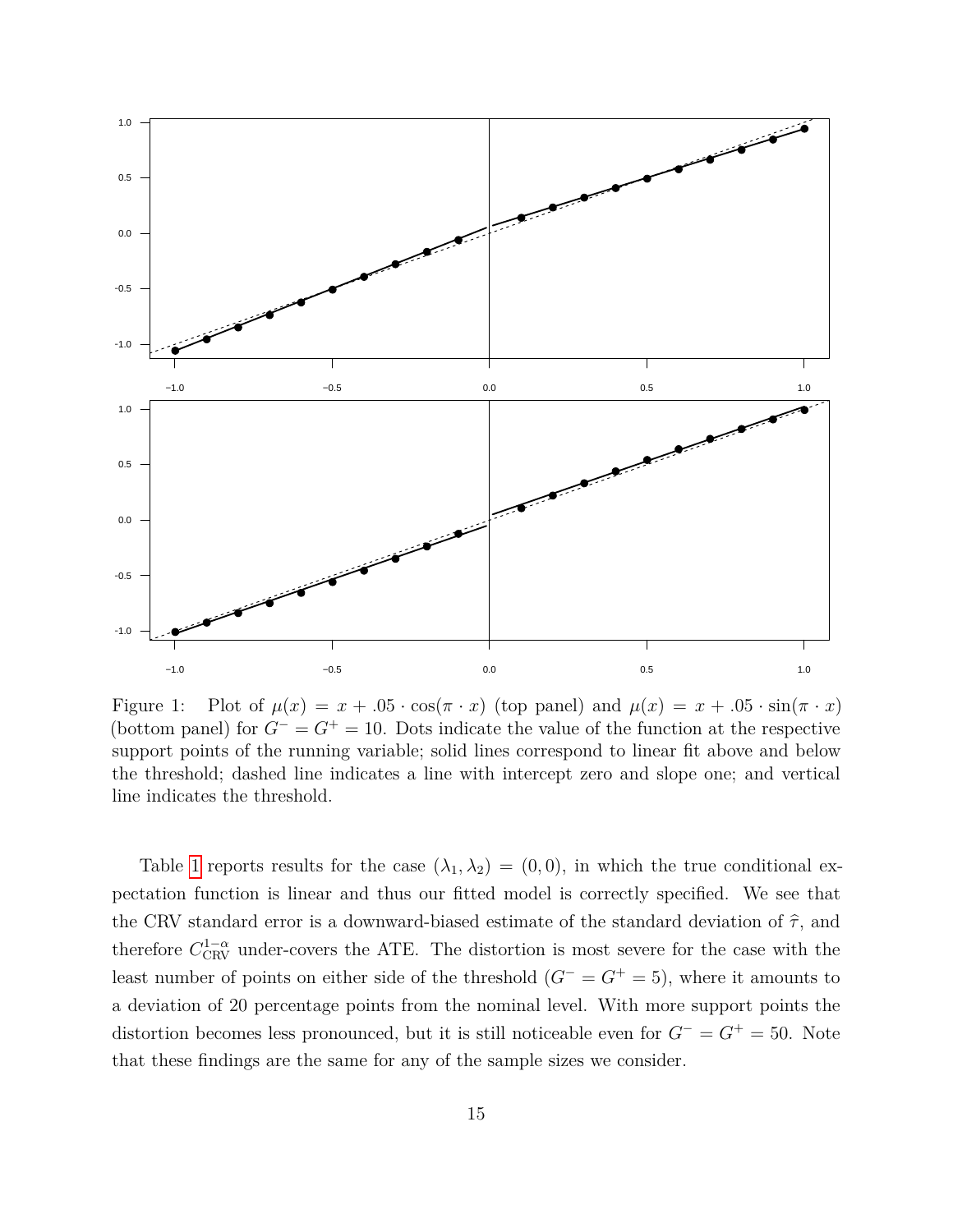Figure 1: Plot of $\mu(x) = x + .05 \cdot \cos(\pi \cdot x)$ (top panel) and $\mu(x) = x + .05 \cdot \sin(\pi \cdot x)$ (bottom panel) for $G^- = G^+ = 10$. Dots indicate the value of the function at the respective support points of the running variable; solid lines correspond to linear fit above and below the threshold; dashed line indicates a line with intercept zero and slope one; and vertical line indicates the threshold.

Table 1 reports results for the case $(\lambda_1, \lambda_2) = (0, 0)$, in which the true conditional expectation function is linear and thus our fitted model is correctly specified. We see that the CRV standard error is a downward-biased estimate of the standard deviation of $\hat{\tau}$, and therefore $C^{1-\alpha}_{\text{CRV}}$ under-covers the ATE. The distortion is most severe for the case with the least number of points on either side of the threshold ($G^- = G^+ = 5$), where it amounts to a deviation of 20 percentage points from the nominal level. With more support points the distortion becomes less pronounced, but it is still noticeable even for $G^- = G^+ = 50$. Note that these findings are the same for any of the sample sizes we consider.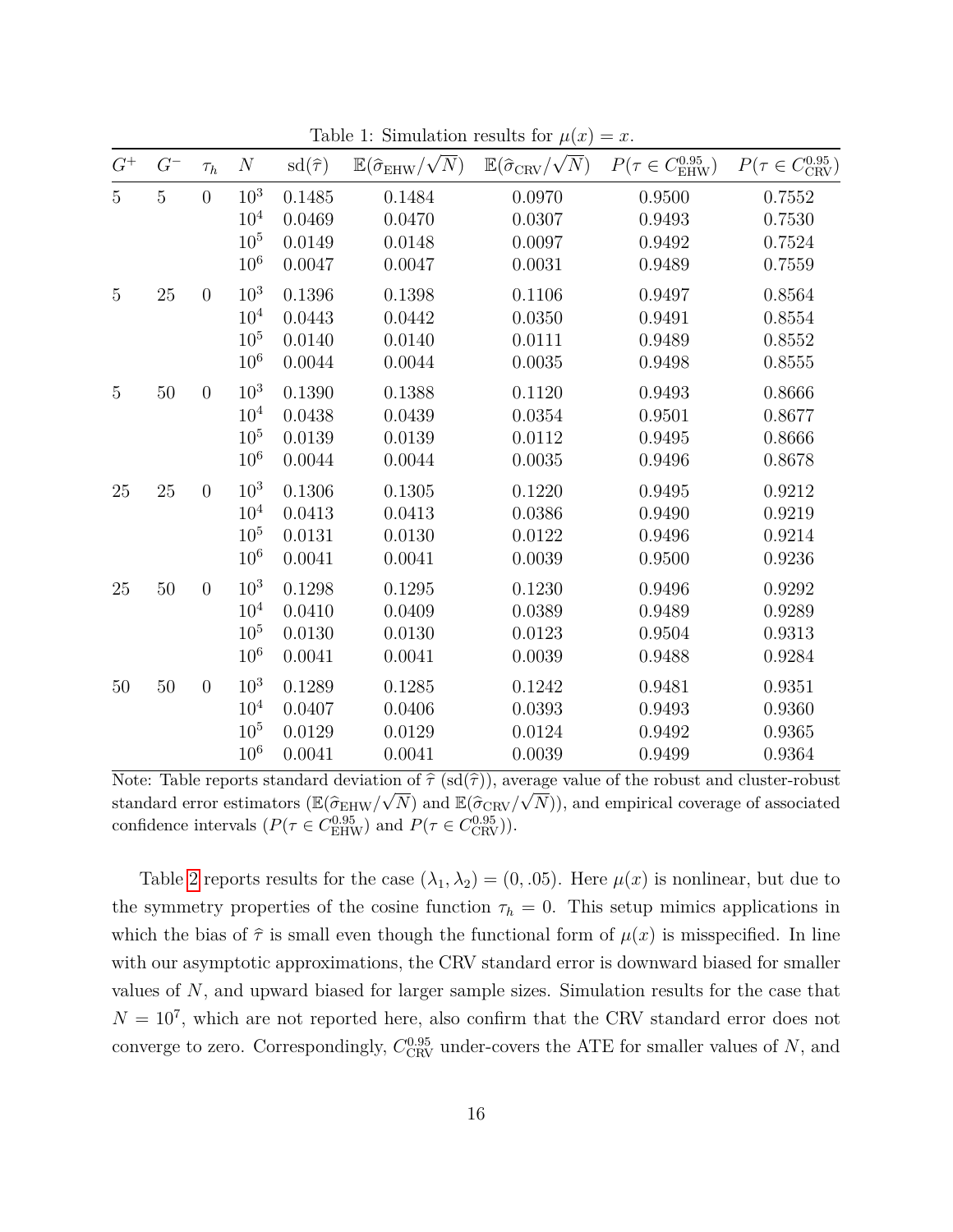Table 1: Simulation results for $\mu(x) = x$.

| $G^+$ | $G^-$ | $\tau_h$ | $N$ | $\text{sd}(\widehat{\tau})$ | $\mathbb{E}(\widehat{\sigma}_{\text{EHW}}/\sqrt{N})$ | $\mathbb{E}(\widehat{\sigma}_{\text{CRV}}/\sqrt{N})$ | $P(\tau \in C^{0.95}_{\text{EHW}})$ | $P(\tau \in C^{0.95}_{\text{CRV}})$ |
|---|---|---|---|---|---|---|---|---|
| 5 | 5 | 0 | $10^3$ | 0.1485 | 0.1484 | 0.0970 | 0.9500 | 0.7552 |
| | | | $10^4$ | 0.0469 | 0.0470 | 0.0307 | 0.9493 | 0.7530 |
| | | | $10^5$ | 0.0149 | 0.0148 | 0.0097 | 0.9492 | 0.7524 |
| | | | $10^6$ | 0.0047 | 0.0047 | 0.0031 | 0.9489 | 0.7559 |
| 5 | 25 | 0 | $10^3$ | 0.1396 | 0.1398 | 0.1106 | 0.9497 | 0.8564 |
| | | | $10^4$ | 0.0443 | 0.0442 | 0.0350 | 0.9491 | 0.8554 |
| | | | $10^5$ | 0.0140 | 0.0140 | 0.0111 | 0.9489 | 0.8552 |
| | | | $10^6$ | 0.0044 | 0.0044 | 0.0035 | 0.9498 | 0.8555 |
| 5 | 50 | 0 | $10^3$ | 0.1390 | 0.1388 | 0.1120 | 0.9493 | 0.8666 |
| | | | $10^4$ | 0.0438 | 0.0439 | 0.0354 | 0.9501 | 0.8677 |
| | | | $10^5$ | 0.0139 | 0.0139 | 0.0112 | 0.9495 | 0.8666 |
| | | | $10^6$ | 0.0044 | 0.0044 | 0.0035 | 0.9496 | 0.8678 |
| 25 | 25 | 0 | $10^3$ | 0.1306 | 0.1305 | 0.1220 | 0.9495 | 0.9212 |
| | | | $10^4$ | 0.0413 | 0.0413 | 0.0386 | 0.9490 | 0.9219 |
| | | | $10^5$ | 0.0131 | 0.0130 | 0.0122 | 0.9496 | 0.9214 |
| | | | $10^6$ | 0.0041 | 0.0041 | 0.0039 | 0.9500 | 0.9236 |
| 25 | 50 | 0 | $10^3$ | 0.1298 | 0.1295 | 0.1230 | 0.9496 | 0.9292 |
| | | | $10^4$ | 0.0410 | 0.0409 | 0.0389 | 0.9489 | 0.9289 |
| | | | $10^5$ | 0.0130 | 0.0130 | 0.0123 | 0.9504 | 0.9313 |
| | | | $10^6$ | 0.0041 | 0.0041 | 0.0039 | 0.9488 | 0.9284 |
| 50 | 50 | 0 | $10^3$ | 0.1289 | 0.1285 | 0.1242 | 0.9481 | 0.9351 |
| | | | $10^4$ | 0.0407 | 0.0406 | 0.0393 | 0.9493 | 0.9360 |
| | | | $10^5$ | 0.0129 | 0.0129 | 0.0124 | 0.9492 | 0.9365 |
| | | | $10^6$ | 0.0041 | 0.0041 | 0.0039 | 0.9499 | 0.9364 |

Note: Table reports standard deviation of $\widehat{\tau}$ ($\text{sd}(\widehat{\tau})$), average value of the robust and cluster-robust standard error estimators ($\mathbb{E}(\widehat{\sigma}_{\text{EHW}}/\sqrt{N})$ and $\mathbb{E}(\widehat{\sigma}_{\text{CRV}}/\sqrt{N})$), and empirical coverage of associated confidence intervals ($P(\tau \in C^{0.95}_{\text{EHW}})$ and $P(\tau \in C^{0.95}_{\text{CRV}})$).

Table 2 reports results for the case $(\lambda_1, \lambda_2) = (0, .05)$. Here $\mu(x)$ is nonlinear, but due to the symmetry properties of the cosine function $\tau_h = 0$. This setup mimics applications in which the bias of $\widehat{\tau}$ is small even though the functional form of $\mu(x)$ is misspecified. In line with our asymptotic approximations, the CRV standard error is downward biased for smaller values of $N$, and upward biased for larger sample sizes. Simulation results for the case that $N = 10^7$, which are not reported here, also confirm that the CRV standard error does not converge to zero. Correspondingly, $C^{0.95}_{\text{CRV}}$ under-covers the ATE for smaller values of $N$, and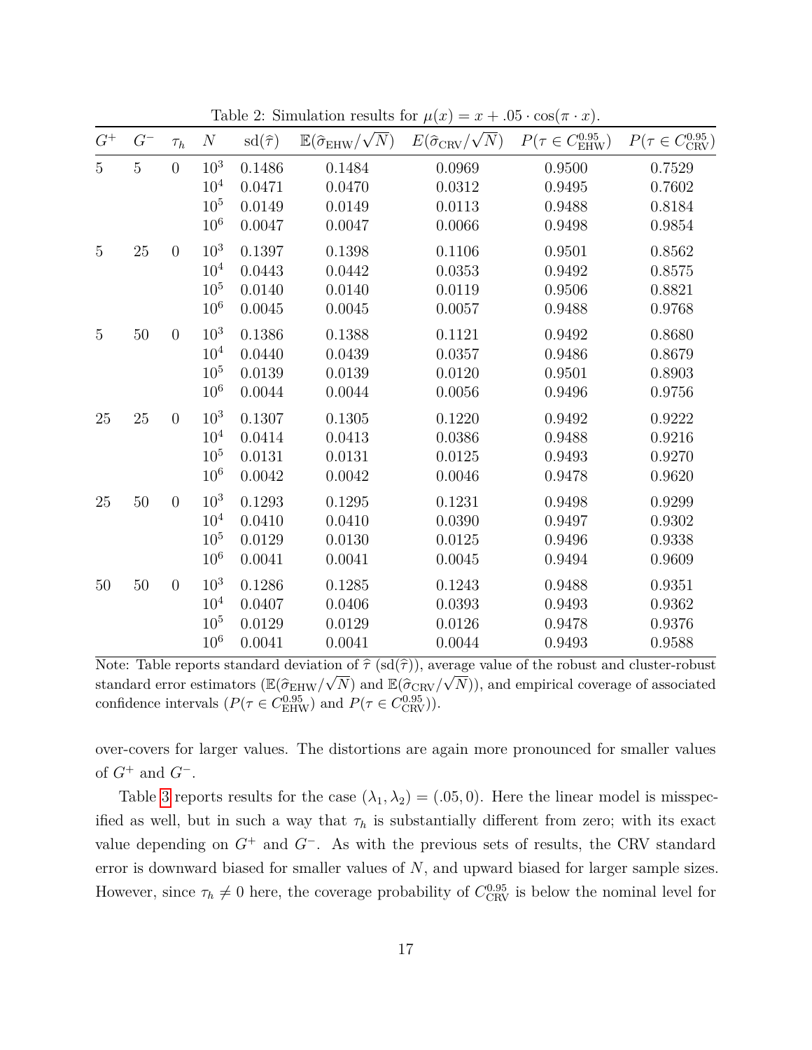Table 2: Simulation results for $\mu(x) = x + .05 \cdot \cos(\pi \cdot x)$.

| $G^+$ | $G^-$ | $\tau_h$ | $N$ | $\text{sd}(\widehat{\tau})$ | $\mathbb{E}(\widehat{\sigma}_{\text{EHW}}/\sqrt{N})$ | $E(\widehat{\sigma}_{\text{CRV}}/\sqrt{N})$ | $P(\tau \in C^{0.95}_{\text{EHW}})$ | $P(\tau \in C^{0.95}_{\text{CRV}})$ |
|---|---|---|---|---|---|---|---|---|
| 5 | 5 | 0 | $10^3$ | 0.1486 | 0.1484 | 0.0969 | 0.9500 | 0.7529 |
| | | | $10^4$ | 0.0471 | 0.0470 | 0.0312 | 0.9495 | 0.7602 |
| | | | $10^5$ | 0.0149 | 0.0149 | 0.0113 | 0.9488 | 0.8184 |
| | | | $10^6$ | 0.0047 | 0.0047 | 0.0066 | 0.9498 | 0.9854 |
| 5 | 25 | 0 | $10^3$ | 0.1397 | 0.1398 | 0.1106 | 0.9501 | 0.8562 |
| | | | $10^4$ | 0.0443 | 0.0442 | 0.0353 | 0.9492 | 0.8575 |
| | | | $10^5$ | 0.0140 | 0.0140 | 0.0119 | 0.9506 | 0.8821 |
| | | | $10^6$ | 0.0045 | 0.0045 | 0.0057 | 0.9488 | 0.9768 |
| 5 | 50 | 0 | $10^3$ | 0.1386 | 0.1388 | 0.1121 | 0.9492 | 0.8680 |
| | | | $10^4$ | 0.0440 | 0.0439 | 0.0357 | 0.9486 | 0.8679 |
| | | | $10^5$ | 0.0139 | 0.0139 | 0.0120 | 0.9501 | 0.8903 |
| | | | $10^6$ | 0.0044 | 0.0044 | 0.0056 | 0.9496 | 0.9756 |
| 25 | 25 | 0 | $10^3$ | 0.1307 | 0.1305 | 0.1220 | 0.9492 | 0.9222 |
| | | | $10^4$ | 0.0414 | 0.0413 | 0.0386 | 0.9488 | 0.9216 |
| | | | $10^5$ | 0.0131 | 0.0131 | 0.0125 | 0.9493 | 0.9270 |
| | | | $10^6$ | 0.0042 | 0.0042 | 0.0046 | 0.9478 | 0.9620 |
| 25 | 50 | 0 | $10^3$ | 0.1293 | 0.1295 | 0.1231 | 0.9498 | 0.9299 |
| | | | $10^4$ | 0.0410 | 0.0410 | 0.0390 | 0.9497 | 0.9302 |
| | | | $10^5$ | 0.0129 | 0.0130 | 0.0125 | 0.9496 | 0.9338 |
| | | | $10^6$ | 0.0041 | 0.0041 | 0.0045 | 0.9494 | 0.9609 |
| 50 | 50 | 0 | $10^3$ | 0.1286 | 0.1285 | 0.1243 | 0.9488 | 0.9351 |
| | | | $10^4$ | 0.0407 | 0.0406 | 0.0393 | 0.9493 | 0.9362 |
| | | | $10^5$ | 0.0129 | 0.0129 | 0.0126 | 0.9478 | 0.9376 |
| | | | $10^6$ | 0.0041 | 0.0041 | 0.0044 | 0.9493 | 0.9588 |

Note: Table reports standard deviation of $\widehat{\tau}$ ($\text{sd}(\widehat{\tau})$), average value of the robust and cluster-robust standard error estimators ($\mathbb{E}(\widehat{\sigma}_{\text{EHW}}/\sqrt{N})$ and $\mathbb{E}(\widehat{\sigma}_{\text{CRV}}/\sqrt{N})$), and empirical coverage of associated confidence intervals ($P(\tau \in C^{0.95}_{\text{EHW}})$ and $P(\tau \in C^{0.95}_{\text{CRV}})$).

over-covers for larger values. The distortions are again more pronounced for smaller values of $G^+$ and $G^-$.

Table 3 reports results for the case $(\lambda_1, \lambda_2) = (.05, 0)$. Here the linear model is misspecified as well, but in such a way that $\tau_h$ is substantially different from zero; with its exact value depending on $G^+$ and $G^-$. As with the previous sets of results, the CRV standard error is downward biased for smaller values of $N$, and upward biased for larger sample sizes. However, since $\tau_h \neq 0$ here, the coverage probability of $C^{0.95}_{\text{CRV}}$ is below the nominal level for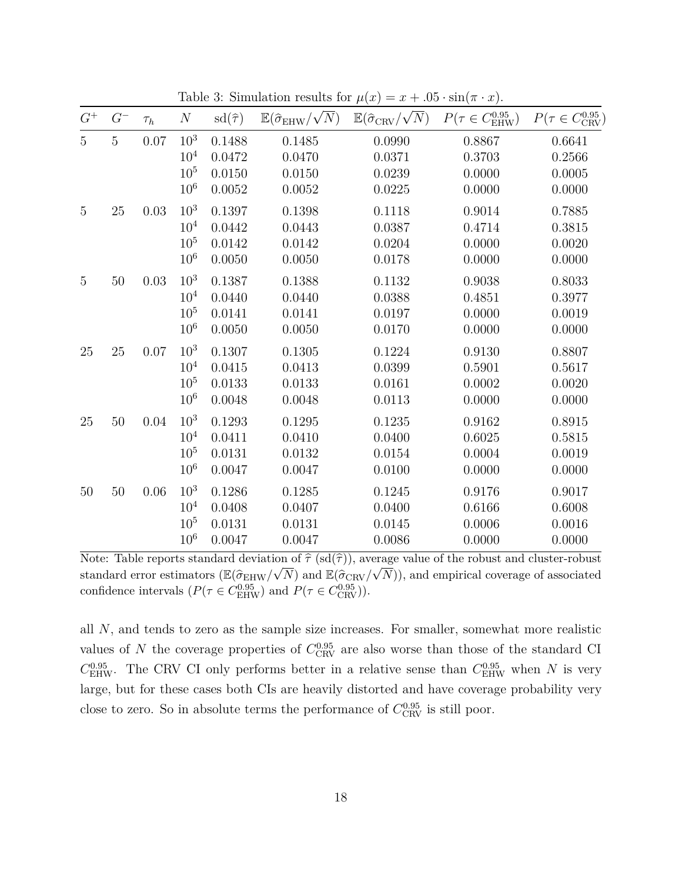Table 3: Simulation results for $\mu(x) = x + .05 \cdot \sin(\pi \cdot x)$.

| $G^+$ | $G^-$ | $\tau_h$ | $N$ | $\text{sd}(\widehat{\tau})$ | $\mathbb{E}(\widehat{\sigma}_{\text{EHW}}/\sqrt{N})$ | $\mathbb{E}(\widehat{\sigma}_{\text{CRV}}/\sqrt{N})$ | $P(\tau \in C^{0.95}_{\text{EHW}})$ | $P(\tau \in C^{0.95}_{\text{CRV}})$ |
|---|---|---|---|---|---|---|---|---|
| 5 | 5 | 0.07 | $10^3$ | 0.1488 | 0.1485 | 0.0990 | 0.8867 | 0.6641 |
| | | | $10^4$ | 0.0472 | 0.0470 | 0.0371 | 0.3703 | 0.2566 |
| | | | $10^5$ | 0.0150 | 0.0150 | 0.0239 | 0.0000 | 0.0005 |
| | | | $10^6$ | 0.0052 | 0.0052 | 0.0225 | 0.0000 | 0.0000 |
| 5 | 25 | 0.03 | $10^3$ | 0.1397 | 0.1398 | 0.1118 | 0.9014 | 0.7885 |
| | | | $10^4$ | 0.0442 | 0.0443 | 0.0387 | 0.4714 | 0.3815 |
| | | | $10^5$ | 0.0142 | 0.0142 | 0.0204 | 0.0000 | 0.0020 |
| | | | $10^6$ | 0.0050 | 0.0050 | 0.0178 | 0.0000 | 0.0000 |
| 5 | 50 | 0.03 | $10^3$ | 0.1387 | 0.1388 | 0.1132 | 0.9038 | 0.8033 |
| | | | $10^4$ | 0.0440 | 0.0440 | 0.0388 | 0.4851 | 0.3977 |
| | | | $10^5$ | 0.0141 | 0.0141 | 0.0197 | 0.0000 | 0.0019 |
| | | | $10^6$ | 0.0050 | 0.0050 | 0.0170 | 0.0000 | 0.0000 |
| 25 | 25 | 0.07 | $10^3$ | 0.1307 | 0.1305 | 0.1224 | 0.9130 | 0.8807 |
| | | | $10^4$ | 0.0415 | 0.0413 | 0.0399 | 0.5901 | 0.5617 |
| | | | $10^5$ | 0.0133 | 0.0133 | 0.0161 | 0.0002 | 0.0020 |
| | | | $10^6$ | 0.0048 | 0.0048 | 0.0113 | 0.0000 | 0.0000 |
| 25 | 50 | 0.04 | $10^3$ | 0.1293 | 0.1295 | 0.1235 | 0.9162 | 0.8915 |
| | | | $10^4$ | 0.0411 | 0.0410 | 0.0400 | 0.6025 | 0.5815 |
| | | | $10^5$ | 0.0131 | 0.0132 | 0.0154 | 0.0004 | 0.0019 |
| | | | $10^6$ | 0.0047 | 0.0047 | 0.0100 | 0.0000 | 0.0000 |
| 50 | 50 | 0.06 | $10^3$ | 0.1286 | 0.1285 | 0.1245 | 0.9176 | 0.9017 |
| | | | $10^4$ | 0.0408 | 0.0407 | 0.0400 | 0.6166 | 0.6008 |
| | | | $10^5$ | 0.0131 | 0.0131 | 0.0145 | 0.0006 | 0.0016 |
| | | | $10^6$ | 0.0047 | 0.0047 | 0.0086 | 0.0000 | 0.0000 |

Note: Table reports standard deviation of $\widehat{\tau}$ ($\text{sd}(\widehat{\tau})$), average value of the robust and cluster-robust standard error estimators ($\mathbb{E}(\widehat{\sigma}_{\text{EHW}}/\sqrt{N})$ and $\mathbb{E}(\widehat{\sigma}_{\text{CRV}}/\sqrt{N})$), and empirical coverage of associated confidence intervals ($P(\tau \in C^{0.95}_{\text{EHW}})$ and $P(\tau \in C^{0.95}_{\text{CRV}})$).

all $N$, and tends to zero as the sample size increases. For smaller, somewhat more realistic values of $N$ the coverage properties of $C^{0.95}_{\text{CRV}}$ are also worse than those of the standard CI $C^{0.95}_{\text{EHW}}$. The CRV CI only performs better in a relative sense than $C^{0.95}_{\text{EHW}}$ when $N$ is very large, but for these cases both CIs are heavily distorted and have coverage probability very close to zero. So in absolute terms the performance of $C^{0.95}_{\text{CRV}}$ is still poor.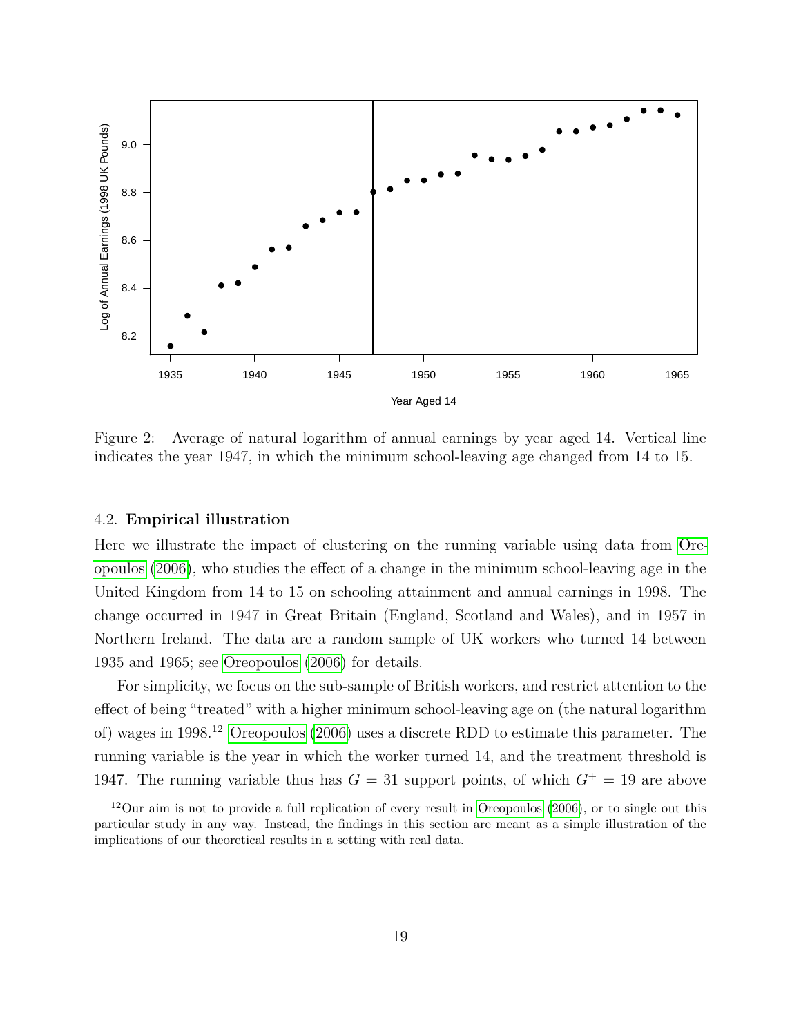Figure 2: Average of natural logarithm of annual earnings by year aged 14. Vertical line indicates the year 1947, in which the minimum school-leaving age changed from 14 to 15.

### 4.2. Empirical illustration

Here we illustrate the impact of clustering on the running variable using data from Oreopoulos (2006), who studies the effect of a change in the minimum school-leaving age in the United Kingdom from 14 to 15 on schooling attainment and annual earnings in 1998. The change occurred in 1947 in Great Britain (England, Scotland and Wales), and in 1957 in Northern Ireland. The data are a random sample of UK workers who turned 14 between 1935 and 1965; see Oreopoulos (2006) for details.

For simplicity, we focus on the sub-sample of British workers, and restrict attention to the effect of being "treated" with a higher minimum school-leaving age on (the natural logarithm of) wages in 1998.[12] Oreopoulos (2006) uses a discrete RDD to estimate this parameter. The running variable is the year in which the worker turned 14, and the treatment threshold is 1947. The running variable thus has $G = 31$ support points, of which $G^+ = 19$ are above

[12] Our aim is not to provide a full replication of every result in Oreopoulos (2006), or to single out this particular study in any way. Instead, the findings in this section are meant as a simple illustration of the implications of our theoretical results in a setting with real data.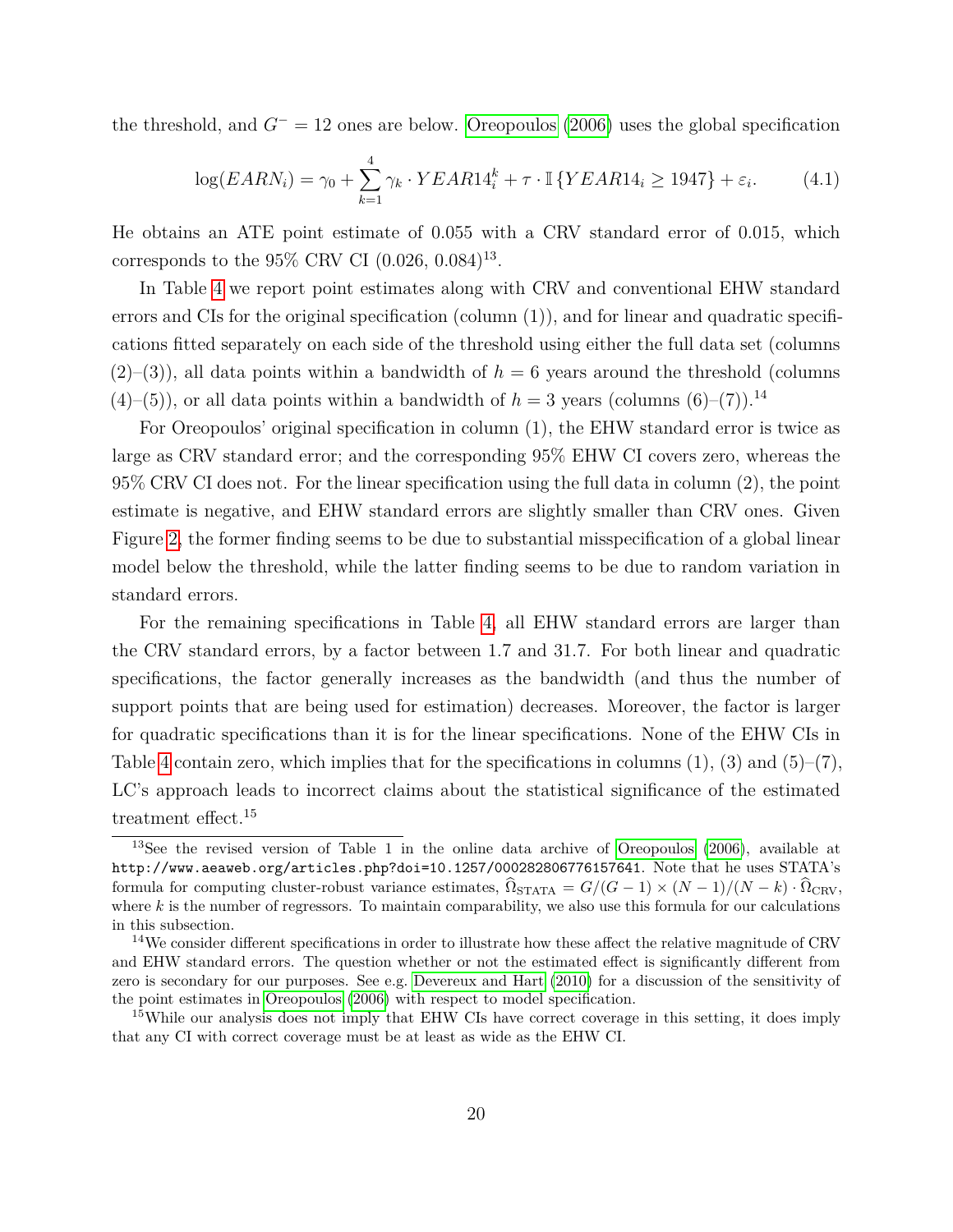the threshold, and $G^- = 12$ ones are below. Oreopoulos (2006) uses the global specification

$$\log(EARN_i) = \gamma_0 + \sum_{k=1}^{4} \gamma_k \cdot YEAR14_i^k + \tau \cdot \mathbb{I}\{YEAR14_i \geq 1947\} + \varepsilon_i. \tag{4.1}$$

He obtains an ATE point estimate of 0.055 with a CRV standard error of 0.015, which corresponds to the 95% CRV CI (0.026, 0.084)[13].

In Table 4 we report point estimates along with CRV and conventional EHW standard errors and CIs for the original specification (column (1)), and for linear and quadratic specifications fitted separately on each side of the threshold using either the full data set (columns (2)–(3)), all data points within a bandwidth of $h = 6$ years around the threshold (columns (4)–(5)), or all data points within a bandwidth of $h = 3$ years (columns (6)–(7)).[14]

For Oreopoulos' original specification in column (1), the EHW standard error is twice as large as CRV standard error; and the corresponding 95% EHW CI covers zero, whereas the 95% CRV CI does not. For the linear specification using the full data in column (2), the point estimate is negative, and EHW standard errors are slightly smaller than CRV ones. Given Figure 2, the former finding seems to be due to substantial misspecification of a global linear model below the threshold, while the latter finding seems to be due to random variation in standard errors.

For the remaining specifications in Table 4, all EHW standard errors are larger than the CRV standard errors, by a factor between 1.7 and 31.7. For both linear and quadratic specifications, the factor generally increases as the bandwidth (and thus the number of support points that are being used for estimation) decreases. Moreover, the factor is larger for quadratic specifications than it is for the linear specifications. None of the EHW CIs in Table 4 contain zero, which implies that for the specifications in columns (1), (3) and (5)–(7), LC's approach leads to incorrect claims about the statistical significance of the estimated treatment effect.[15]

---

[13] See the revised version of Table 1 in the online data archive of Oreopoulos (2006), available at `http://www.aeaweb.org/articles.php?doi=10.1257/000282806776157641`. Note that he uses STATA's formula for computing cluster-robust variance estimates, $\widehat{\Omega}_{\text{STATA}} = G/(G-1) \times (N-1)/(N-k) \cdot \widehat{\Omega}_{\text{CRV}}$, where $k$ is the number of regressors. To maintain comparability, we also use this formula for our calculations in this subsection.

[14] We consider different specifications in order to illustrate how these affect the relative magnitude of CRV and EHW standard errors. The question whether or not the estimated effect is significantly different from zero is secondary for our purposes. See e.g. Devereux and Hart (2010) for a discussion of the sensitivity of the point estimates in Oreopoulos (2006) with respect to model specification.

[15] While our analysis does not imply that EHW CIs have correct coverage in this setting, it does imply that any CI with correct coverage must be at least as wide as the EHW CI.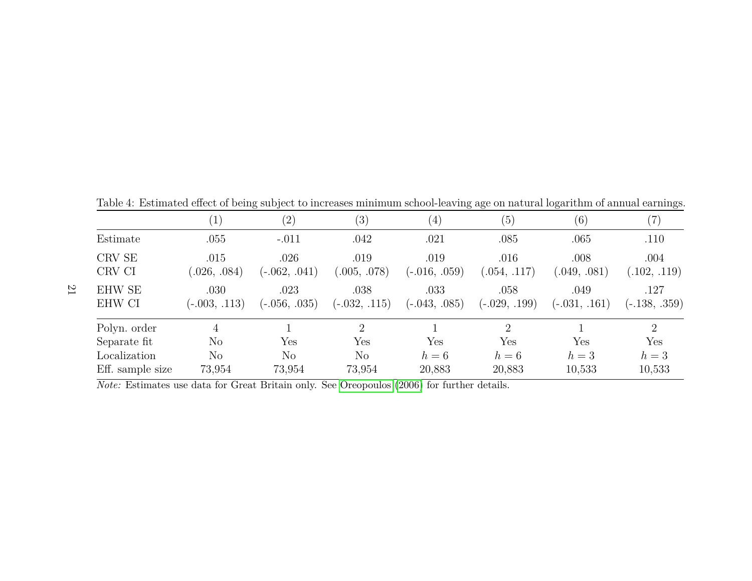Table 4: Estimated effect of being subject to increases minimum school-leaving age on natural logarithm of annual earnings.

| | (1) | (2) | (3) | (4) | (5) | (6) | (7) |
|---|---|---|---|---|---|---|---|
| Estimate | .055 | -.011 | .042 | .021 | .085 | .065 | .110 |
| CRV SE | .015 | .026 | .019 | .019 | .016 | .008 | .004 |
| CRV CI | (.026, .084) | (-.062, .041) | (.005, .078) | (-.016, .059) | (.054, .117) | (.049, .081) | (.102, .119) |
| EHW SE | .030 | .023 | .038 | .033 | .058 | .049 | .127 |
| EHW CI | (-.003, .113) | (-.056, .035) | (-.032, .115) | (-.043, .085) | (-.029, .199) | (-.031, .161) | (-.138, .359) |
| Polyn. order | 4 | 1 | 2 | 1 | 2 | 1 | 2 |
| Separate fit | No | Yes | Yes | Yes | Yes | Yes | Yes |
| Localization | No | No | No | $h = 6$ | $h = 6$ | $h = 3$ | $h = 3$ |
| Eff. sample size | 73,954 | 73,954 | 73,954 | 20,883 | 20,883 | 10,533 | 10,533 |

*Note:* Estimates use data for Great Britain only. See Oreopoulos (2006) for further details.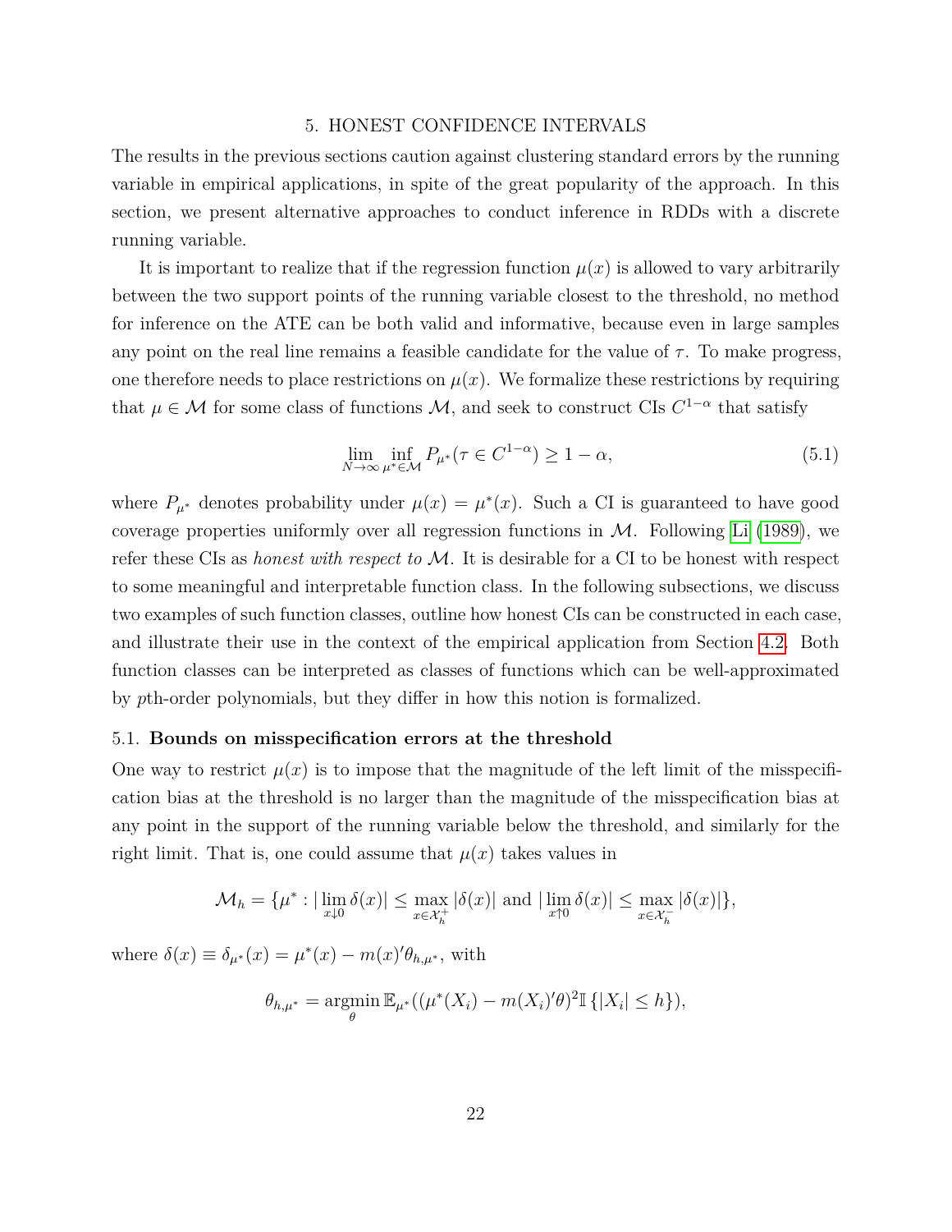## 5. HONEST CONFIDENCE INTERVALS

The results in the previous sections caution against clustering standard errors by the running variable in empirical applications, in spite of the great popularity of the approach. In this section, we present alternative approaches to conduct inference in RDDs with a discrete running variable.

It is important to realize that if the regression function $\mu(x)$ is allowed to vary arbitrarily between the two support points of the running variable closest to the threshold, no method for inference on the ATE can be both valid and informative, because even in large samples any point on the real line remains a feasible candidate for the value of $\tau$. To make progress, one therefore needs to place restrictions on $\mu(x)$. We formalize these restrictions by requiring that $\mu \in \mathcal{M}$ for some class of functions $\mathcal{M}$, and seek to construct CIs $C^{1-\alpha}$ that satisfy

$$\lim_{N\to\infty} \inf_{\mu^* \in \mathcal{M}} P_{\mu^*}(\tau \in C^{1-\alpha}) \geq 1 - \alpha, \tag{5.1}$$

where $P_{\mu^*}$ denotes probability under $\mu(x) = \mu^*(x)$. Such a CI is guaranteed to have good coverage properties uniformly over all regression functions in $\mathcal{M}$. Following Li (1989), we refer these CIs as *honest with respect to* $\mathcal{M}$. It is desirable for a CI to be honest with respect to some meaningful and interpretable function class. In the following subsections, we discuss two examples of such function classes, outline how honest CIs can be constructed in each case, and illustrate their use in the context of the empirical application from Section 4.2. Both function classes can be interpreted as classes of functions which can be well-approximated by $p$th-order polynomials, but they differ in how this notion is formalized.

### 5.1. Bounds on misspecification errors at the threshold

One way to restrict $\mu(x)$ is to impose that the magnitude of the left limit of the misspecification bias at the threshold is no larger than the magnitude of the misspecification bias at any point in the support of the running variable below the threshold, and similarly for the right limit. That is, one could assume that $\mu(x)$ takes values in

$$\mathcal{M}_h = \{\mu^* : |\lim_{x\downarrow 0} \delta(x)| \leq \max_{x\in\mathcal{X}_h^+} |\delta(x)| \text{ and } |\lim_{x\uparrow 0} \delta(x)| \leq \max_{x\in\mathcal{X}_h^-} |\delta(x)|\},$$

where $\delta(x) \equiv \delta_{\mu^*}(x) = \mu^*(x) - m(x)'\theta_{h,\mu^*}$, with

$$\theta_{h,\mu^*} = \operatorname*{argmin}_{\theta} \mathbb{E}_{\mu^*}((\mu^*(X_i) - m(X_i)'\theta)^2 \mathbb{I}\{|X_i| \leq h\}),$$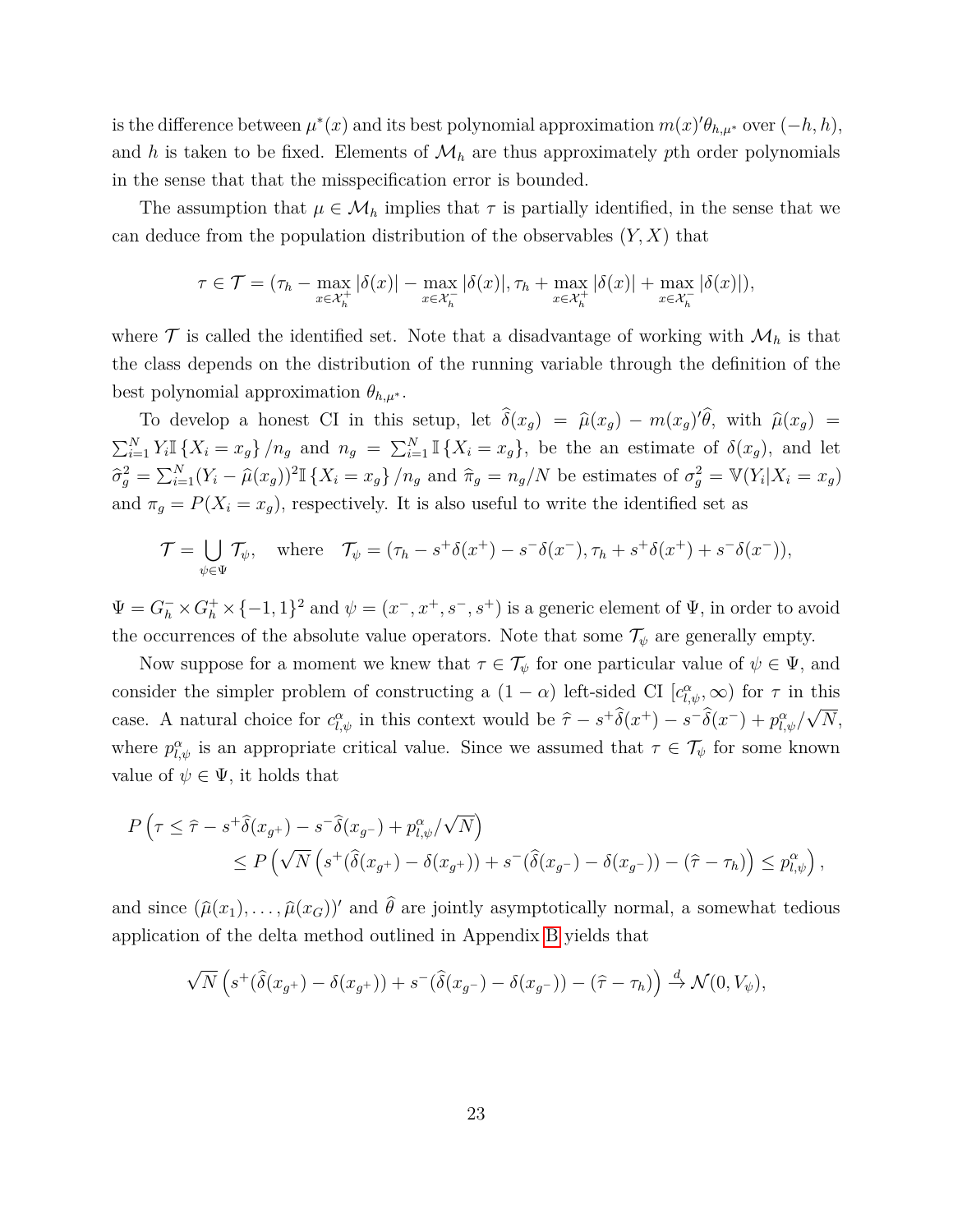is the difference between $\mu^*(x)$ and its best polynomial approximation $m(x)'\theta_{h,\mu^*}$ over $(-h,h)$, and $h$ is taken to be fixed. Elements of $\mathcal{M}_h$ are thus approximately $p$th order polynomials in the sense that that the misspecification error is bounded.

The assumption that $\mu \in \mathcal{M}_h$ implies that $\tau$ is partially identified, in the sense that we can deduce from the population distribution of the observables $(Y,X)$ that

$$\tau \in \mathcal{T} = (\tau_h - \max_{x\in\mathcal{X}_h^+}|\delta(x)| - \max_{x\in\mathcal{X}_h^-}|\delta(x)|, \tau_h + \max_{x\in\mathcal{X}_h^+}|\delta(x)| + \max_{x\in\mathcal{X}_h^-}|\delta(x)|),$$

where $\mathcal{T}$ is called the identified set. Note that a disadvantage of working with $\mathcal{M}_h$ is that the class depends on the distribution of the running variable through the definition of the best polynomial approximation $\theta_{h,\mu^*}$.

To develop a honest CI in this setup, let $\widehat{\delta}(x_g) = \widehat{\mu}(x_g) - m(x_g)'\widehat{\theta}$, with $\widehat{\mu}(x_g) = \sum_{i=1}^N Y_i \mathbb{I}\{X_i = x_g\}/n_g$ and $n_g = \sum_{i=1}^N \mathbb{I}\{X_i = x_g\}$, be the an estimate of $\delta(x_g)$, and let $\widehat{\sigma}_g^2 = \sum_{i=1}^N (Y_i - \widehat{\mu}(x_g))^2 \mathbb{I}\{X_i = x_g\}/n_g$ and $\widehat{\pi}_g = n_g/N$ be estimates of $\sigma_g^2 = \mathbb{V}(Y_i|X_i = x_g)$ and $\pi_g = P(X_i = x_g)$, respectively. It is also useful to write the identified set as

$$\mathcal{T} = \bigcup_{\psi\in\Psi} \mathcal{T}_\psi, \quad \text{where} \quad \mathcal{T}_\psi = (\tau_h - s^+\delta(x^+) - s^-\delta(x^-), \tau_h + s^+\delta(x^+) + s^-\delta(x^-)),$$

$\Psi = G_h^- \times G_h^+ \times \{-1,1\}^2$ and $\psi = (x^-, x^+, s^-, s^+)$ is a generic element of $\Psi$, in order to avoid the occurrences of the absolute value operators. Note that some $\mathcal{T}_\psi$ are generally empty.

Now suppose for a moment we knew that $\tau \in \mathcal{T}_\psi$ for one particular value of $\psi \in \Psi$, and consider the simpler problem of constructing a $(1-\alpha)$ left-sided CI $[c_{l,\psi}^\alpha, \infty)$ for $\tau$ in this case. A natural choice for $c_{l,\psi}^\alpha$ in this context would be $\widehat{\tau} - s^+\widehat{\delta}(x^+) - s^-\widehat{\delta}(x^-) + p_{l,\psi}^\alpha/\sqrt{N}$, where $p_{l,\psi}^\alpha$ is an appropriate critical value. Since we assumed that $\tau \in \mathcal{T}_\psi$ for some known value of $\psi \in \Psi$, it holds that

$$\begin{aligned}
P\left(\tau \le \widehat{\tau} - s^+\widehat{\delta}(x_{g^+}) - s^-\widehat{\delta}(x_{g^-}) + p_{l,\psi}^\alpha/\sqrt{N}\right)& \\
\le P\left(\sqrt{N}\left(s^+(\widehat{\delta}(x_{g^+}) - \delta(x_{g^+})) + s^-(\widehat{\delta}(x_{g^-}) - \delta(x_{g^-})) - (\widehat{\tau} - \tau_h)\right) \le p_{l,\psi}^\alpha\right)&,
\end{aligned}$$

and since $(\widehat{\mu}(x_1), \ldots, \widehat{\mu}(x_G))'$ and $\widehat{\theta}$ are jointly asymptotically normal, a somewhat tedious application of the delta method outlined in Appendix B yields that

$$\sqrt{N}\left(s^+(\widehat{\delta}(x_{g^+}) - \delta(x_{g^+})) + s^-(\widehat{\delta}(x_{g^-}) - \delta(x_{g^-})) - (\widehat{\tau} - \tau_h)\right) \xrightarrow{d} \mathcal{N}(0, V_\psi),$$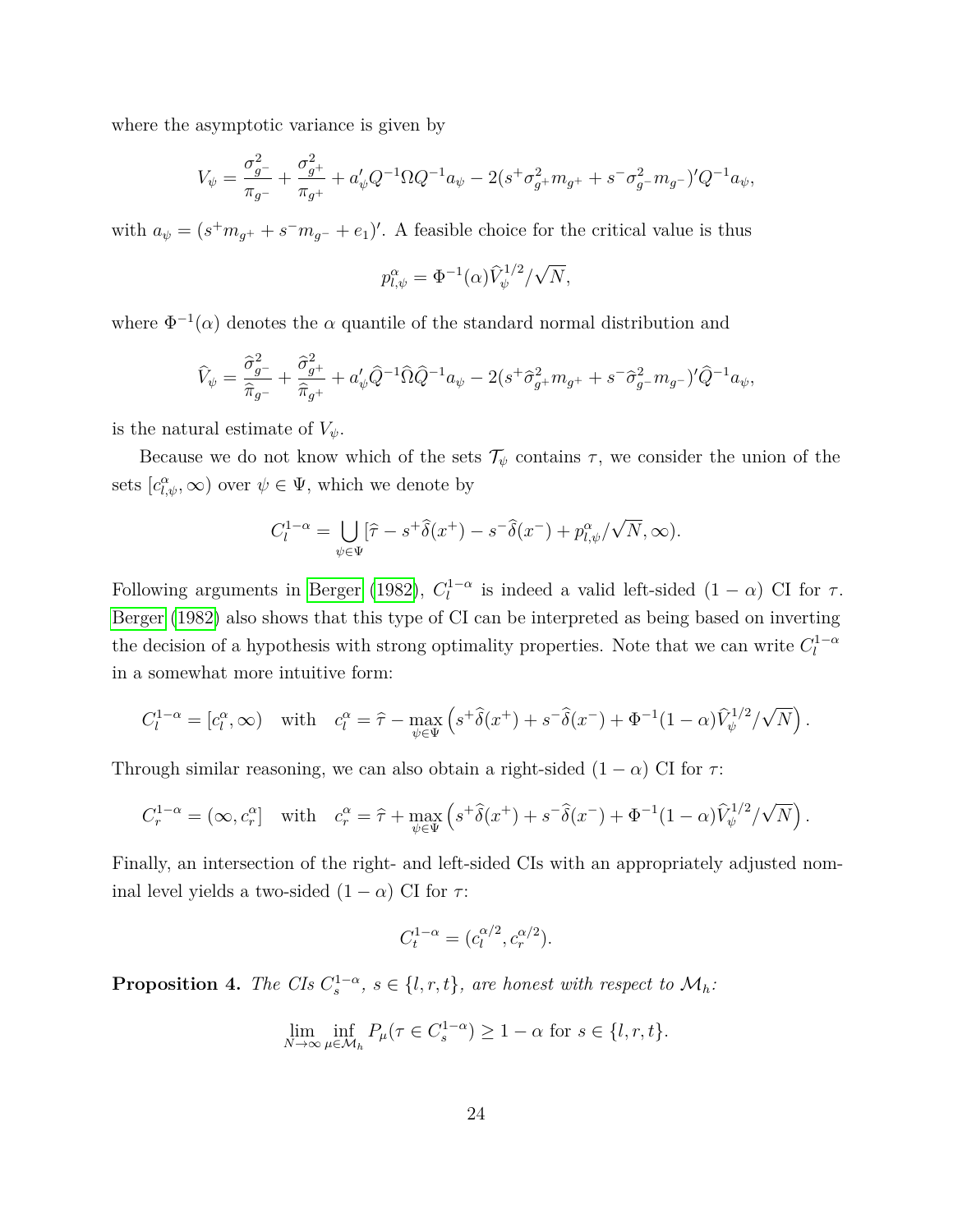where the asymptotic variance is given by

$$V_\psi = \frac{\sigma_{g^-}^2}{\pi_{g^-}} + \frac{\sigma_{g^+}^2}{\pi_{g^+}} + a_\psi' Q^{-1}\Omega Q^{-1} a_\psi - 2(s^+\sigma_{g^+}^2 m_{g^+} + s^-\sigma_{g^-}^2 m_{g^-})' Q^{-1} a_\psi,$$

with $a_\psi = (s^+ m_{g^+} + s^- m_{g^-} + e_1)'$. A feasible choice for the critical value is thus

$$p_{l,\psi}^\alpha = \Phi^{-1}(\alpha)\widehat{V}_\psi^{1/2}/\sqrt{N},$$

where $\Phi^{-1}(\alpha)$ denotes the $\alpha$ quantile of the standard normal distribution and

$$\widehat{V}_\psi = \frac{\widehat{\sigma}_{g^-}^2}{\widehat{\pi}_{g^-}} + \frac{\widehat{\sigma}_{g^+}^2}{\widehat{\pi}_{g^+}} + a_\psi' \widehat{Q}^{-1}\widehat{\Omega}\widehat{Q}^{-1} a_\psi - 2(s^+\widehat{\sigma}_{g^+}^2 m_{g^+} + s^-\widehat{\sigma}_{g^-}^2 m_{g^-})' \widehat{Q}^{-1} a_\psi,$$

is the natural estimate of $V_\psi$.

Because we do not know which of the sets $\mathcal{T}_\psi$ contains $\tau$, we consider the union of the sets $[c_{l,\psi}^\alpha, \infty)$ over $\psi \in \Psi$, which we denote by

$$C_l^{1-\alpha} = \bigcup_{\psi\in\Psi} [\widehat{\tau} - s^+\widehat{\delta}(x^+) - s^-\widehat{\delta}(x^-) + p_{l,\psi}^\alpha/\sqrt{N}, \infty).$$

Following arguments in Berger (1982), $C_l^{1-\alpha}$ is indeed a valid left-sided $(1-\alpha)$ CI for $\tau$. Berger (1982) also shows that this type of CI can be interpreted as being based on inverting the decision of a hypothesis with strong optimality properties. Note that we can write $C_l^{1-\alpha}$ in a somewhat more intuitive form:

$$C_l^{1-\alpha} = [c_l^\alpha, \infty) \quad \text{with} \quad c_l^\alpha = \widehat{\tau} - \max_{\psi\in\Psi}\left(s^+\widehat{\delta}(x^+) + s^-\widehat{\delta}(x^-) + \Phi^{-1}(1-\alpha)\widehat{V}_\psi^{1/2}/\sqrt{N}\right).$$

Through similar reasoning, we can also obtain a right-sided $(1-\alpha)$ CI for $\tau$:

$$C_r^{1-\alpha} = (\infty, c_r^\alpha] \quad \text{with} \quad c_r^\alpha = \widehat{\tau} + \max_{\psi\in\Psi}\left(s^+\widehat{\delta}(x^+) + s^-\widehat{\delta}(x^-) + \Phi^{-1}(1-\alpha)\widehat{V}_\psi^{1/2}/\sqrt{N}\right).$$

Finally, an intersection of the right- and left-sided CIs with an appropriately adjusted nominal level yields a two-sided $(1-\alpha)$ CI for $\tau$:

$$C_t^{1-\alpha} = (c_l^{\alpha/2}, c_r^{\alpha/2}).$$

**Proposition 4.** *The CIs $C_s^{1-\alpha}$, $s \in \{l, r, t\}$, are honest with respect to $\mathcal{M}_h$:*

$$\lim_{N\to\infty} \inf_{\mu\in\mathcal{M}_h} P_\mu(\tau \in C_s^{1-\alpha}) \geq 1-\alpha \text{ for } s \in \{l, r, t\}.$$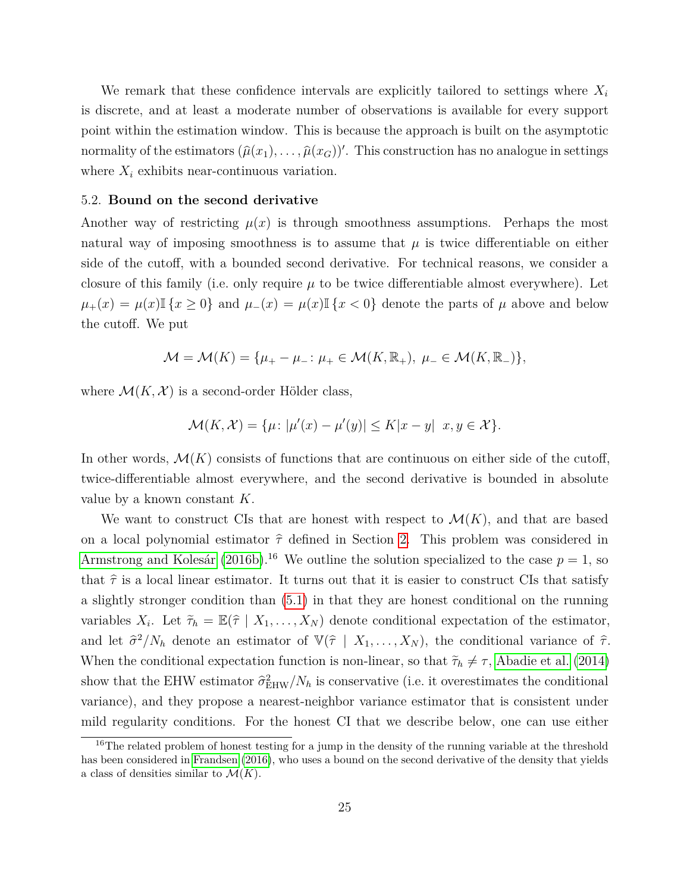We remark that these confidence intervals are explicitly tailored to settings where $X_i$ is discrete, and at least a moderate number of observations is available for every support point within the estimation window. This is because the approach is built on the asymptotic normality of the estimators $(\widehat{\mu}(x_1), \dots, \widehat{\mu}(x_G))'$. This construction has no analogue in settings where $X_i$ exhibits near-continuous variation.

### 5.2. Bound on the second derivative

Another way of restricting $\mu(x)$ is through smoothness assumptions. Perhaps the most natural way of imposing smoothness is to assume that $\mu$ is twice differentiable on either side of the cutoff, with a bounded second derivative. For technical reasons, we consider a closure of this family (i.e. only require $\mu$ to be twice differentiable almost everywhere). Let $\mu_+(x) = \mu(x)\mathbb{I}\{x \geq 0\}$ and $\mu_-(x) = \mu(x)\mathbb{I}\{x < 0\}$ denote the parts of $\mu$ above and below the cutoff. We put

$$\mathcal{M} = \mathcal{M}(K) = \{\mu_+ - \mu_- \colon \mu_+ \in \mathcal{M}(K, \mathbb{R}_+),\ \mu_- \in \mathcal{M}(K, \mathbb{R}_-)\},$$

where $\mathcal{M}(K, \mathcal{X})$ is a second-order Hölder class,

$$\mathcal{M}(K, \mathcal{X}) = \{\mu \colon |\mu'(x) - \mu'(y)| \leq K|x - y| \ \ x, y \in \mathcal{X}\}.$$

In other words, $\mathcal{M}(K)$ consists of functions that are continuous on either side of the cutoff, twice-differentiable almost everywhere, and the second derivative is bounded in absolute value by a known constant $K$.

We want to construct CIs that are honest with respect to $\mathcal{M}(K)$, and that are based on a local polynomial estimator $\widehat{\tau}$ defined in Section 2. This problem was considered in Armstrong and Kolesár (2016b).[16] We outline the solution specialized to the case $p = 1$, so that $\widehat{\tau}$ is a local linear estimator. It turns out that it is easier to construct CIs that satisfy a slightly stronger condition than (5.1) in that they are honest conditional on the running variables $X_i$. Let $\widetilde{\tau}_h = \mathbb{E}(\widehat{\tau} \mid X_1, \dots, X_N)$ denote conditional expectation of the estimator, and let $\widehat{\sigma}^2/N_h$ denote an estimator of $\mathbb{V}(\widehat{\tau} \mid X_1, \dots, X_N)$, the conditional variance of $\widehat{\tau}$. When the conditional expectation function is non-linear, so that $\widetilde{\tau}_h \neq \tau$, Abadie et al. (2014) show that the EHW estimator $\widehat{\sigma}^2_{\text{EHW}}/N_h$ is conservative (i.e. it overestimates the conditional variance), and they propose a nearest-neighbor variance estimator that is consistent under mild regularity conditions. For the honest CI that we describe below, one can use either

[16] The related problem of honest testing for a jump in the density of the running variable at the threshold has been considered in Frandsen (2016), who uses a bound on the second derivative of the density that yields a class of densities similar to $\mathcal{M}(K)$.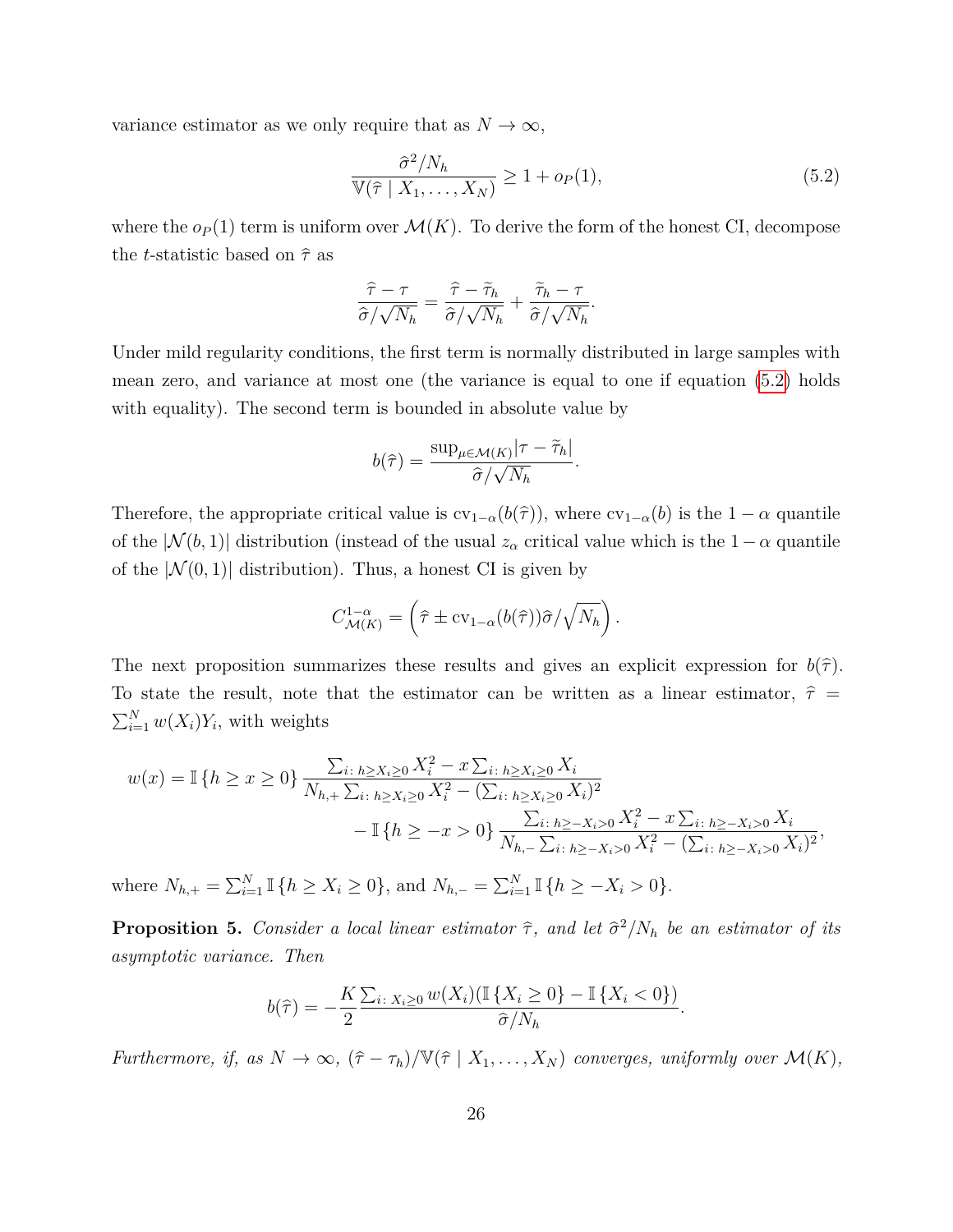variance estimator as we only require that as $N \to \infty$,

$$\frac{\widehat{\sigma}^2/N_h}{\mathbb{V}(\widehat{\tau} \mid X_1, \dots, X_N)} \geq 1 + o_P(1), \tag{5.2}$$

where the $o_P(1)$ term is uniform over $\mathcal{M}(K)$. To derive the form of the honest CI, decompose the $t$-statistic based on $\widehat{\tau}$ as

$$\frac{\widehat{\tau} - \tau}{\widehat{\sigma}/\sqrt{N_h}} = \frac{\widehat{\tau} - \widetilde{\tau}_h}{\widehat{\sigma}/\sqrt{N_h}} + \frac{\widetilde{\tau}_h - \tau}{\widehat{\sigma}/\sqrt{N_h}}.$$

Under mild regularity conditions, the first term is normally distributed in large samples with mean zero, and variance at most one (the variance is equal to one if equation (5.2) holds with equality). The second term is bounded in absolute value by

$$b(\widehat{\tau}) = \frac{\sup_{\mu \in \mathcal{M}(K)} |\tau - \widetilde{\tau}_h|}{\widehat{\sigma}/\sqrt{N_h}}.$$

Therefore, the appropriate critical value is $\mathrm{cv}_{1-\alpha}(b(\widehat{\tau}))$, where $\mathrm{cv}_{1-\alpha}(b)$ is the $1-\alpha$ quantile of the $|\mathcal{N}(b, 1)|$ distribution (instead of the usual $z_\alpha$ critical value which is the $1-\alpha$ quantile of the $|\mathcal{N}(0, 1)|$ distribution). Thus, a honest CI is given by

$$C^{1-\alpha}_{\mathcal{M}(K)} = \left(\widehat{\tau} \pm \mathrm{cv}_{1-\alpha}(b(\widehat{\tau}))\widehat{\sigma}/\sqrt{N_h}\right).$$

The next proposition summarizes these results and gives an explicit expression for $b(\widehat{\tau})$. To state the result, note that the estimator can be written as a linear estimator, $\widehat{\tau} = \sum_{i=1}^N w(X_i) Y_i$, with weights

$$w(x) = \mathbb{I}\{h \geq x \geq 0\} \frac{\sum_{i:\, h \geq X_i \geq 0} X_i^2 - x \sum_{i:\, h \geq X_i \geq 0} X_i}{N_{h,+} \sum_{i:\, h \geq X_i \geq 0} X_i^2 - (\sum_{i:\, h \geq X_i \geq 0} X_i)^2} \\ - \mathbb{I}\{h \geq -x > 0\} \frac{\sum_{i:\, h \geq -X_i > 0} X_i^2 - x \sum_{i:\, h \geq -X_i > 0} X_i}{N_{h,-} \sum_{i:\, h \geq -X_i > 0} X_i^2 - (\sum_{i:\, h \geq -X_i > 0} X_i)^2},$$

where $N_{h,+} = \sum_{i=1}^N \mathbb{I}\{h \geq X_i \geq 0\}$, and $N_{h,-} = \sum_{i=1}^N \mathbb{I}\{h \geq -X_i > 0\}$.

**Proposition 5.** *Consider a local linear estimator $\widehat{\tau}$, and let $\widehat{\sigma}^2/N_h$ be an estimator of its asymptotic variance. Then*

$$b(\widehat{\tau}) = -\frac{K}{2} \frac{\sum_{i:\, X_i \geq 0} w(X_i)(\mathbb{I}\{X_i \geq 0\} - \mathbb{I}\{X_i < 0\})}{\widehat{\sigma}/N_h}.$$

*Furthermore, if, as $N \to \infty$, $(\widehat{\tau} - \tau_h)/\mathbb{V}(\widehat{\tau} \mid X_1, \dots, X_N)$ converges, uniformly over $\mathcal{M}(K)$,*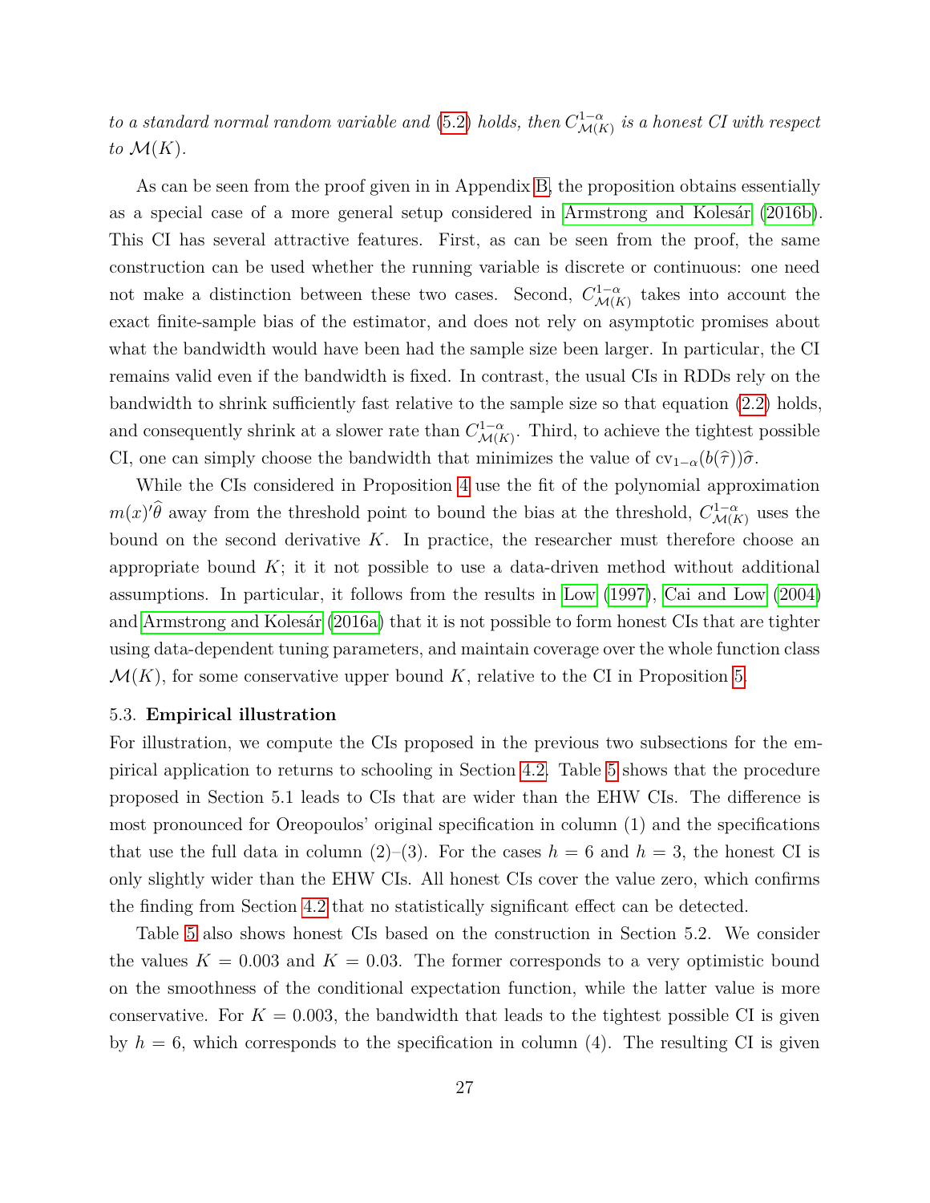*to a standard normal random variable and* (5.2) *holds, then* $C^{1-\alpha}_{\mathcal{M}(K)}$ *is a honest CI with respect to* $\mathcal{M}(K)$*.*

As can be seen from the proof given in in Appendix B, the proposition obtains essentially as a special case of a more general setup considered in Armstrong and Kolesár (2016b). This CI has several attractive features. First, as can be seen from the proof, the same construction can be used whether the running variable is discrete or continuous: one need not make a distinction between these two cases. Second, $C^{1-\alpha}_{\mathcal{M}(K)}$ takes into account the exact finite-sample bias of the estimator, and does not rely on asymptotic promises about what the bandwidth would have been had the sample size been larger. In particular, the CI remains valid even if the bandwidth is fixed. In contrast, the usual CIs in RDDs rely on the bandwidth to shrink sufficiently fast relative to the sample size so that equation (2.2) holds, and consequently shrink at a slower rate than $C^{1-\alpha}_{\mathcal{M}(K)}$. Third, to achieve the tightest possible CI, one can simply choose the bandwidth that minimizes the value of $\text{cv}_{1-\alpha}(b(\widehat{\tau}))\widehat{\sigma}$.

While the CIs considered in Proposition 4 use the fit of the polynomial approximation $m(x)'\widehat{\theta}$ away from the threshold point to bound the bias at the threshold, $C^{1-\alpha}_{\mathcal{M}(K)}$ uses the bound on the second derivative $K$. In practice, the researcher must therefore choose an appropriate bound $K$; it it not possible to use a data-driven method without additional assumptions. In particular, it follows from the results in Low (1997), Cai and Low (2004) and Armstrong and Kolesár (2016a) that it is not possible to form honest CIs that are tighter using data-dependent tuning parameters, and maintain coverage over the whole function class $\mathcal{M}(K)$, for some conservative upper bound $K$, relative to the CI in Proposition 5.

### 5.3. Empirical illustration

For illustration, we compute the CIs proposed in the previous two subsections for the empirical application to returns to schooling in Section 4.2. Table 5 shows that the procedure proposed in Section 5.1 leads to CIs that are wider than the EHW CIs. The difference is most pronounced for Oreopoulos' original specification in column (1) and the specifications that use the full data in column (2)–(3). For the cases $h = 6$ and $h = 3$, the honest CI is only slightly wider than the EHW CIs. All honest CIs cover the value zero, which confirms the finding from Section 4.2 that no statistically significant effect can be detected.

Table 5 also shows honest CIs based on the construction in Section 5.2. We consider the values $K = 0.003$ and $K = 0.03$. The former corresponds to a very optimistic bound on the smoothness of the conditional expectation function, while the latter value is more conservative. For $K = 0.003$, the bandwidth that leads to the tightest possible CI is given by $h = 6$, which corresponds to the specification in column (4). The resulting CI is given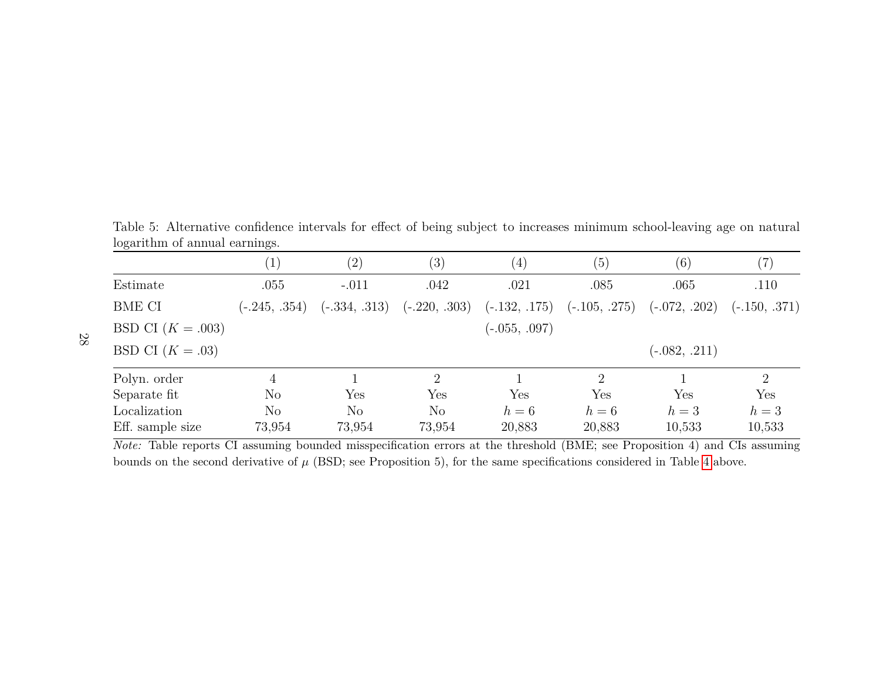Table 5: Alternative confidence intervals for effect of being subject to increases minimum school-leaving age on natural logarithm of annual earnings.

| | (1) | (2) | (3) | (4) | (5) | (6) | (7) |
|---|---|---|---|---|---|---|---|
| Estimate | .055 | -.011 | .042 | .021 | .085 | .065 | .110 |
| BME CI | (-.245, .354) | (-.334, .313) | (-.220, .303) | (-.132, .175) | (-.105, .275) | (-.072, .202) | (-.150, .371) |
| BSD CI ($K = .003$) | | | | (-.055, .097) | | | |
| BSD CI ($K = .03$) | | | | | | (-.082, .211) | |
| Polyn. order | 4 | 1 | 2 | 1 | 2 | 1 | 2 |
| Separate fit | No | Yes | Yes | Yes | Yes | Yes | Yes |
| Localization | No | No | No | $h = 6$ | $h = 6$ | $h = 3$ | $h = 3$ |
| Eff. sample size | 73,954 | 73,954 | 73,954 | 20,883 | 20,883 | 10,533 | 10,533 |

*Note:* Table reports CI assuming bounded misspecification errors at the threshold (BME; see Proposition 4) and CIs assuming bounds on the second derivative of $\mu$ (BSD; see Proposition 5), for the same specifications considered in Table 4 above.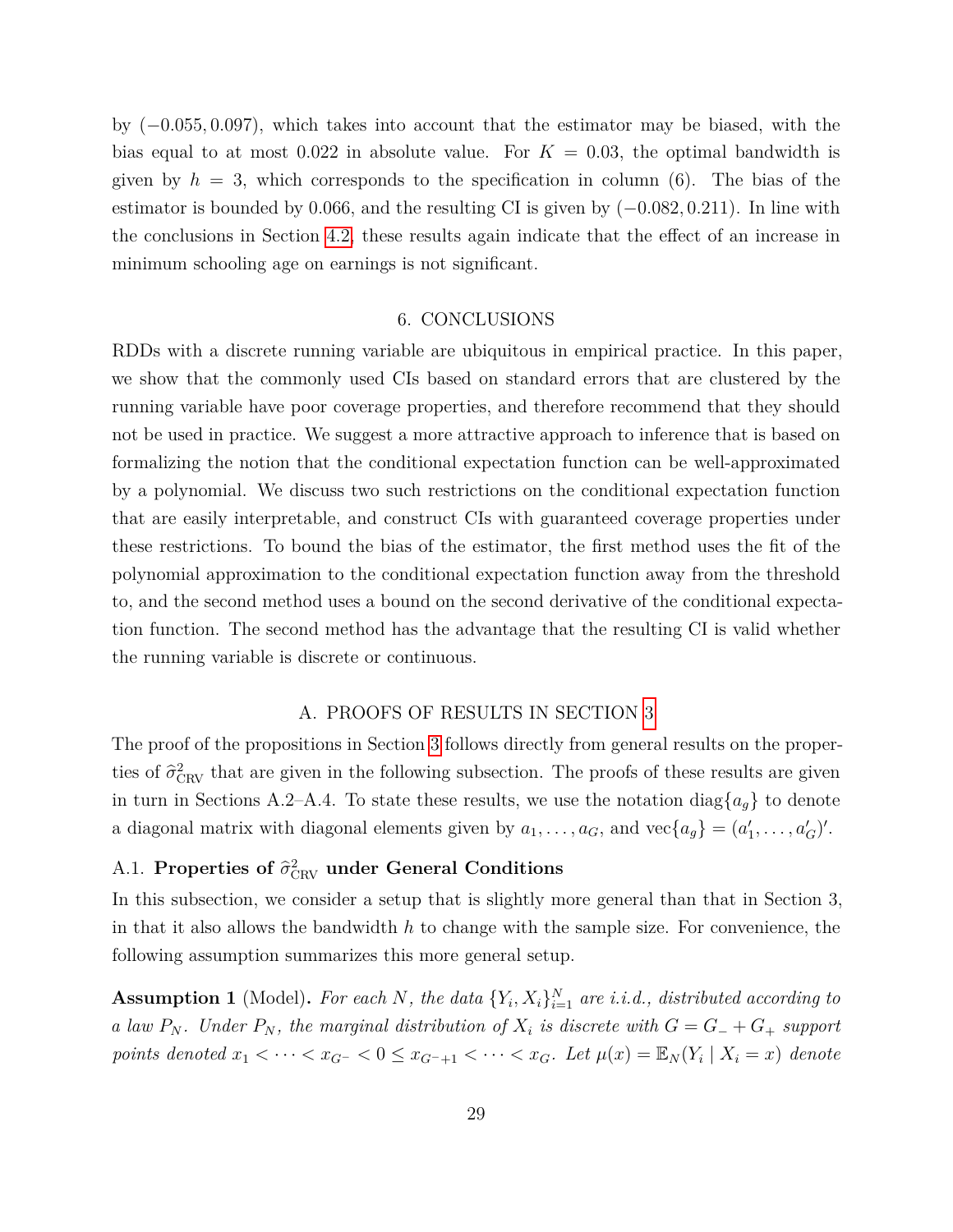by $(-0.055, 0.097)$, which takes into account that the estimator may be biased, with the bias equal to at most 0.022 in absolute value. For $K = 0.03$, the optimal bandwidth is given by $h = 3$, which corresponds to the specification in column (6). The bias of the estimator is bounded by 0.066, and the resulting CI is given by $(-0.082, 0.211)$. In line with the conclusions in Section 4.2, these results again indicate that the effect of an increase in minimum schooling age on earnings is not significant.

## 6. CONCLUSIONS

RDDs with a discrete running variable are ubiquitous in empirical practice. In this paper, we show that the commonly used CIs based on standard errors that are clustered by the running variable have poor coverage properties, and therefore recommend that they should not be used in practice. We suggest a more attractive approach to inference that is based on formalizing the notion that the conditional expectation function can be well-approximated by a polynomial. We discuss two such restrictions on the conditional expectation function that are easily interpretable, and construct CIs with guaranteed coverage properties under these restrictions. To bound the bias of the estimator, the first method uses the fit of the polynomial approximation to the conditional expectation function away from the threshold to, and the second method uses a bound on the second derivative of the conditional expectation function. The second method has the advantage that the resulting CI is valid whether the running variable is discrete or continuous.

## A. PROOFS OF RESULTS IN SECTION 3

The proof of the propositions in Section 3 follows directly from general results on the properties of $\widehat{\sigma}^2_{\text{CRV}}$ that are given in the following subsection. The proofs of these results are given in turn in Sections A.2–A.4. To state these results, we use the notation $\operatorname{diag}\{a_g\}$ to denote a diagonal matrix with diagonal elements given by $a_1, \ldots, a_G$, and $\operatorname{vec}\{a_g\} = (a_1', \ldots, a_G')'$.

### A.1. Properties of $\widehat{\sigma}^2_{\text{CRV}}$ under General Conditions

In this subsection, we consider a setup that is slightly more general than that in Section 3, in that it also allows the bandwidth $h$ to change with the sample size. For convenience, the following assumption summarizes this more general setup.

**Assumption 1** (Model). *For each $N$, the data $\{Y_i, X_i\}_{i=1}^N$ are i.i.d., distributed according to a law $P_N$. Under $P_N$, the marginal distribution of $X_i$ is discrete with $G = G_- + G_+$ support points denoted $x_1 < \cdots < x_{G^-} < 0 \leq x_{G^-+1} < \cdots < x_G$. Let $\mu(x) = \mathbb{E}_N(Y_i \mid X_i = x)$ denote*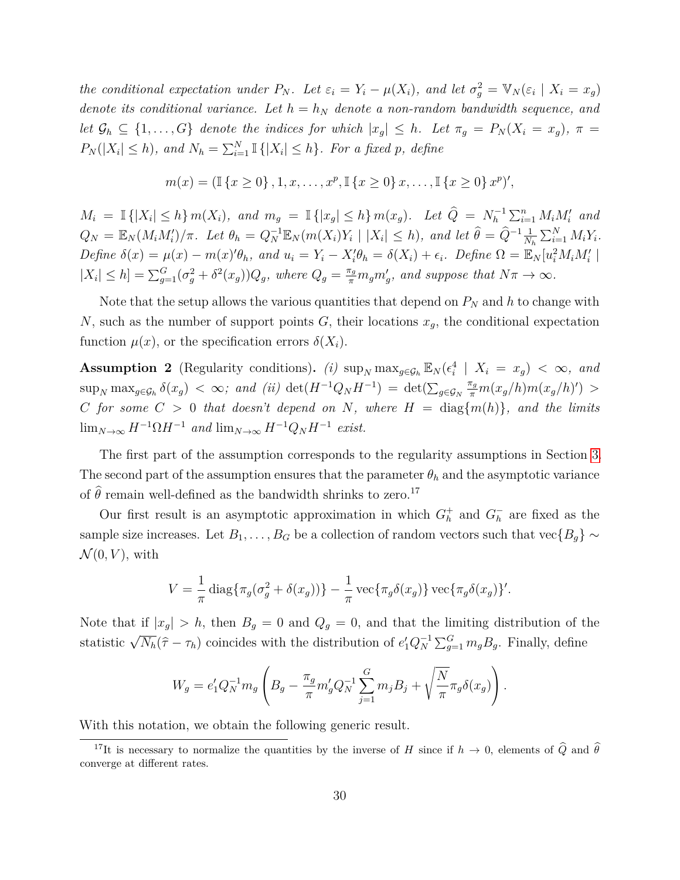*the conditional expectation under $P_N$. Let $\varepsilon_i = Y_i - \mu(X_i)$, and let $\sigma_g^2 = \mathbb{V}_N(\varepsilon_i \mid X_i = x_g)$ denote its conditional variance. Let $h = h_N$ denote a non-random bandwidth sequence, and let $\mathcal{G}_h \subseteq \{1, \ldots, G\}$ denote the indices for which $|x_g| \leq h$. Let $\pi_g = P_N(X_i = x_g)$, $\pi = P_N(|X_i| \leq h)$, and $N_h = \sum_{i=1}^N \mathbb{I}\{|X_i| \leq h\}$. For a fixed $p$, define*

$$m(x) = (\mathbb{I}\{x \geq 0\}, 1, x, \ldots, x^p, \mathbb{I}\{x \geq 0\} x, \ldots, \mathbb{I}\{x \geq 0\} x^p)',$$

*$M_i = \mathbb{I}\{|X_i| \leq h\} m(X_i)$, and $m_g = \mathbb{I}\{|x_g| \leq h\} m(x_g)$. Let $\widehat{Q} = N_h^{-1} \sum_{i=1}^n M_i M_i'$ and $Q_N = \mathbb{E}_N(M_i M_i')/\pi$. Let $\theta_h = Q_N^{-1} \mathbb{E}_N(m(X_i) Y_i \mid |X_i| \leq h)$, and let $\widehat{\theta} = \widehat{Q}^{-1} \frac{1}{N_h} \sum_{i=1}^N M_i Y_i$. Define $\delta(x) = \mu(x) - m(x)'\theta_h$, and $u_i = Y_i - X_i'\theta_h = \delta(X_i) + \epsilon_i$. Define $\Omega = \mathbb{E}_N[u_i^2 M_i M_i' \mid |X_i| \leq h] = \sum_{g=1}^G (\sigma_g^2 + \delta^2(x_g)) Q_g$, where $Q_g = \frac{\pi_g}{\pi} m_g m_g'$, and suppose that $N\pi \to \infty$.*

Note that the setup allows the various quantities that depend on $P_N$ and $h$ to change with $N$, such as the number of support points $G$, their locations $x_g$, the conditional expectation function $\mu(x)$, or the specification errors $\delta(X_i)$.

**Assumption 2** (Regularity conditions)**.** *(i) $\sup_N \max_{g \in \mathcal{G}_h} \mathbb{E}_N(\epsilon_i^4 \mid X_i = x_g) < \infty$, and $\sup_N \max_{g \in \mathcal{G}_h} \delta(x_g) < \infty$; and (ii) $\det(H^{-1} Q_N H^{-1}) = \det(\sum_{g \in \mathcal{G}_N} \frac{\pi_g}{\pi} m(x_g/h) m(x_g/h)') > C$ for some $C > 0$ that doesn't depend on $N$, where $H = \operatorname{diag}\{m(h)\}$, and the limits $\lim_{N\to\infty} H^{-1}\Omega H^{-1}$ and $\lim_{N\to\infty} H^{-1} Q_N H^{-1}$ exist.*

The first part of the assumption corresponds to the regularity assumptions in Section 3. The second part of the assumption ensures that the parameter $\theta_h$ and the asymptotic variance of $\widehat{\theta}$ remain well-defined as the bandwidth shrinks to zero.[17]

Our first result is an asymptotic approximation in which $G_h^+$ and $G_h^-$ are fixed as the sample size increases. Let $B_1, \ldots, B_G$ be a collection of random vectors such that $\operatorname{vec}\{B_g\} \sim \mathcal{N}(0, V)$, with

$$V = \frac{1}{\pi} \operatorname{diag}\{\pi_g(\sigma_g^2 + \delta(x_g))\} - \frac{1}{\pi} \operatorname{vec}\{\pi_g \delta(x_g)\} \operatorname{vec}\{\pi_g \delta(x_g)\}'.$$

Note that if $|x_g| > h$, then $B_g = 0$ and $Q_g = 0$, and that the limiting distribution of the statistic $\sqrt{N_h}(\widehat{\tau} - \tau_h)$ coincides with the distribution of $e_1' Q_N^{-1} \sum_{g=1}^G m_g B_g$. Finally, define

$$W_g = e_1' Q_N^{-1} m_g \left( B_g - \frac{\pi_g}{\pi} m_g' Q_N^{-1} \sum_{j=1}^G m_j B_j + \sqrt{\frac{N}{\pi}} \pi_g \delta(x_g) \right).$$

With this notation, we obtain the following generic result.

[17] It is necessary to normalize the quantities by the inverse of $H$ since if $h \to 0$, elements of $\widehat{Q}$ and $\widehat{\theta}$ converge at different rates.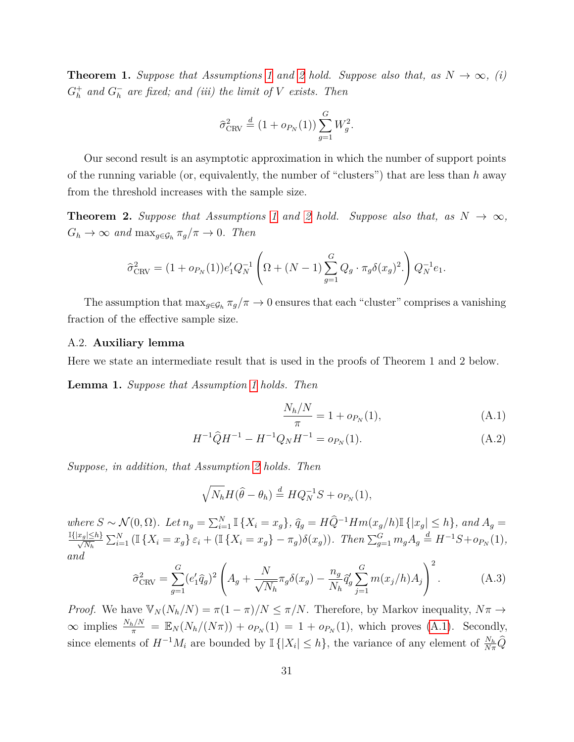**Theorem 1.** *Suppose that Assumptions 1 and 2 hold. Suppose also that, as $N \to \infty$, (i) $G_h^+$ and $G_h^-$ are fixed; and (iii) the limit of $V$ exists. Then*

$$\widehat{\sigma}^2_{\text{CRV}} \overset{d}{=} (1 + o_{P_N}(1)) \sum_{g=1}^{G} W_g^2.$$

Our second result is an asymptotic approximation in which the number of support points of the running variable (or, equivalently, the number of "clusters") that are less than $h$ away from the threshold increases with the sample size.

**Theorem 2.** *Suppose that Assumptions 1 and 2 hold. Suppose also that, as $N \to \infty$, $G_h \to \infty$ and $\max_{g \in \mathcal{G}_h} \pi_g / \pi \to 0$. Then*

$$\widehat{\sigma}^2_{\text{CRV}} = (1 + o_{P_N}(1)) e_1' Q_N^{-1} \left( \Omega + (N-1) \sum_{g=1}^{G} Q_g \cdot \pi_g \delta(x_g)^2 . \right) Q_N^{-1} e_1.$$

The assumption that $\max_{g \in \mathcal{G}_h} \pi_g / \pi \to 0$ ensures that each "cluster" comprises a vanishing fraction of the effective sample size.

### A.2. **Auxiliary lemma**

Here we state an intermediate result that is used in the proofs of Theorem 1 and 2 below.

**Lemma 1.** *Suppose that Assumption 1 holds. Then*

$$\frac{N_h/N}{\pi} = 1 + o_{P_N}(1), \tag{A.1}$$

$$H^{-1} \widehat{Q} H^{-1} - H^{-1} Q_N H^{-1} = o_{P_N}(1). \tag{A.2}$$

*Suppose, in addition, that Assumption 2 holds. Then*

$$\sqrt{N_h} H(\widehat{\theta} - \theta_h) \overset{d}{=} H Q_N^{-1} S + o_{P_N}(1),$$

*where $S \sim \mathcal{N}(0, \Omega)$. Let $n_g = \sum_{i=1}^{N} \mathbb{I}\{X_i = x_g\}$, $\widehat{q}_g = H \widehat{Q}^{-1} H m(x_g/h) \mathbb{I}\{|x_g| \leq h\}$, and $A_g = \frac{\mathbb{I}\{|x_g| \leq h\}}{\sqrt{N_h}} \sum_{i=1}^{N} (\mathbb{I}\{X_i = x_g\} \varepsilon_i + (\mathbb{I}\{X_i = x_g\} - \pi_g) \delta(x_g))$. Then $\sum_{g=1}^{G} m_g A_g \overset{d}{=} H^{-1} S + o_{P_N}(1)$, and*

$$\widehat{\sigma}^2_{\text{CRV}} = \sum_{g=1}^{G} (e_1' \widehat{q}_g)^2 \left( A_g + \frac{N}{\sqrt{N_h}} \pi_g \delta(x_g) - \frac{n_g}{N_h} \widehat{q}_g' \sum_{j=1}^{G} m(x_j/h) A_j \right)^2. \tag{A.3}$$

*Proof.* We have $\mathbb{V}_N(N_h/N) = \pi(1-\pi)/N \leq \pi/N$. Therefore, by Markov inequality, $N\pi \to \infty$ implies $\frac{N_h/N}{\pi} = \mathbb{E}_N(N_h/(N\pi)) + o_{P_N}(1) = 1 + o_{P_N}(1)$, which proves (A.1). Secondly, since elements of $H^{-1}M_i$ are bounded by $\mathbb{I}\{|X_i| \leq h\}$, the variance of any element of $\frac{N_h}{N\pi}\widehat{Q}$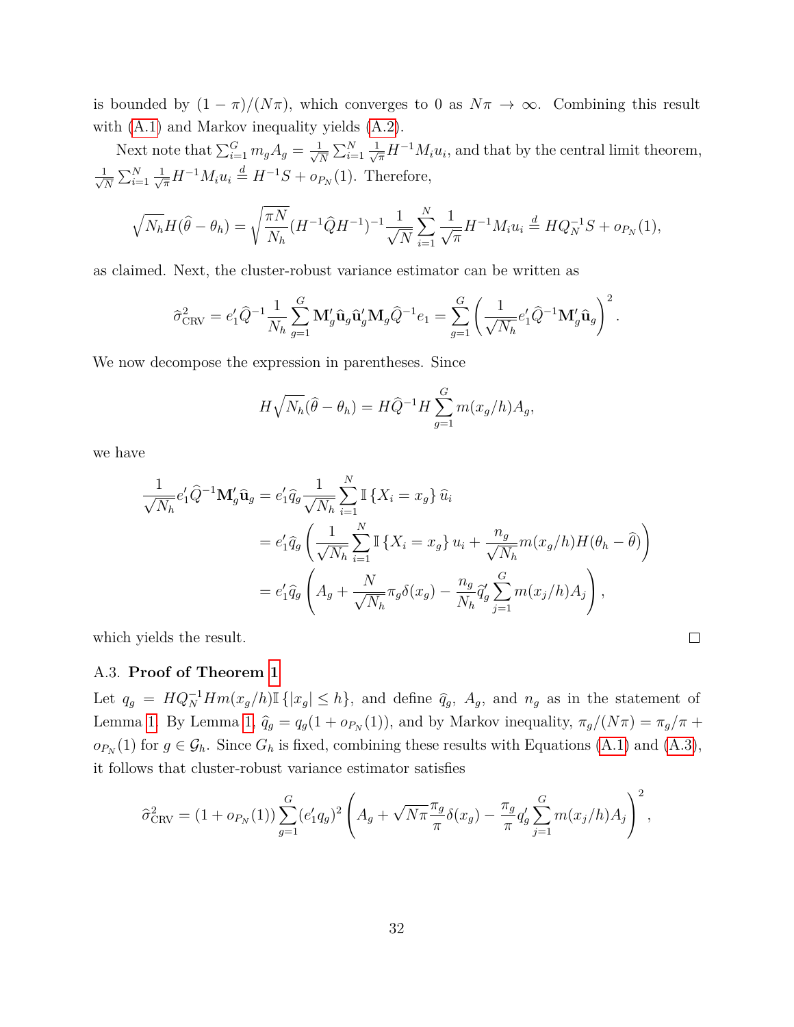is bounded by $(1-\pi)/(N\pi)$, which converges to 0 as $N\pi \to \infty$. Combining this result with (A.1) and Markov inequality yields (A.2).

Next note that $\sum_{i=1}^{G} m_g A_g = \frac{1}{\sqrt{N}} \sum_{i=1}^{N} \frac{1}{\sqrt{\pi}} H^{-1} M_i u_i$, and that by the central limit theorem, $\frac{1}{\sqrt{N}} \sum_{i=1}^{N} \frac{1}{\sqrt{\pi}} H^{-1} M_i u_i \overset{d}{=} H^{-1} S + o_{P_N}(1)$. Therefore,

$$\sqrt{N_h} H(\widehat{\theta} - \theta_h) = \sqrt{\frac{\pi N}{N_h}} (H^{-1} \widehat{Q} H^{-1})^{-1} \frac{1}{\sqrt{N}} \sum_{i=1}^{N} \frac{1}{\sqrt{\pi}} H^{-1} M_i u_i \overset{d}{=} H Q_N^{-1} S + o_{P_N}(1),$$

as claimed. Next, the cluster-robust variance estimator can be written as

$$\widehat{\sigma}^2_{\text{CRV}} = e_1' \widehat{Q}^{-1} \frac{1}{N_h} \sum_{g=1}^{G} \mathbf{M}_g' \widehat{\mathbf{u}}_g \widehat{\mathbf{u}}_g' \mathbf{M}_g \widehat{Q}^{-1} e_1 = \sum_{g=1}^{G} \left( \frac{1}{\sqrt{N_h}} e_1' \widehat{Q}^{-1} \mathbf{M}_g' \widehat{\mathbf{u}}_g \right)^2.$$

We now decompose the expression in parentheses. Since

$$H \sqrt{N_h} (\widehat{\theta} - \theta_h) = H \widehat{Q}^{-1} H \sum_{g=1}^{G} m(x_g/h) A_g,$$

we have

$$\begin{aligned}
\frac{1}{\sqrt{N_h}} e_1' \widehat{Q}^{-1} \mathbf{M}_g' \widehat{\mathbf{u}}_g &= e_1' \widehat{q}_g \frac{1}{\sqrt{N_h}} \sum_{i=1}^{N} \mathbb{I}\{X_i = x_g\} \widehat{u}_i \\
&= e_1' \widehat{q}_g \left( \frac{1}{\sqrt{N_h}} \sum_{i=1}^{N} \mathbb{I}\{X_i = x_g\} u_i + \frac{n_g}{\sqrt{N_h}} m(x_g/h) H(\theta_h - \widehat{\theta}) \right) \\
&= e_1' \widehat{q}_g \left( A_g + \frac{N}{\sqrt{N_h}} \pi_g \delta(x_g) - \frac{n_g}{N_h} \widehat{q}_g' \sum_{j=1}^{G} m(x_j/h) A_j \right),
\end{aligned}$$

which yields the result. $\square$

### A.3. **Proof of Theorem 1**

Let $q_g = H Q_N^{-1} H m(x_g/h) \mathbb{I}\{|x_g| \leq h\}$, and define $\widehat{q}_g$, $A_g$, and $n_g$ as in the statement of Lemma 1. By Lemma 1, $\widehat{q}_g = q_g(1 + o_{P_N}(1))$, and by Markov inequality, $\pi_g/(N\pi) = \pi_g/\pi + o_{P_N}(1)$ for $g \in \mathcal{G}_h$. Since $G_h$ is fixed, combining these results with Equations (A.1) and (A.3), it follows that cluster-robust variance estimator satisfies

$$\widehat{\sigma}^2_{\text{CRV}} = (1 + o_{P_N}(1)) \sum_{g=1}^{G} (e_1' q_g)^2 \left( A_g + \sqrt{N\pi} \frac{\pi_g}{\pi} \delta(x_g) - \frac{\pi_g}{\pi} q_g' \sum_{j=1}^{G} m(x_j/h) A_j \right)^2,$$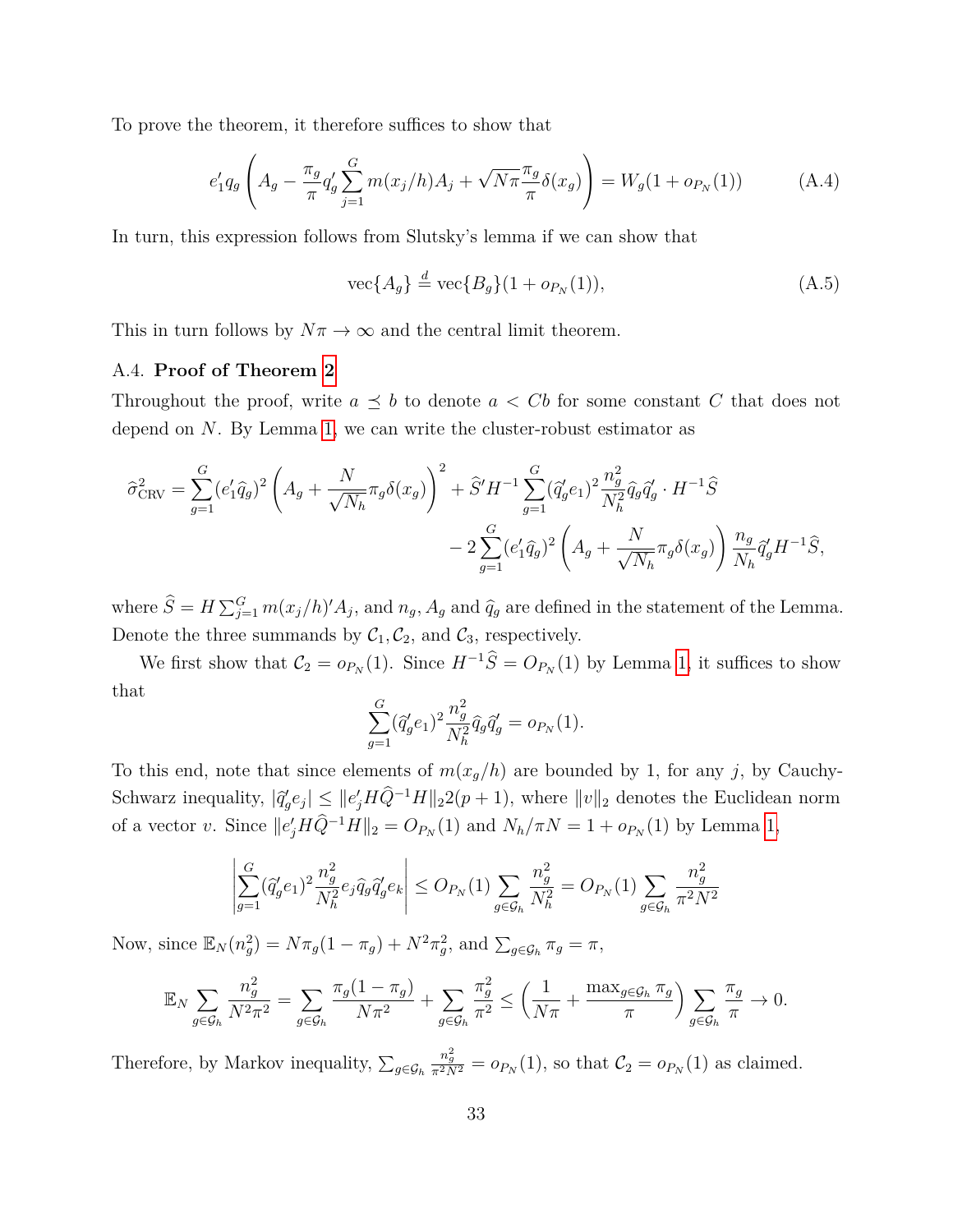To prove the theorem, it therefore suffices to show that

$$e_1' q_g \left( A_g - \frac{\pi_g}{\pi} q_g' \sum_{j=1}^{G} m(x_j/h) A_j + \sqrt{N\pi} \frac{\pi_g}{\pi} \delta(x_g) \right) = W_g(1 + o_{P_N}(1)) \tag{A.4}$$

In turn, this expression follows from Slutsky's lemma if we can show that

$$\text{vec}\{A_g\} \overset{d}{=} \text{vec}\{B_g\}(1 + o_{P_N}(1)), \tag{A.5}$$

This in turn follows by $N\pi \to \infty$ and the central limit theorem.

A.4. **Proof of Theorem 2**

Throughout the proof, write $a \preceq b$ to denote $a < Cb$ for some constant $C$ that does not depend on $N$. By Lemma 1, we can write the cluster-robust estimator as

$$\begin{aligned}
\widehat{\sigma}^2_{\text{CRV}} = \sum_{g=1}^{G} (e_1' \widehat{q}_g)^2 \left( A_g + \frac{N}{\sqrt{N_h}} \pi_g \delta(x_g) \right)^2 + \widehat{S}' H^{-1} \sum_{g=1}^{G} (\widehat{q}_g' e_1)^2 \frac{n_g^2}{N_h^2} \widehat{q}_g \widehat{q}_g' \cdot H^{-1} \widehat{S} \\
- 2 \sum_{g=1}^{G} (e_1' \widehat{q}_g)^2 \left( A_g + \frac{N}{\sqrt{N_h}} \pi_g \delta(x_g) \right) \frac{n_g}{N_h} \widehat{q}_g' H^{-1} \widehat{S},
\end{aligned}$$

where $\widehat{S} = H \sum_{j=1}^{G} m(x_j/h)' A_j$, and $n_g, A_g$ and $\widehat{q}_g$ are defined in the statement of the Lemma. Denote the three summands by $\mathcal{C}_1, \mathcal{C}_2$, and $\mathcal{C}_3$, respectively.

We first show that $\mathcal{C}_2 = o_{P_N}(1)$. Since $H^{-1}\widehat{S} = O_{P_N}(1)$ by Lemma 1, it suffices to show that

$$\sum_{g=1}^{G} (\widehat{q}_g' e_1)^2 \frac{n_g^2}{N_h^2} \widehat{q}_g \widehat{q}_g' = o_{P_N}(1).$$

To this end, note that since elements of $m(x_g/h)$ are bounded by 1, for any $j$, by Cauchy-Schwarz inequality, $|\widehat{q}_g' e_j| \leq \|e_j' H \widehat{Q}^{-1} H\|_2 2(p+1)$, where $\|v\|_2$ denotes the Euclidean norm of a vector $v$. Since $\|e_j' H \widehat{Q}^{-1} H\|_2 = O_{P_N}(1)$ and $N_h/\pi N = 1 + o_{P_N}(1)$ by Lemma 1,

$$\left| \sum_{g=1}^{G} (\widehat{q}_g' e_1)^2 \frac{n_g^2}{N_h^2} e_j \widehat{q}_g \widehat{q}_g' e_k \right| \leq O_{P_N}(1) \sum_{g \in \mathcal{G}_h} \frac{n_g^2}{N_h^2} = O_{P_N}(1) \sum_{g \in \mathcal{G}_h} \frac{n_g^2}{\pi^2 N^2}$$

Now, since $\mathbb{E}_N(n_g^2) = N\pi_g(1-\pi_g) + N^2\pi_g^2$, and $\sum_{g \in \mathcal{G}_h} \pi_g = \pi$,

$$\mathbb{E}_N \sum_{g \in \mathcal{G}_h} \frac{n_g^2}{N^2 \pi^2} = \sum_{g \in \mathcal{G}_h} \frac{\pi_g(1-\pi_g)}{N\pi^2} + \sum_{g \in \mathcal{G}_h} \frac{\pi_g^2}{\pi^2} \leq \left( \frac{1}{N\pi} + \frac{\max_{g \in \mathcal{G}_h} \pi_g}{\pi} \right) \sum_{g \in \mathcal{G}_h} \frac{\pi_g}{\pi} \to 0.$$

Therefore, by Markov inequality, $\sum_{g \in \mathcal{G}_h} \frac{n_g^2}{\pi^2 N^2} = o_{P_N}(1)$, so that $\mathcal{C}_2 = o_{P_N}(1)$ as claimed.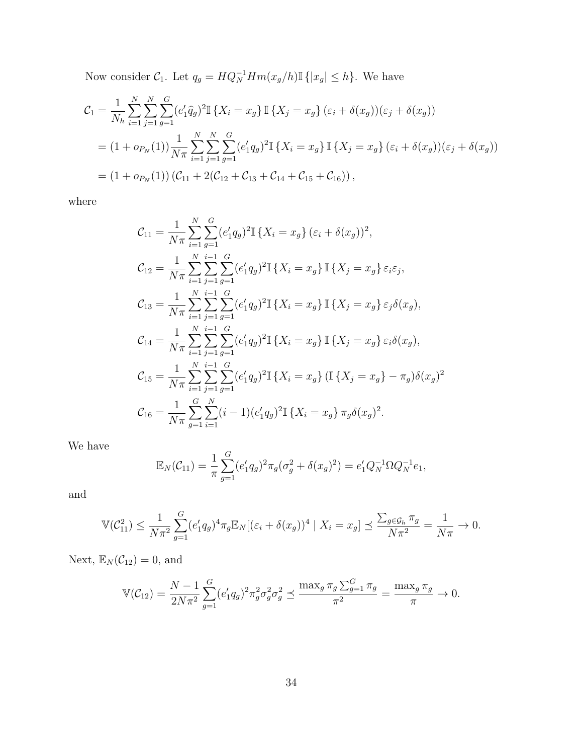Now consider $\mathcal{C}_1$. Let $q_g = HQ_N^{-1}Hm(x_g/h)\mathbb{I}\{|x_g| \leq h\}$. We have

$$
\begin{aligned}
\mathcal{C}_1 &= \frac{1}{N_h}\sum_{i=1}^{N}\sum_{j=1}^{N}\sum_{g=1}^{G}(e_1'\widehat{q}_g)^2\mathbb{I}\{X_i = x_g\}\mathbb{I}\{X_j = x_g\}(\varepsilon_i + \delta(x_g))(\varepsilon_j + \delta(x_g)) \\
&= (1 + o_{P_N}(1))\frac{1}{N\pi}\sum_{i=1}^{N}\sum_{j=1}^{N}\sum_{g=1}^{G}(e_1'q_g)^2\mathbb{I}\{X_i = x_g\}\mathbb{I}\{X_j = x_g\}(\varepsilon_i + \delta(x_g))(\varepsilon_j + \delta(x_g)) \\
&= (1 + o_{P_N}(1))\left(\mathcal{C}_{11} + 2(\mathcal{C}_{12} + \mathcal{C}_{13} + \mathcal{C}_{14} + \mathcal{C}_{15} + \mathcal{C}_{16})\right),
\end{aligned}
$$

where

$$
\begin{aligned}
\mathcal{C}_{11} &= \frac{1}{N\pi}\sum_{i=1}^{N}\sum_{g=1}^{G}(e_1'q_g)^2\mathbb{I}\{X_i = x_g\}(\varepsilon_i + \delta(x_g))^2, \\
\mathcal{C}_{12} &= \frac{1}{N\pi}\sum_{i=1}^{N}\sum_{j=1}^{i-1}\sum_{g=1}^{G}(e_1'q_g)^2\mathbb{I}\{X_i = x_g\}\mathbb{I}\{X_j = x_g\}\varepsilon_i\varepsilon_j, \\
\mathcal{C}_{13} &= \frac{1}{N\pi}\sum_{i=1}^{N}\sum_{j=1}^{i-1}\sum_{g=1}^{G}(e_1'q_g)^2\mathbb{I}\{X_i = x_g\}\mathbb{I}\{X_j = x_g\}\varepsilon_j\delta(x_g), \\
\mathcal{C}_{14} &= \frac{1}{N\pi}\sum_{i=1}^{N}\sum_{j=1}^{i-1}\sum_{g=1}^{G}(e_1'q_g)^2\mathbb{I}\{X_i = x_g\}\mathbb{I}\{X_j = x_g\}\varepsilon_i\delta(x_g), \\
\mathcal{C}_{15} &= \frac{1}{N\pi}\sum_{i=1}^{N}\sum_{j=1}^{i-1}\sum_{g=1}^{G}(e_1'q_g)^2\mathbb{I}\{X_i = x_g\}(\mathbb{I}\{X_j = x_g\} - \pi_g)\delta(x_g)^2 \\
\mathcal{C}_{16} &= \frac{1}{N\pi}\sum_{g=1}^{G}\sum_{i=1}^{N}(i-1)(e_1'q_g)^2\mathbb{I}\{X_i = x_g\}\pi_g\delta(x_g)^2.
\end{aligned}
$$

We have

$$
\mathbb{E}_N(\mathcal{C}_{11}) = \frac{1}{\pi}\sum_{g=1}^{G}(e_1'q_g)^2\pi_g(\sigma_g^2 + \delta(x_g)^2) = e_1'Q_N^{-1}\Omega Q_N^{-1}e_1,
$$

and

$$
\mathbb{V}(\mathcal{C}_{11}^2) \leq \frac{1}{N\pi^2}\sum_{g=1}^{G}(e_1'q_g)^4\pi_g\mathbb{E}_N[(\varepsilon_i + \delta(x_g))^4 \mid X_i = x_g] \preceq \frac{\sum_{g\in\mathcal{G}_h}\pi_g}{N\pi^2} = \frac{1}{N\pi} \to 0.
$$

Next, $\mathbb{E}_N(\mathcal{C}_{12}) = 0$, and

$$
\mathbb{V}(\mathcal{C}_{12}) = \frac{N-1}{2N\pi^2}\sum_{g=1}^{G}(e_1'q_g)^2\pi_g^2\sigma_g^2\sigma_g^2 \preceq \frac{\max_g \pi_g \sum_{g=1}^{G}\pi_g}{\pi^2} = \frac{\max_g \pi_g}{\pi} \to 0.
$$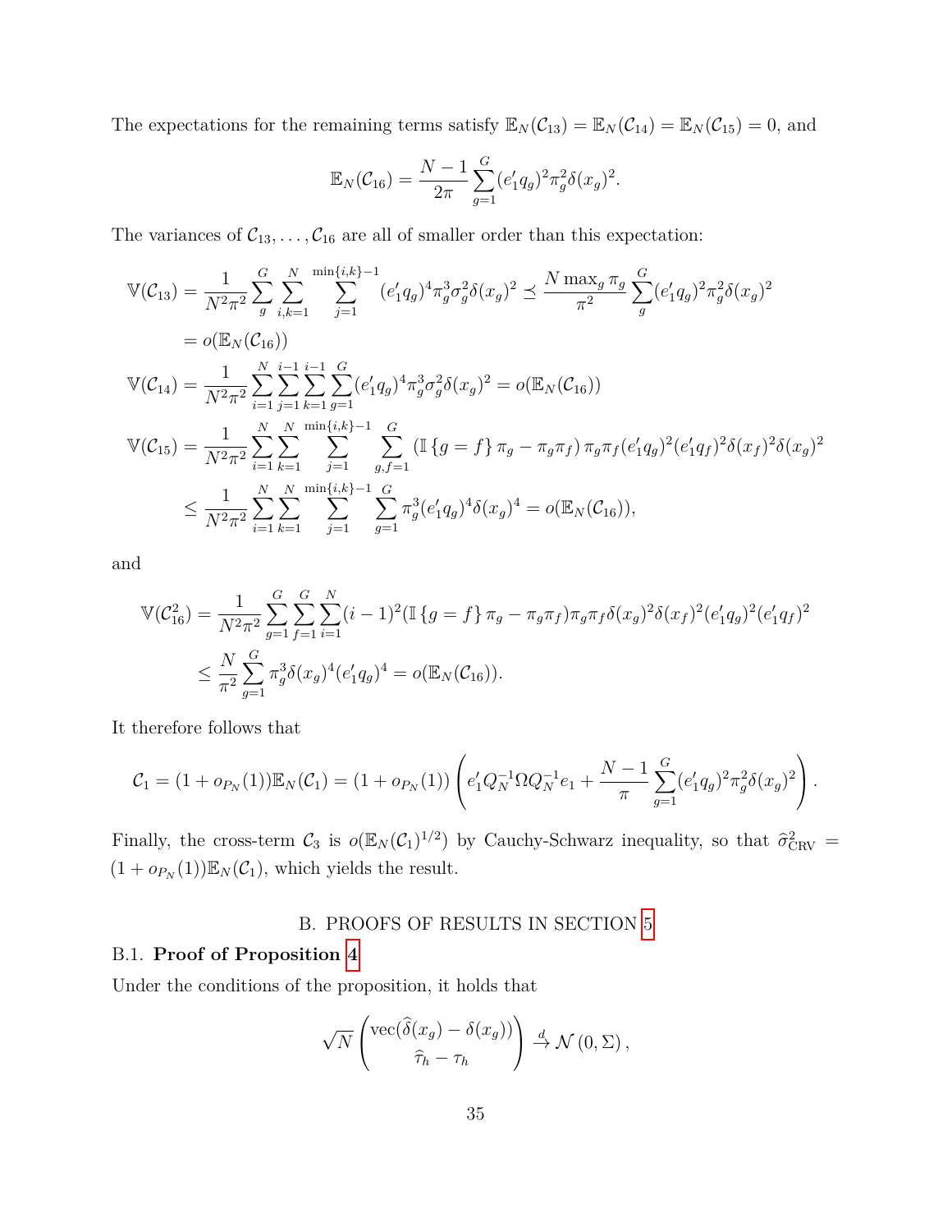The expectations for the remaining terms satisfy $\mathbb{E}_N(\mathcal{C}_{13}) = \mathbb{E}_N(\mathcal{C}_{14}) = \mathbb{E}_N(\mathcal{C}_{15}) = 0$, and

$$\mathbb{E}_N(\mathcal{C}_{16}) = \frac{N-1}{2\pi}\sum_{g=1}^{G}(e_1'q_g)^2\pi_g^2\delta(x_g)^2.$$

The variances of $\mathcal{C}_{13}, \dots, \mathcal{C}_{16}$ are all of smaller order than this expectation:

$$\begin{aligned}
\mathbb{V}(\mathcal{C}_{13}) &= \frac{1}{N^2\pi^2}\sum_{g}^{G}\sum_{i,k=1}^{N}\sum_{j=1}^{\min\{i,k\}-1}(e_1'q_g)^4\pi_g^3\sigma_g^2\delta(x_g)^2 \preceq \frac{N\max_g \pi_g}{\pi^2}\sum_{g}^{G}(e_1'q_g)^2\pi_g^2\delta(x_g)^2 \\
&= o(\mathbb{E}_N(\mathcal{C}_{16})) \\
\mathbb{V}(\mathcal{C}_{14}) &= \frac{1}{N^2\pi^2}\sum_{i=1}^{N}\sum_{j=1}^{i-1}\sum_{k=1}^{i-1}\sum_{g=1}^{G}(e_1'q_g)^4\pi_g^3\sigma_g^2\delta(x_g)^2 = o(\mathbb{E}_N(\mathcal{C}_{16})) \\
\mathbb{V}(\mathcal{C}_{15}) &= \frac{1}{N^2\pi^2}\sum_{i=1}^{N}\sum_{k=1}^{N}\sum_{j=1}^{\min\{i,k\}-1}\sum_{g,f=1}^{G}\left(\mathbb{I}\{g=f\}\pi_g - \pi_g\pi_f\right)\pi_g\pi_f(e_1'q_g)^2(e_1'q_f)^2\delta(x_f)^2\delta(x_g)^2 \\
&\leq \frac{1}{N^2\pi^2}\sum_{i=1}^{N}\sum_{k=1}^{N}\sum_{j=1}^{\min\{i,k\}-1}\sum_{g=1}^{G}\pi_g^3(e_1'q_g)^4\delta(x_g)^4 = o(\mathbb{E}_N(\mathcal{C}_{16})),
\end{aligned}$$

and

$$\begin{aligned}
\mathbb{V}(\mathcal{C}_{16}^2) &= \frac{1}{N^2\pi^2}\sum_{g=1}^{G}\sum_{f=1}^{G}\sum_{i=1}^{N}(i-1)^2(\mathbb{I}\{g=f\}\pi_g - \pi_g\pi_f)\pi_g\pi_f\delta(x_g)^2\delta(x_f)^2(e_1'q_g)^2(e_1'q_f)^2 \\
&\leq \frac{N}{\pi^2}\sum_{g=1}^{G}\pi_g^3\delta(x_g)^4(e_1'q_g)^4 = o(\mathbb{E}_N(\mathcal{C}_{16})).
\end{aligned}$$

It therefore follows that

$$\mathcal{C}_1 = (1+o_{P_N}(1))\mathbb{E}_N(\mathcal{C}_1) = (1+o_{P_N}(1))\left(e_1'Q_N^{-1}\Omega Q_N^{-1}e_1 + \frac{N-1}{\pi}\sum_{g=1}^{G}(e_1'q_g)^2\pi_g^2\delta(x_g)^2\right).$$

Finally, the cross-term $\mathcal{C}_3$ is $o(\mathbb{E}_N(\mathcal{C}_1)^{1/2})$ by Cauchy-Schwarz inequality, so that $\widehat{\sigma}^2_{\text{CRV}} = (1+o_{P_N}(1))\mathbb{E}_N(\mathcal{C}_1)$, which yields the result.

## B. PROOFS OF RESULTS IN SECTION 5

### B.1. **Proof of Proposition 4**

Under the conditions of the proposition, it holds that

$$\sqrt{N}\begin{pmatrix}\text{vec}(\widehat{\delta}(x_g) - \delta(x_g)) \\ \widehat{\tau}_h - \tau_h\end{pmatrix} \xrightarrow{d} \mathcal{N}(0, \Sigma),$$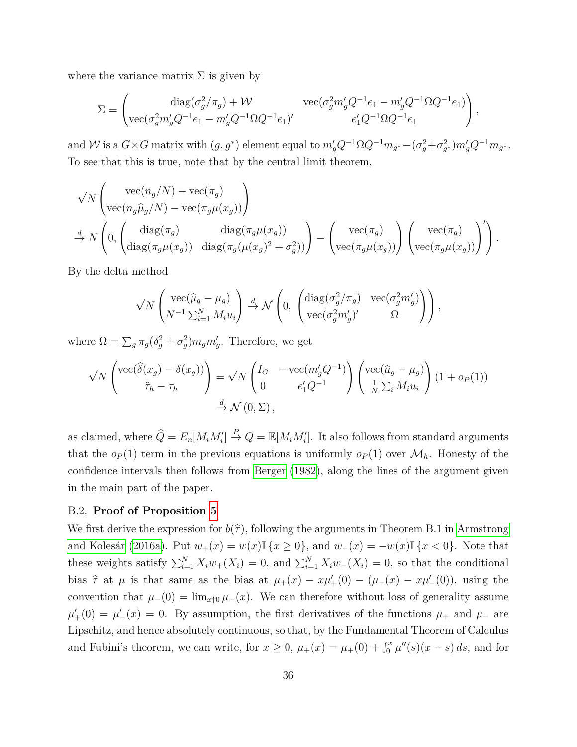where the variance matrix $\Sigma$ is given by

$$\Sigma = \begin{pmatrix} \operatorname{diag}(\sigma_g^2/\pi_g) + \mathcal{W} & \operatorname{vec}(\sigma_g^2 m_g' Q^{-1} e_1 - m_g' Q^{-1} \Omega Q^{-1} e_1) \\ \operatorname{vec}(\sigma_g^2 m_g' Q^{-1} e_1 - m_g' Q^{-1} \Omega Q^{-1} e_1)' & e_1' Q^{-1} \Omega Q^{-1} e_1 \end{pmatrix},$$

and $\mathcal{W}$ is a $G \times G$ matrix with $(g, g^*)$ element equal to $m_g' Q^{-1} \Omega Q^{-1} m_{g^*} - (\sigma_g^2 + \sigma_{g^*}^2) m_g' Q^{-1} m_{g^*}$. To see that this is true, note that by the central limit theorem,

$$\begin{aligned}
&\sqrt{N} \begin{pmatrix} \operatorname{vec}(n_g/N) - \operatorname{vec}(\pi_g) \\ \operatorname{vec}(n_g \widehat{\mu}_g/N) - \operatorname{vec}(\pi_g \mu(x_g)) \end{pmatrix} \\
&\xrightarrow{d} N\left(0, \begin{pmatrix} \operatorname{diag}(\pi_g) & \operatorname{diag}(\pi_g \mu(x_g)) \\ \operatorname{diag}(\pi_g \mu(x_g)) & \operatorname{diag}(\pi_g(\mu(x_g)^2 + \sigma_g^2)) \end{pmatrix} - \begin{pmatrix} \operatorname{vec}(\pi_g) \\ \operatorname{vec}(\pi_g \mu(x_g)) \end{pmatrix} \begin{pmatrix} \operatorname{vec}(\pi_g) \\ \operatorname{vec}(\pi_g \mu(x_g)) \end{pmatrix}' \right).
\end{aligned}$$

By the delta method

$$\sqrt{N} \begin{pmatrix} \operatorname{vec}(\widehat{\mu}_g - \mu_g) \\ N^{-1} \sum_{i=1}^N M_i u_i \end{pmatrix} \xrightarrow{d} \mathcal{N}\left(0, \begin{pmatrix} \operatorname{diag}(\sigma_g^2/\pi_g) & \operatorname{vec}(\sigma_g^2 m_g') \\ \operatorname{vec}(\sigma_g^2 m_g')' & \Omega \end{pmatrix}\right),$$

where $\Omega = \sum_g \pi_g (\delta_g^2 + \sigma_g^2) m_g m_g'$. Therefore, we get

$$\begin{aligned}
\sqrt{N} \begin{pmatrix} \operatorname{vec}(\widehat{\delta}(x_g) - \delta(x_g)) \\ \widehat{\tau}_h - \tau_h \end{pmatrix} &= \sqrt{N} \begin{pmatrix} I_G & -\operatorname{vec}(m_g' Q^{-1}) \\ 0 & e_1' Q^{-1} \end{pmatrix} \begin{pmatrix} \operatorname{vec}(\widehat{\mu}_g - \mu_g) \\ \frac{1}{N} \sum_i M_i u_i \end{pmatrix} (1 + o_P(1)) \\
&\xrightarrow{d} \mathcal{N}(0, \Sigma),
\end{aligned}$$

as claimed, where $\widehat{Q} = E_n[M_i M_i'] \xrightarrow{P} Q = \mathbb{E}[M_i M_i']$. It also follows from standard arguments that the $o_P(1)$ term in the previous equations is uniformly $o_P(1)$ over $\mathcal{M}_h$. Honesty of the confidence intervals then follows from Berger (1982), along the lines of the argument given in the main part of the paper.

B.2. **Proof of Proposition 5**

We first derive the expression for $b(\widehat{\tau})$, following the arguments in Theorem B.1 in Armstrong and Kolesár (2016a). Put $w_+(x) = w(x)\mathbb{I}\{x \geq 0\}$, and $w_-(x) = -w(x)\mathbb{I}\{x < 0\}$. Note that these weights satisfy $\sum_{i=1}^N X_i w_+(X_i) = 0$, and $\sum_{i=1}^N X_i w_-(X_i) = 0$, so that the conditional bias $\widehat{\tau}$ at $\mu$ is that same as the bias at $\mu_+(x) - x\mu_+'(0) - (\mu_-(x) - x\mu_-'(0))$, using the convention that $\mu_-(0) = \lim_{x \uparrow 0} \mu_-(x)$. We can therefore without loss of generality assume $\mu_+'(0) = \mu_-'(x) = 0$. By assumption, the first derivatives of the functions $\mu_+$ and $\mu_-$ are Lipschitz, and hence absolutely continuous, so that, by the Fundamental Theorem of Calculus and Fubini's theorem, we can write, for $x \geq 0$, $\mu_+(x) = \mu_+(0) + \int_0^x \mu''(s)(x - s)\, ds$, and for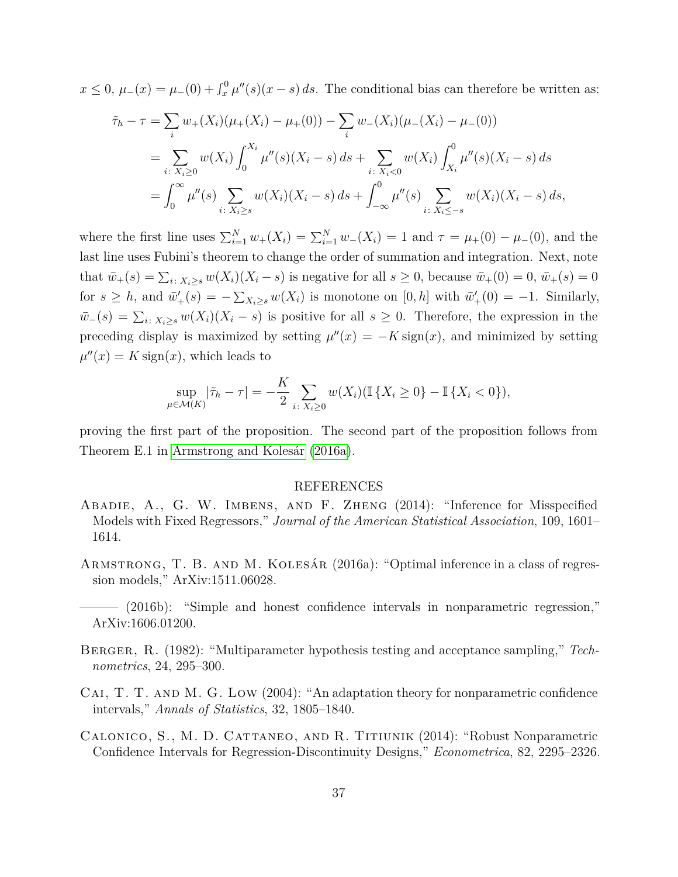$x \leq 0$, $\mu_-(x) = \mu_-(0) + \int_x^0 \mu''(s)(x-s)\,ds$. The conditional bias can therefore be written as:

$$
\begin{aligned}
\tilde{\tau}_h - \tau &= \sum_i w_+(X_i)(\mu_+(X_i) - \mu_+(0)) - \sum_i w_-(X_i)(\mu_-(X_i) - \mu_-(0)) \\
&= \sum_{i\colon X_i \geq 0} w(X_i) \int_0^{X_i} \mu''(s)(X_i - s)\,ds + \sum_{i\colon X_i < 0} w(X_i) \int_{X_i}^0 \mu''(s)(X_i - s)\,ds \\
&= \int_0^\infty \mu''(s) \sum_{i\colon X_i \geq s} w(X_i)(X_i - s)\,ds + \int_{-\infty}^0 \mu''(s) \sum_{i\colon X_i \leq -s} w(X_i)(X_i - s)\,ds,
\end{aligned}
$$

where the first line uses $\sum_{i=1}^N w_+(X_i) = \sum_{i=1}^N w_-(X_i) = 1$ and $\tau = \mu_+(0) - \mu_-(0)$, and the last line uses Fubini's theorem to change the order of summation and integration. Next, note that $\bar{w}_+(s) = \sum_{i\colon X_i \geq s} w(X_i)(X_i - s)$ is negative for all $s \geq 0$, because $\bar{w}_+(0) = 0$, $\bar{w}_+(s) = 0$ for $s \geq h$, and $\bar{w}'_+(s) = -\sum_{X_i \geq s} w(X_i)$ is monotone on $[0, h]$ with $\bar{w}'_+(0) = -1$. Similarly, $\bar{w}_-(s) = \sum_{i\colon X_i \geq s} w(X_i)(X_i - s)$ is positive for all $s \geq 0$. Therefore, the expression in the preceding display is maximized by setting $\mu''(x) = -K \operatorname{sign}(x)$, and minimized by setting $\mu''(x) = K \operatorname{sign}(x)$, which leads to

$$
\sup_{\mu \in \mathcal{M}(K)} |\tilde{\tau}_h - \tau| = -\frac{K}{2} \sum_{i\colon X_i \geq 0} w(X_i)(\mathbb{I}\{X_i \geq 0\} - \mathbb{I}\{X_i < 0\}),
$$

proving the first part of the proposition. The second part of the proposition follows from Theorem E.1 in Armstrong and Kolesár (2016a).

## REFERENCES

Abadie, A., G. W. Imbens, and F. Zheng (2014): "Inference for Misspecified Models with Fixed Regressors," *Journal of the American Statistical Association*, 109, 1601–1614.

Armstrong, T. B. and M. Kolesár (2016a): "Optimal inference in a class of regression models," ArXiv:1511.06028.

——— (2016b): "Simple and honest confidence intervals in nonparametric regression," ArXiv:1606.01200.

Berger, R. (1982): "Multiparameter hypothesis testing and acceptance sampling," *Technometrics*, 24, 295–300.

Cai, T. T. and M. G. Low (2004): "An adaptation theory for nonparametric confidence intervals," *Annals of Statistics*, 32, 1805–1840.

Calonico, S., M. D. Cattaneo, and R. Titiunik (2014): "Robust Nonparametric Confidence Intervals for Regression-Discontinuity Designs," *Econometrica*, 82, 2295–2326.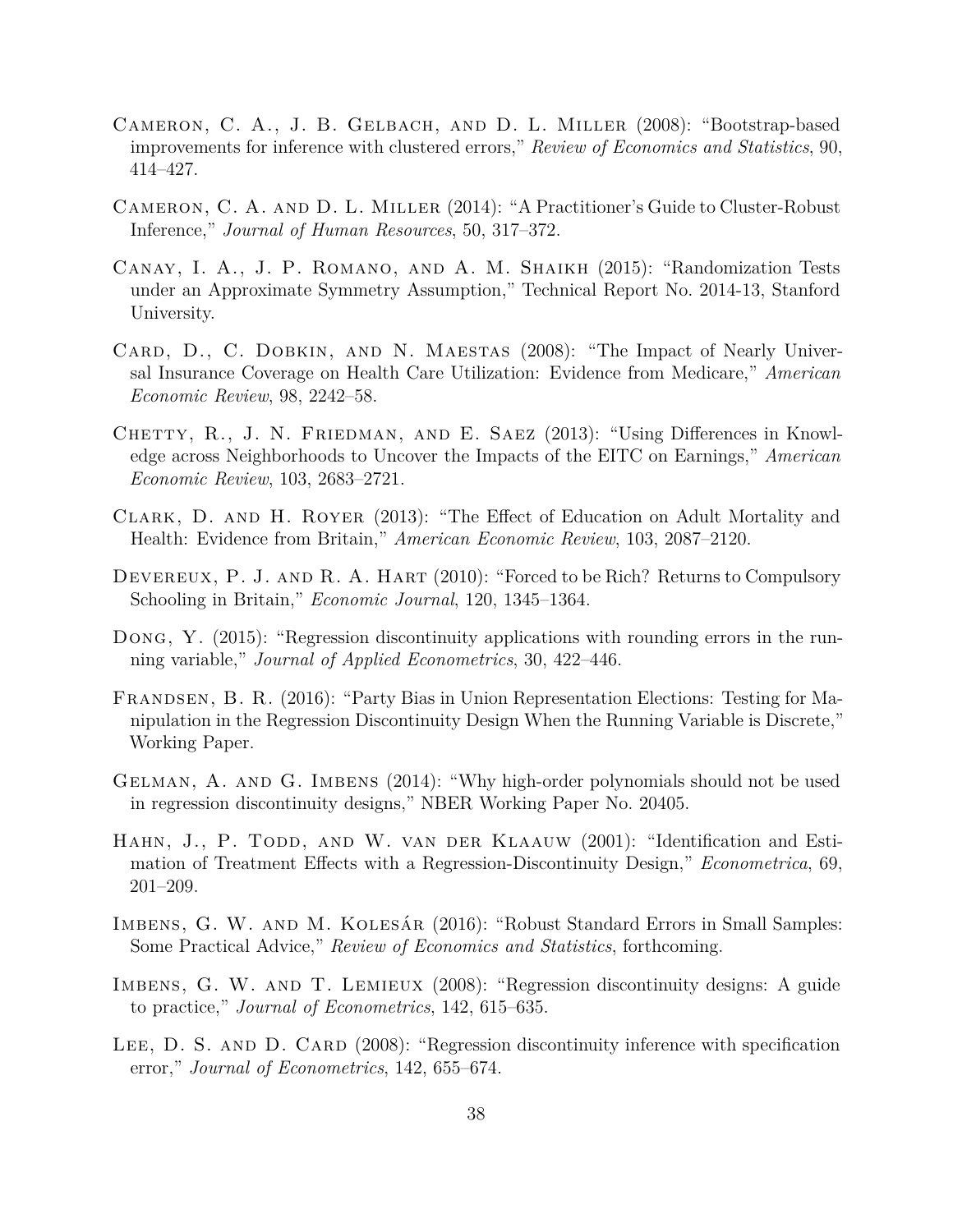Cameron, C. A., J. B. Gelbach, and D. L. Miller (2008): "Bootstrap-based improvements for inference with clustered errors," *Review of Economics and Statistics*, 90, 414–427.

Cameron, C. A. and D. L. Miller (2014): "A Practitioner's Guide to Cluster-Robust Inference," *Journal of Human Resources*, 50, 317–372.

Canay, I. A., J. P. Romano, and A. M. Shaikh (2015): "Randomization Tests under an Approximate Symmetry Assumption," Technical Report No. 2014-13, Stanford University.

Card, D., C. Dobkin, and N. Maestas (2008): "The Impact of Nearly Universal Insurance Coverage on Health Care Utilization: Evidence from Medicare," *American Economic Review*, 98, 2242–58.

Chetty, R., J. N. Friedman, and E. Saez (2013): "Using Differences in Knowledge across Neighborhoods to Uncover the Impacts of the EITC on Earnings," *American Economic Review*, 103, 2683–2721.

Clark, D. and H. Royer (2013): "The Effect of Education on Adult Mortality and Health: Evidence from Britain," *American Economic Review*, 103, 2087–2120.

Devereux, P. J. and R. A. Hart (2010): "Forced to be Rich? Returns to Compulsory Schooling in Britain," *Economic Journal*, 120, 1345–1364.

Dong, Y. (2015): "Regression discontinuity applications with rounding errors in the running variable," *Journal of Applied Econometrics*, 30, 422–446.

Frandsen, B. R. (2016): "Party Bias in Union Representation Elections: Testing for Manipulation in the Regression Discontinuity Design When the Running Variable is Discrete," Working Paper.

Gelman, A. and G. Imbens (2014): "Why high-order polynomials should not be used in regression discontinuity designs," NBER Working Paper No. 20405.

Hahn, J., P. Todd, and W. van der Klaauw (2001): "Identification and Estimation of Treatment Effects with a Regression-Discontinuity Design," *Econometrica*, 69, 201–209.

Imbens, G. W. and M. Kolesár (2016): "Robust Standard Errors in Small Samples: Some Practical Advice," *Review of Economics and Statistics*, forthcoming.

Imbens, G. W. and T. Lemieux (2008): "Regression discontinuity designs: A guide to practice," *Journal of Econometrics*, 142, 615–635.

Lee, D. S. and D. Card (2008): "Regression discontinuity inference with specification error," *Journal of Econometrics*, 142, 655–674.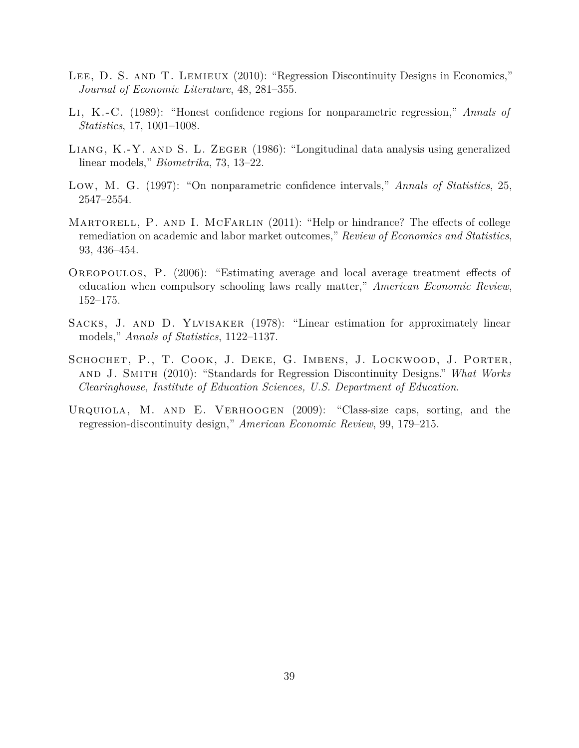Lee, D. S. and T. Lemieux (2010): "Regression Discontinuity Designs in Economics," *Journal of Economic Literature*, 48, 281–355.

Li, K.-C. (1989): "Honest confidence regions for nonparametric regression," *Annals of Statistics*, 17, 1001–1008.

Liang, K.-Y. and S. L. Zeger (1986): "Longitudinal data analysis using generalized linear models," *Biometrika*, 73, 13–22.

Low, M. G. (1997): "On nonparametric confidence intervals," *Annals of Statistics*, 25, 2547–2554.

Martorell, P. and I. McFarlin (2011): "Help or hindrance? The effects of college remediation on academic and labor market outcomes," *Review of Economics and Statistics*, 93, 436–454.

Oreopoulos, P. (2006): "Estimating average and local average treatment effects of education when compulsory schooling laws really matter," *American Economic Review*, 152–175.

Sacks, J. and D. Ylvisaker (1978): "Linear estimation for approximately linear models," *Annals of Statistics*, 1122–1137.

Schochet, P., T. Cook, J. Deke, G. Imbens, J. Lockwood, J. Porter, and J. Smith (2010): "Standards for Regression Discontinuity Designs." *What Works Clearinghouse, Institute of Education Sciences, U.S. Department of Education*.

Urquiola, M. and E. Verhoogen (2009): "Class-size caps, sorting, and the regression-discontinuity design," *American Economic Review*, 99, 179–215.